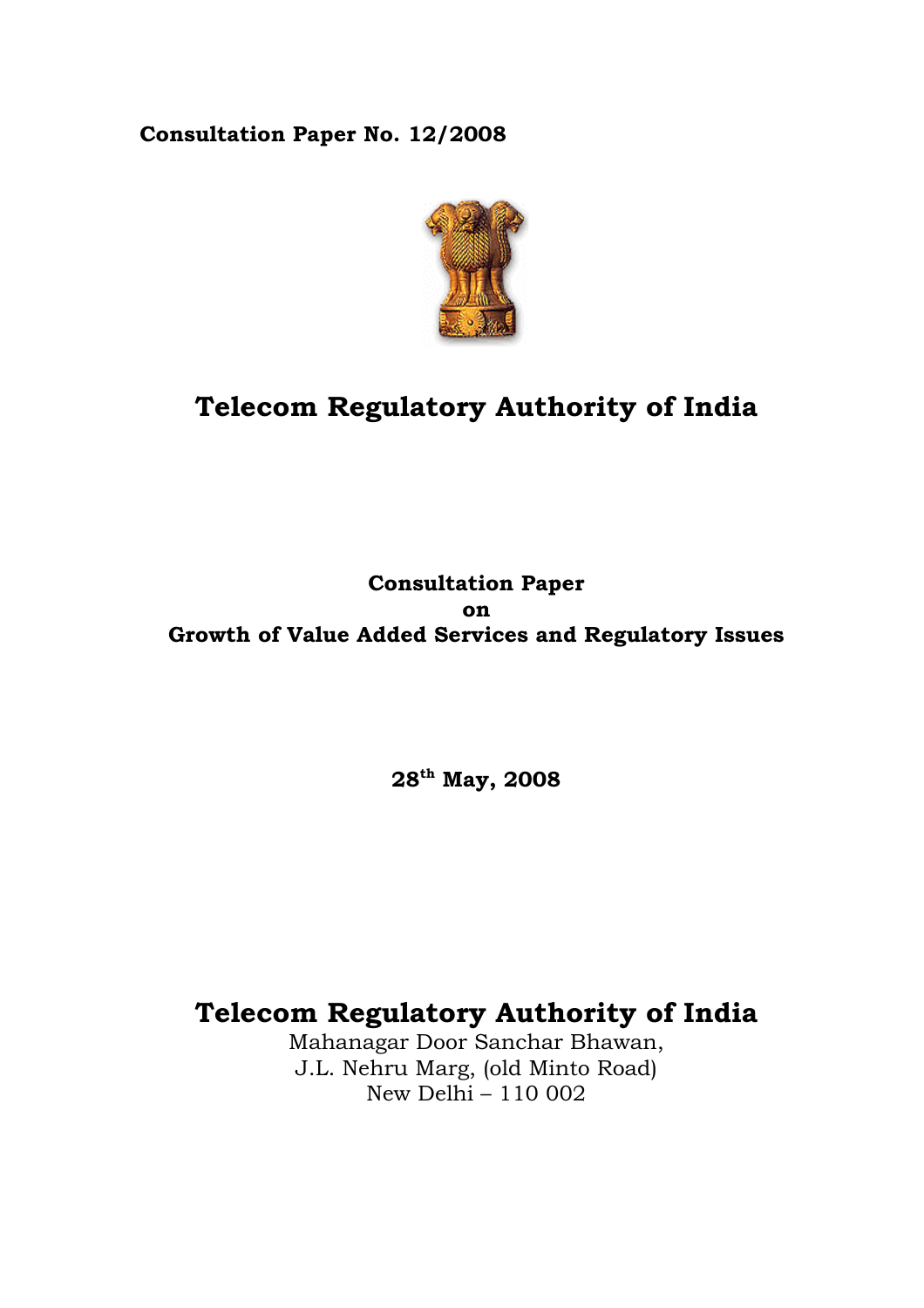**Consultation Paper No. 12/2008**

# Telecom Regulatory Authority of India

## Consultation Paper
## on
## Growth of Value Added Services and Regulatory Issues

**28th May, 2008**

# Telecom Regulatory Authority of India

Mahanagar Door Sanchar Bhawan,
J.L. Nehru Marg, (old Minto Road)
New Delhi – 110 002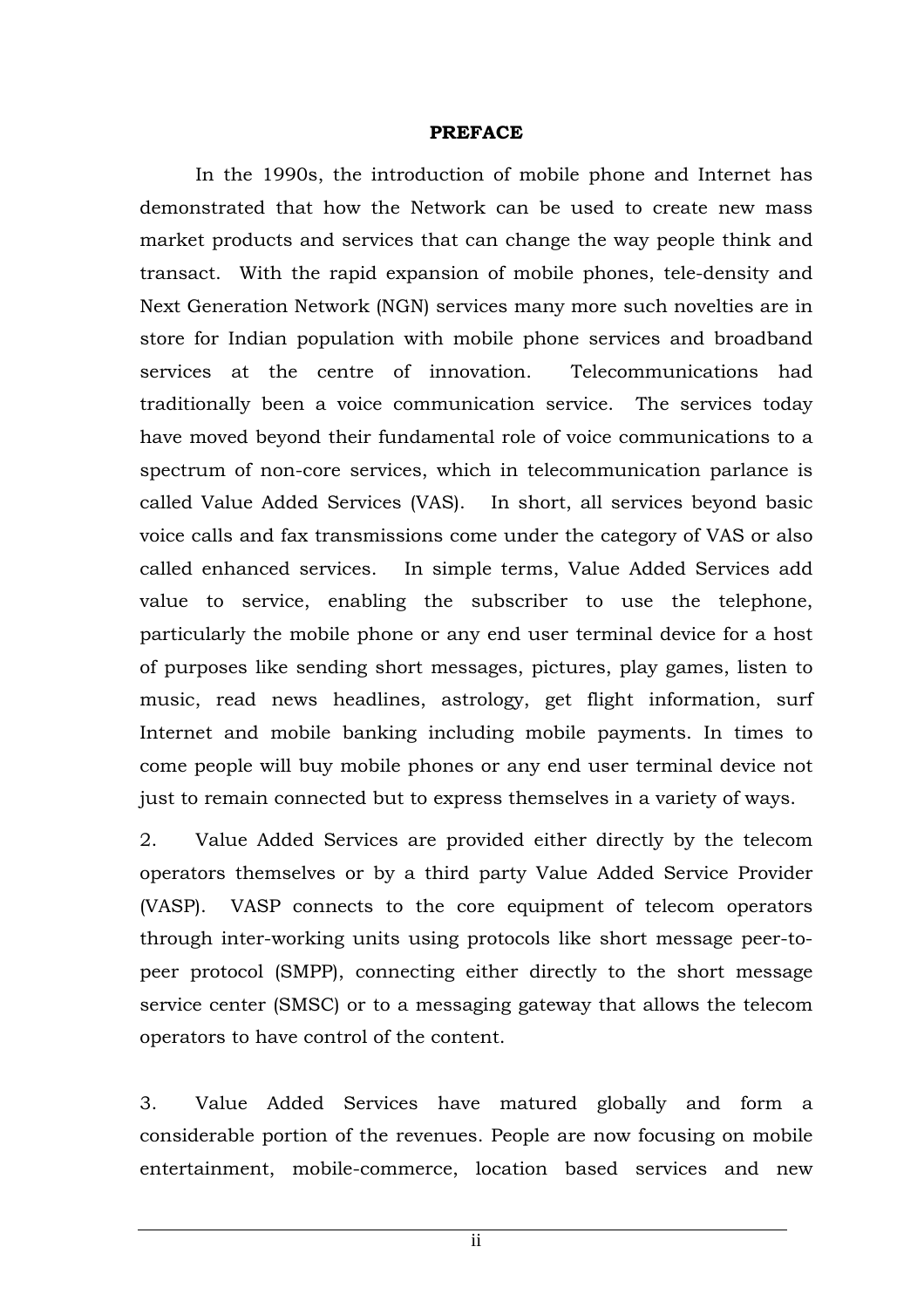**PREFACE**

In the 1990s, the introduction of mobile phone and Internet has demonstrated that how the Network can be used to create new mass market products and services that can change the way people think and transact. With the rapid expansion of mobile phones, tele-density and Next Generation Network (NGN) services many more such novelties are in store for Indian population with mobile phone services and broadband services at the centre of innovation. Telecommunications had traditionally been a voice communication service. The services today have moved beyond their fundamental role of voice communications to a spectrum of non-core services, which in telecommunication parlance is called Value Added Services (VAS). In short, all services beyond basic voice calls and fax transmissions come under the category of VAS or also called enhanced services. In simple terms, Value Added Services add value to service, enabling the subscriber to use the telephone, particularly the mobile phone or any end user terminal device for a host of purposes like sending short messages, pictures, play games, listen to music, read news headlines, astrology, get flight information, surf Internet and mobile banking including mobile payments. In times to come people will buy mobile phones or any end user terminal device not just to remain connected but to express themselves in a variety of ways.

2. Value Added Services are provided either directly by the telecom operators themselves or by a third party Value Added Service Provider (VASP). VASP connects to the core equipment of telecom operators through inter-working units using protocols like short message peer-to-peer protocol (SMPP), connecting either directly to the short message service center (SMSC) or to a messaging gateway that allows the telecom operators to have control of the content.

3. Value Added Services have matured globally and form a considerable portion of the revenues. People are now focusing on mobile entertainment, mobile-commerce, location based services and new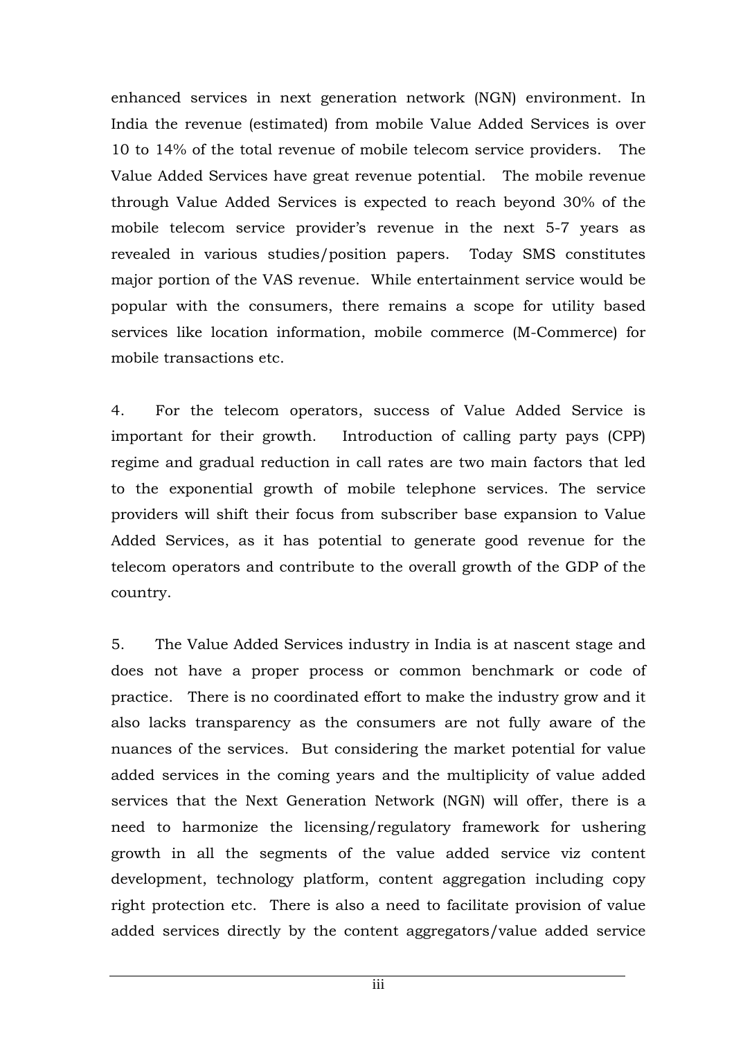enhanced services in next generation network (NGN) environment. In India the revenue (estimated) from mobile Value Added Services is over 10 to 14% of the total revenue of mobile telecom service providers. The Value Added Services have great revenue potential. The mobile revenue through Value Added Services is expected to reach beyond 30% of the mobile telecom service provider's revenue in the next 5-7 years as revealed in various studies/position papers. Today SMS constitutes major portion of the VAS revenue. While entertainment service would be popular with the consumers, there remains a scope for utility based services like location information, mobile commerce (M-Commerce) for mobile transactions etc.

4. For the telecom operators, success of Value Added Service is important for their growth. Introduction of calling party pays (CPP) regime and gradual reduction in call rates are two main factors that led to the exponential growth of mobile telephone services. The service providers will shift their focus from subscriber base expansion to Value Added Services, as it has potential to generate good revenue for the telecom operators and contribute to the overall growth of the GDP of the country.

5. The Value Added Services industry in India is at nascent stage and does not have a proper process or common benchmark or code of practice. There is no coordinated effort to make the industry grow and it also lacks transparency as the consumers are not fully aware of the nuances of the services. But considering the market potential for value added services in the coming years and the multiplicity of value added services that the Next Generation Network (NGN) will offer, there is a need to harmonize the licensing/regulatory framework for ushering growth in all the segments of the value added service viz content development, technology platform, content aggregation including copy right protection etc. There is also a need to facilitate provision of value added services directly by the content aggregators/value added service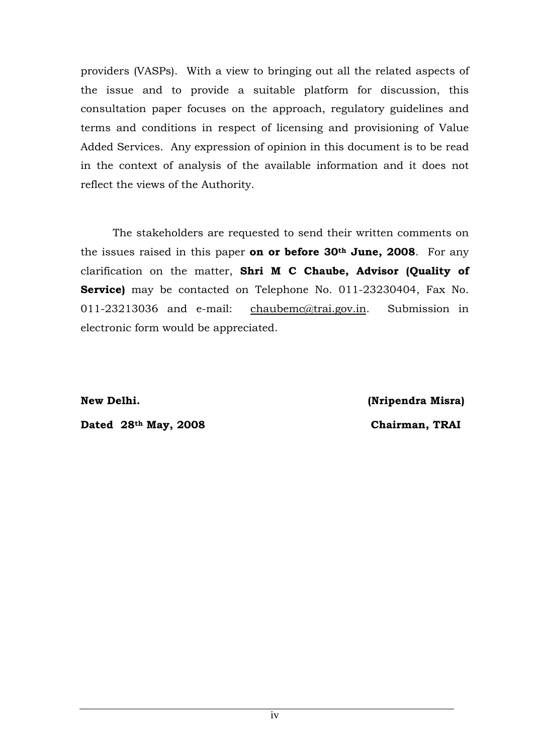providers (VASPs). With a view to bringing out all the related aspects of the issue and to provide a suitable platform for discussion, this consultation paper focuses on the approach, regulatory guidelines and terms and conditions in respect of licensing and provisioning of Value Added Services. Any expression of opinion in this document is to be read in the context of analysis of the available information and it does not reflect the views of the Authority.

The stakeholders are requested to send their written comments on the issues raised in this paper **on or before 30th June, 2008**. For any clarification on the matter, **Shri M C Chaube, Advisor (Quality of Service)** may be contacted on Telephone No. 011-23230404, Fax No. 011-23213036 and e-mail: chaubemc@trai.gov.in. Submission in electronic form would be appreciated.

**New Delhi.** **(Nripendra Misra)**

**Dated 28th May, 2008** **Chairman, TRAI**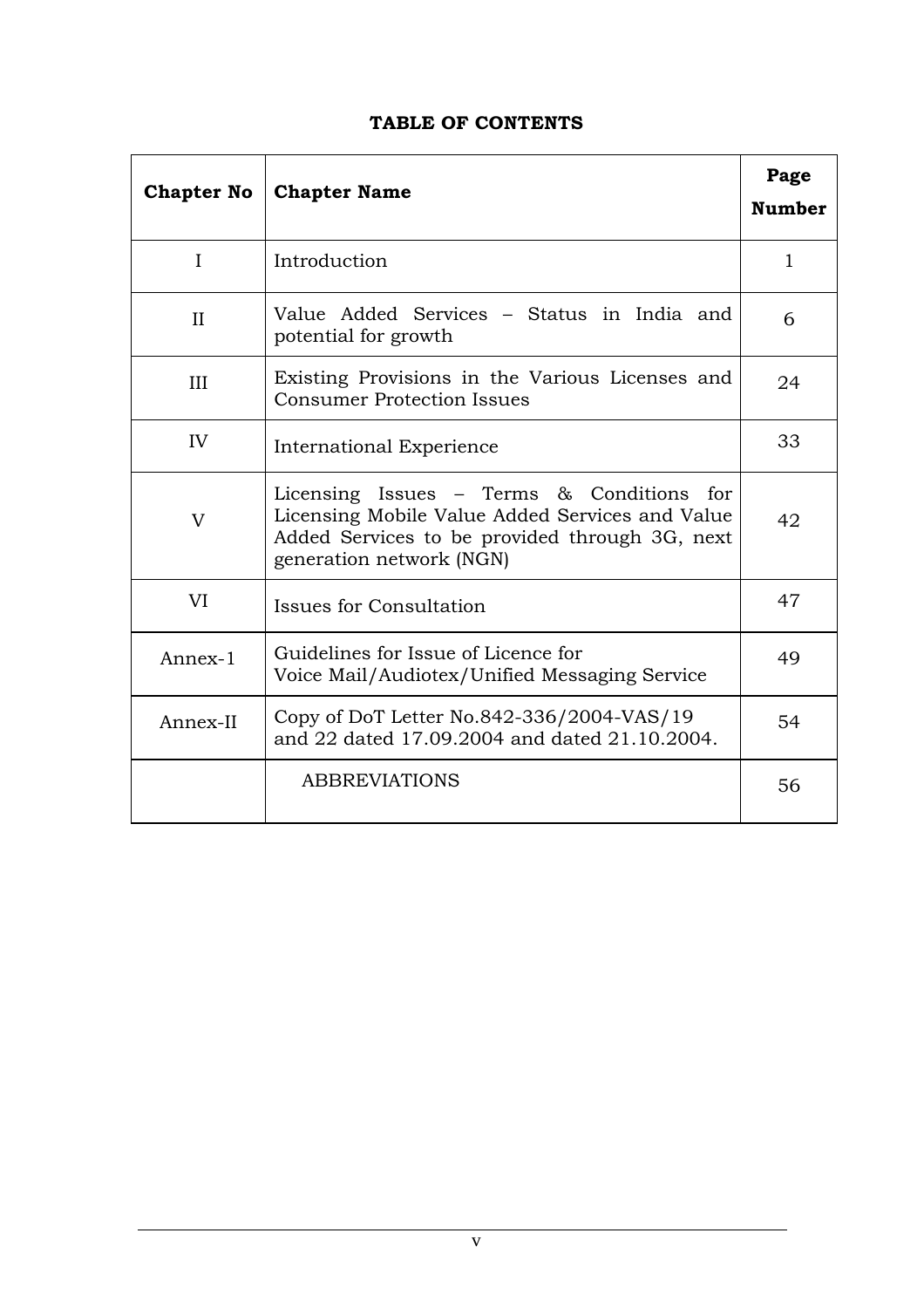**TABLE OF CONTENTS**

| Chapter No | Chapter Name | Page Number |
|---|---|---|
| I | Introduction | 1 |
| II | Value Added Services – Status in India and potential for growth | 6 |
| III | Existing Provisions in the Various Licenses and Consumer Protection Issues | 24 |
| IV | International Experience | 33 |
| V | Licensing Issues – Terms & Conditions for Licensing Mobile Value Added Services and Value Added Services to be provided through 3G, next generation network (NGN) | 42 |
| VI | Issues for Consultation | 47 |
| Annex-1 | Guidelines for Issue of Licence for Voice Mail/Audiotex/Unified Messaging Service | 49 |
| Annex-II | Copy of DoT Letter No.842-336/2004-VAS/19 and 22 dated 17.09.2004 and dated 21.10.2004. | 54 |
| | ABBREVIATIONS | 56 |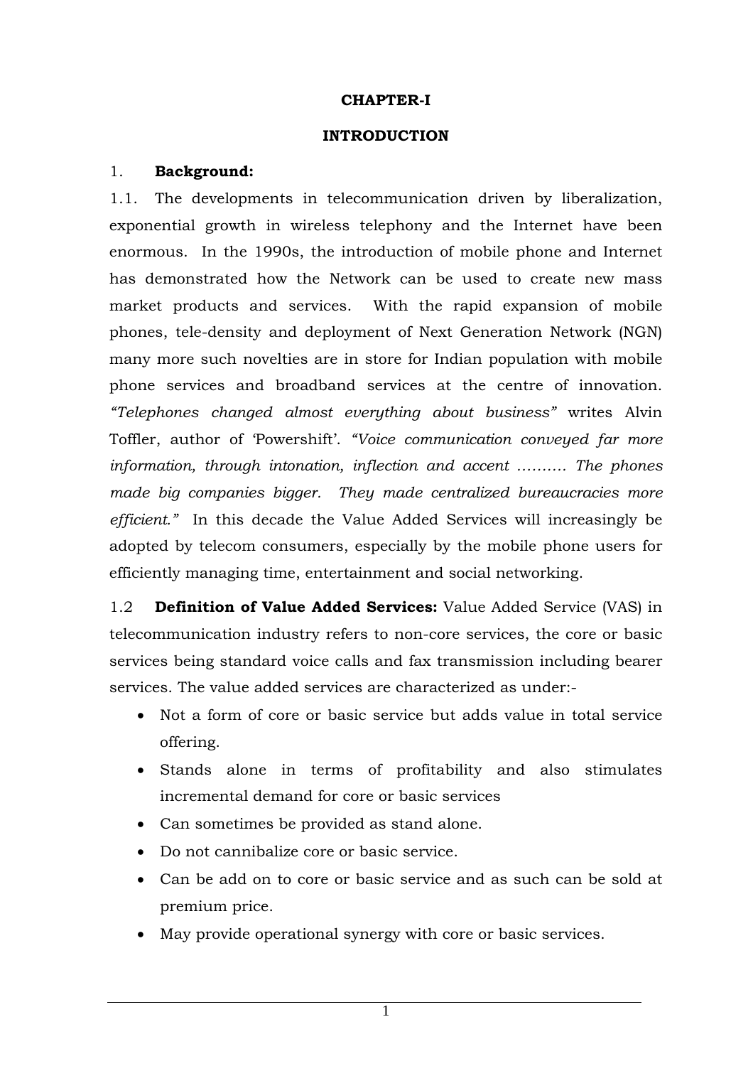# CHAPTER-I

# INTRODUCTION

## 1. **Background:**

1.1. The developments in telecommunication driven by liberalization, exponential growth in wireless telephony and the Internet have been enormous. In the 1990s, the introduction of mobile phone and Internet has demonstrated how the Network can be used to create new mass market products and services. With the rapid expansion of mobile phones, tele-density and deployment of Next Generation Network (NGN) many more such novelties are in store for Indian population with mobile phone services and broadband services at the centre of innovation. *"Telephones changed almost everything about business"* writes Alvin Toffler, author of 'Powershift'. *"Voice communication conveyed far more information, through intonation, inflection and accent ………. The phones made big companies bigger. They made centralized bureaucracies more efficient."* In this decade the Value Added Services will increasingly be adopted by telecom consumers, especially by the mobile phone users for efficiently managing time, entertainment and social networking.

1.2 **Definition of Value Added Services:** Value Added Service (VAS) in telecommunication industry refers to non-core services, the core or basic services being standard voice calls and fax transmission including bearer services. The value added services are characterized as under:-

- Not a form of core or basic service but adds value in total service offering.
- Stands alone in terms of profitability and also stimulates incremental demand for core or basic services
- Can sometimes be provided as stand alone.
- Do not cannibalize core or basic service.
- Can be add on to core or basic service and as such can be sold at premium price.
- May provide operational synergy with core or basic services.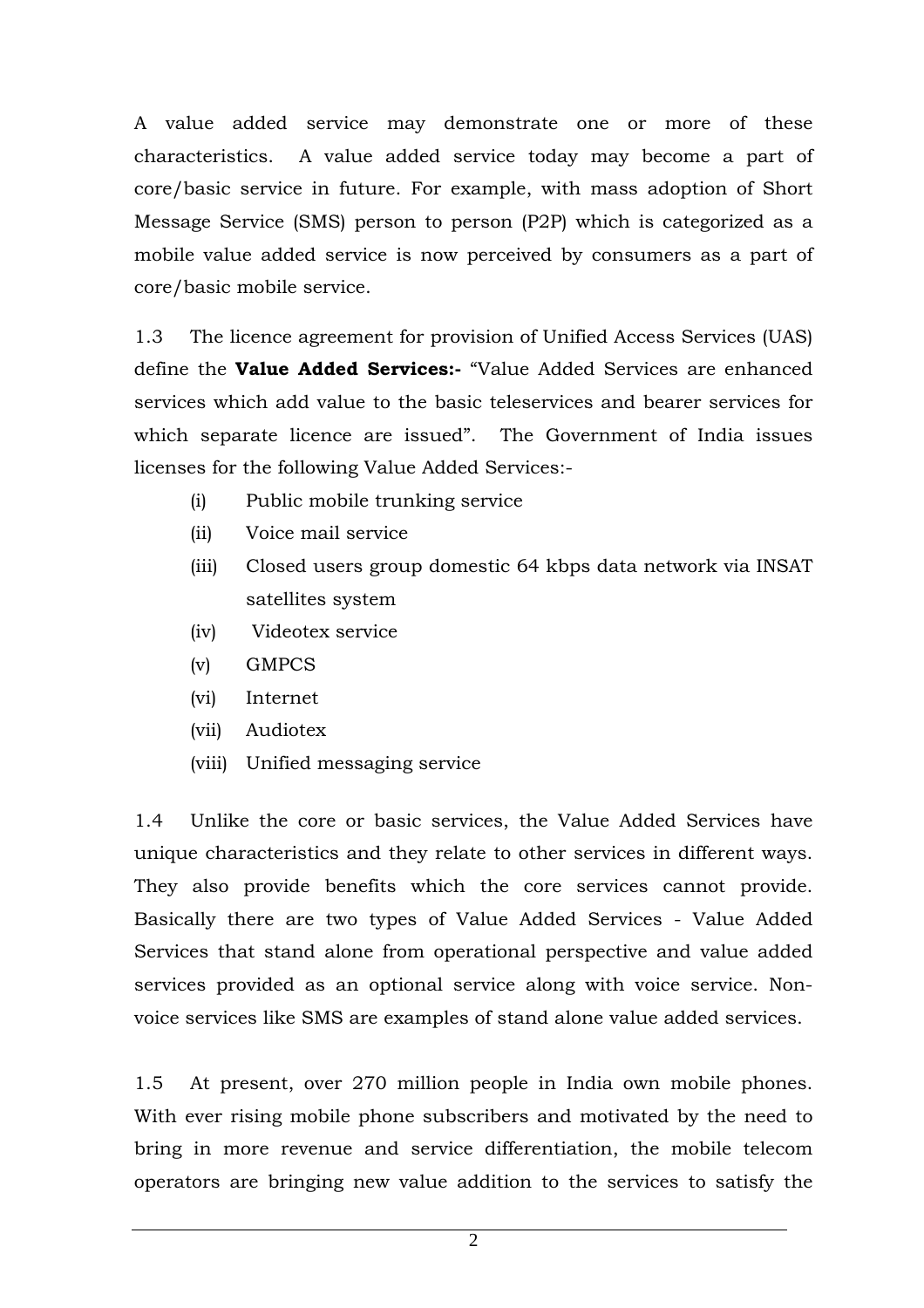A value added service may demonstrate one or more of these characteristics. A value added service today may become a part of core/basic service in future. For example, with mass adoption of Short Message Service (SMS) person to person (P2P) which is categorized as a mobile value added service is now perceived by consumers as a part of core/basic mobile service.

1.3 The licence agreement for provision of Unified Access Services (UAS) define the **Value Added Services:-** "Value Added Services are enhanced services which add value to the basic teleservices and bearer services for which separate licence are issued". The Government of India issues licenses for the following Value Added Services:-

(i) Public mobile trunking service
(ii) Voice mail service
(iii) Closed users group domestic 64 kbps data network via INSAT satellites system
(iv) Videotex service
(v) GMPCS
(vi) Internet
(vii) Audiotex
(viii) Unified messaging service

1.4 Unlike the core or basic services, the Value Added Services have unique characteristics and they relate to other services in different ways. They also provide benefits which the core services cannot provide. Basically there are two types of Value Added Services - Value Added Services that stand alone from operational perspective and value added services provided as an optional service along with voice service. Non-voice services like SMS are examples of stand alone value added services.

1.5 At present, over 270 million people in India own mobile phones. With ever rising mobile phone subscribers and motivated by the need to bring in more revenue and service differentiation, the mobile telecom operators are bringing new value addition to the services to satisfy the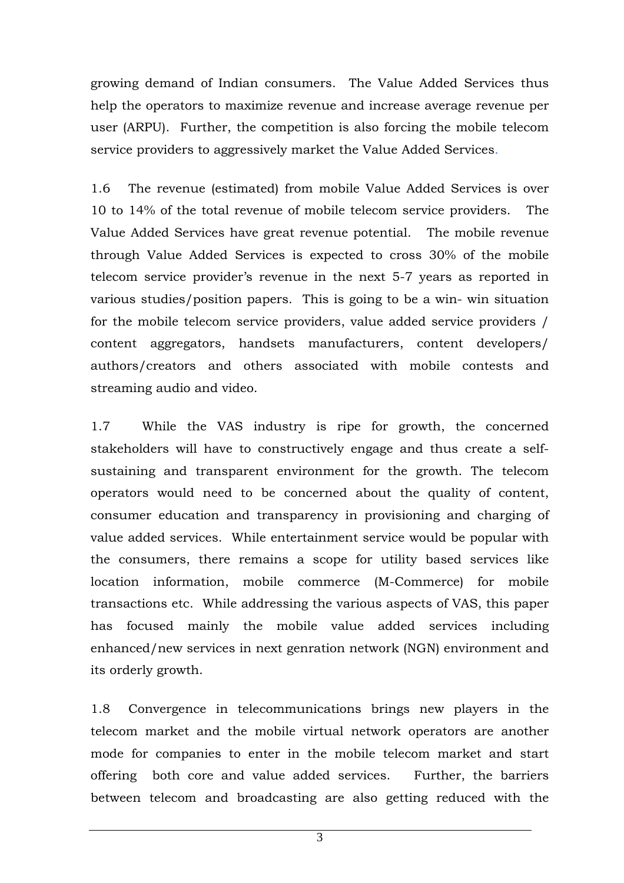growing demand of Indian consumers. The Value Added Services thus help the operators to maximize revenue and increase average revenue per user (ARPU). Further, the competition is also forcing the mobile telecom service providers to aggressively market the Value Added Services.

1.6 The revenue (estimated) from mobile Value Added Services is over 10 to 14% of the total revenue of mobile telecom service providers. The Value Added Services have great revenue potential. The mobile revenue through Value Added Services is expected to cross 30% of the mobile telecom service provider's revenue in the next 5-7 years as reported in various studies/position papers. This is going to be a win- win situation for the mobile telecom service providers, value added service providers / content aggregators, handsets manufacturers, content developers/ authors/creators and others associated with mobile contests and streaming audio and video.

1.7 While the VAS industry is ripe for growth, the concerned stakeholders will have to constructively engage and thus create a self-sustaining and transparent environment for the growth. The telecom operators would need to be concerned about the quality of content, consumer education and transparency in provisioning and charging of value added services. While entertainment service would be popular with the consumers, there remains a scope for utility based services like location information, mobile commerce (M-Commerce) for mobile transactions etc. While addressing the various aspects of VAS, this paper has focused mainly the mobile value added services including enhanced/new services in next genration network (NGN) environment and its orderly growth.

1.8 Convergence in telecommunications brings new players in the telecom market and the mobile virtual network operators are another mode for companies to enter in the mobile telecom market and start offering both core and value added services. Further, the barriers between telecom and broadcasting are also getting reduced with the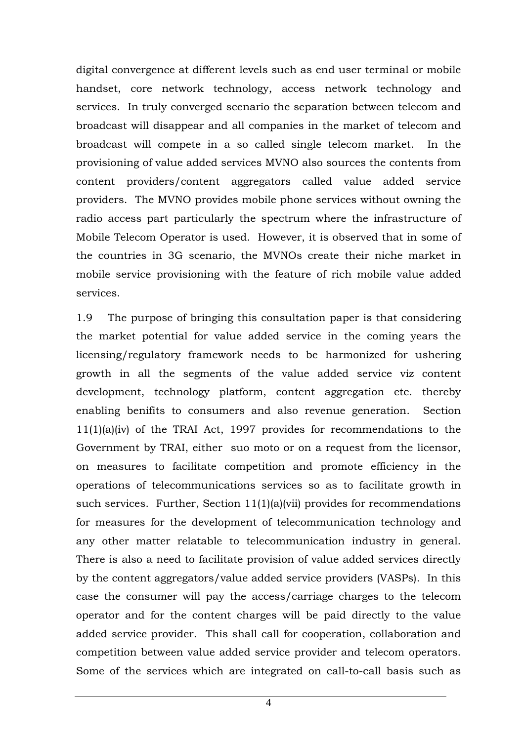digital convergence at different levels such as end user terminal or mobile handset, core network technology, access network technology and services. In truly converged scenario the separation between telecom and broadcast will disappear and all companies in the market of telecom and broadcast will compete in a so called single telecom market. In the provisioning of value added services MVNO also sources the contents from content providers/content aggregators called value added service providers. The MVNO provides mobile phone services without owning the radio access part particularly the spectrum where the infrastructure of Mobile Telecom Operator is used. However, it is observed that in some of the countries in 3G scenario, the MVNOs create their niche market in mobile service provisioning with the feature of rich mobile value added services.

1.9 The purpose of bringing this consultation paper is that considering the market potential for value added service in the coming years the licensing/regulatory framework needs to be harmonized for ushering growth in all the segments of the value added service viz content development, technology platform, content aggregation etc. thereby enabling benifits to consumers and also revenue generation. Section 11(1)(a)(iv) of the TRAI Act, 1997 provides for recommendations to the Government by TRAI, either suo moto or on a request from the licensor, on measures to facilitate competition and promote efficiency in the operations of telecommunications services so as to facilitate growth in such services. Further, Section 11(1)(a)(vii) provides for recommendations for measures for the development of telecommunication technology and any other matter relatable to telecommunication industry in general. There is also a need to facilitate provision of value added services directly by the content aggregators/value added service providers (VASPs). In this case the consumer will pay the access/carriage charges to the telecom operator and for the content charges will be paid directly to the value added service provider. This shall call for cooperation, collaboration and competition between value added service provider and telecom operators. Some of the services which are integrated on call-to-call basis such as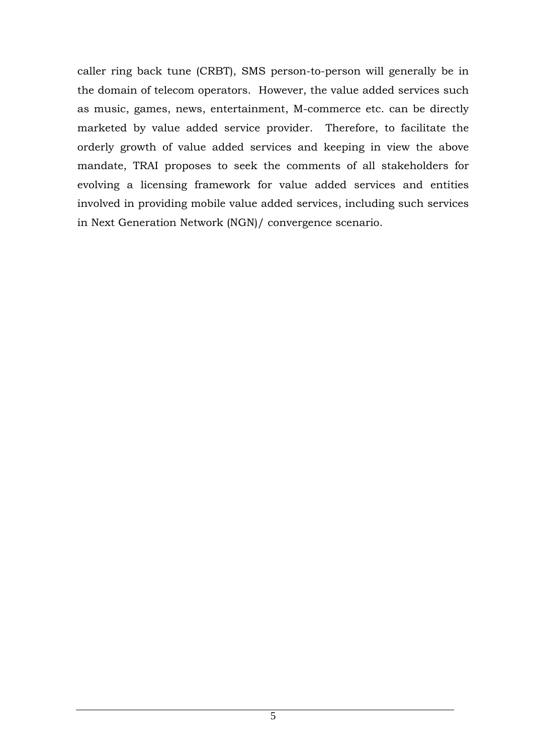caller ring back tune (CRBT), SMS person-to-person will generally be in the domain of telecom operators. However, the value added services such as music, games, news, entertainment, M-commerce etc. can be directly marketed by value added service provider. Therefore, to facilitate the orderly growth of value added services and keeping in view the above mandate, TRAI proposes to seek the comments of all stakeholders for evolving a licensing framework for value added services and entities involved in providing mobile value added services, including such services in Next Generation Network (NGN)/ convergence scenario.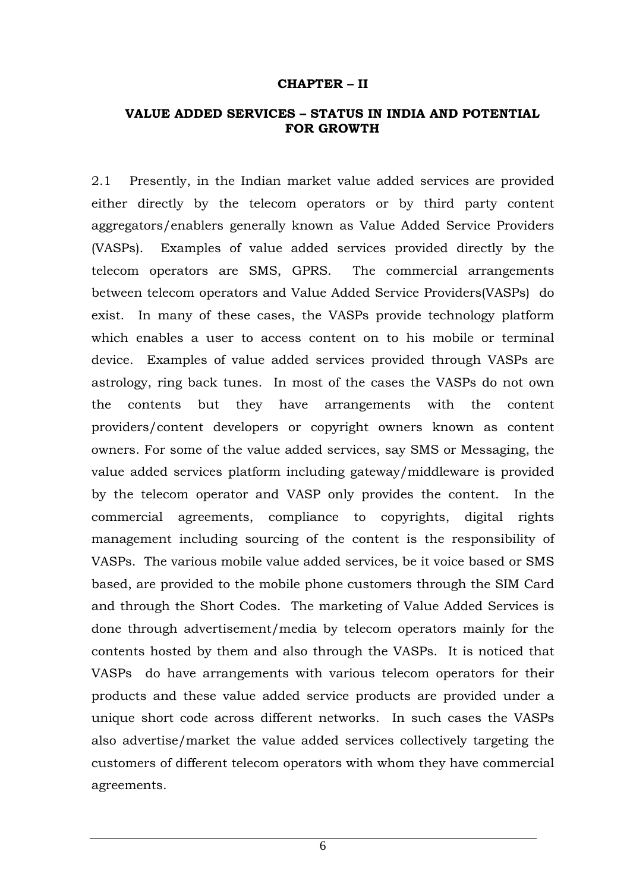# CHAPTER – II

## VALUE ADDED SERVICES – STATUS IN INDIA AND POTENTIAL FOR GROWTH

2.1 Presently, in the Indian market value added services are provided either directly by the telecom operators or by third party content aggregators/enablers generally known as Value Added Service Providers (VASPs). Examples of value added services provided directly by the telecom operators are SMS, GPRS. The commercial arrangements between telecom operators and Value Added Service Providers(VASPs) do exist. In many of these cases, the VASPs provide technology platform which enables a user to access content on to his mobile or terminal device. Examples of value added services provided through VASPs are astrology, ring back tunes. In most of the cases the VASPs do not own the contents but they have arrangements with the content providers/content developers or copyright owners known as content owners. For some of the value added services, say SMS or Messaging, the value added services platform including gateway/middleware is provided by the telecom operator and VASP only provides the content. In the commercial agreements, compliance to copyrights, digital rights management including sourcing of the content is the responsibility of VASPs. The various mobile value added services, be it voice based or SMS based, are provided to the mobile phone customers through the SIM Card and through the Short Codes. The marketing of Value Added Services is done through advertisement/media by telecom operators mainly for the contents hosted by them and also through the VASPs. It is noticed that VASPs do have arrangements with various telecom operators for their products and these value added service products are provided under a unique short code across different networks. In such cases the VASPs also advertise/market the value added services collectively targeting the customers of different telecom operators with whom they have commercial agreements.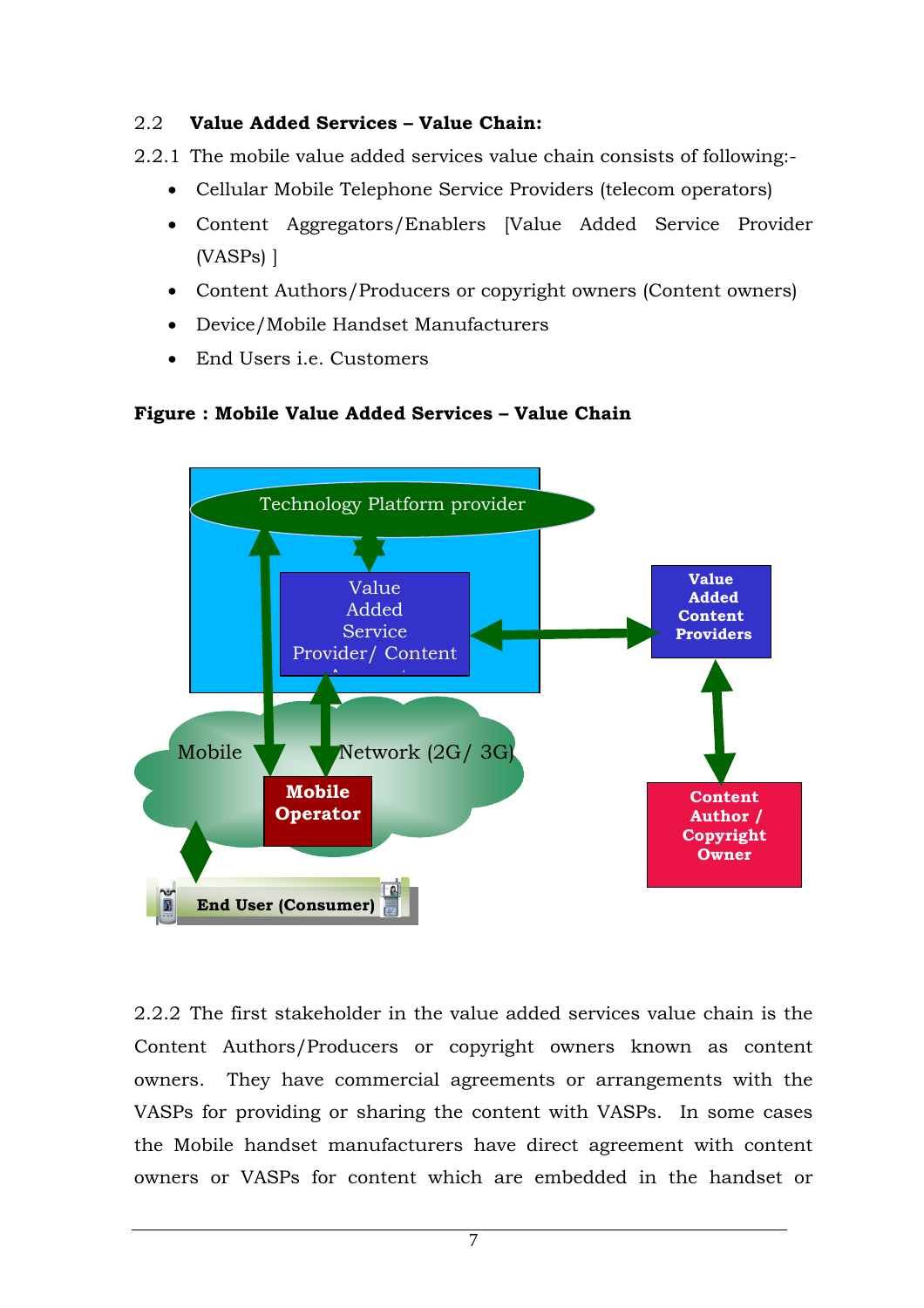## 2.2 Value Added Services – Value Chain:

2.2.1 The mobile value added services value chain consists of following:-

- Cellular Mobile Telephone Service Providers (telecom operators)
- Content Aggregators/Enablers [Value Added Service Provider (VASPs) ]
- Content Authors/Producers or copyright owners (Content owners)
- Device/Mobile Handset Manufacturers
- End Users i.e. Customers

**Figure : Mobile Value Added Services – Value Chain**

Technology Platform provider

Value Added Service Provider/ Content

Value Added Content Providers

Mobile Network (2G/ 3G)

Mobile Operator

Content Author / Copyright Owner

End User (Consumer)

2.2.2 The first stakeholder in the value added services value chain is the Content Authors/Producers or copyright owners known as content owners. They have commercial agreements or arrangements with the VASPs for providing or sharing the content with VASPs. In some cases the Mobile handset manufacturers have direct agreement with content owners or VASPs for content which are embedded in the handset or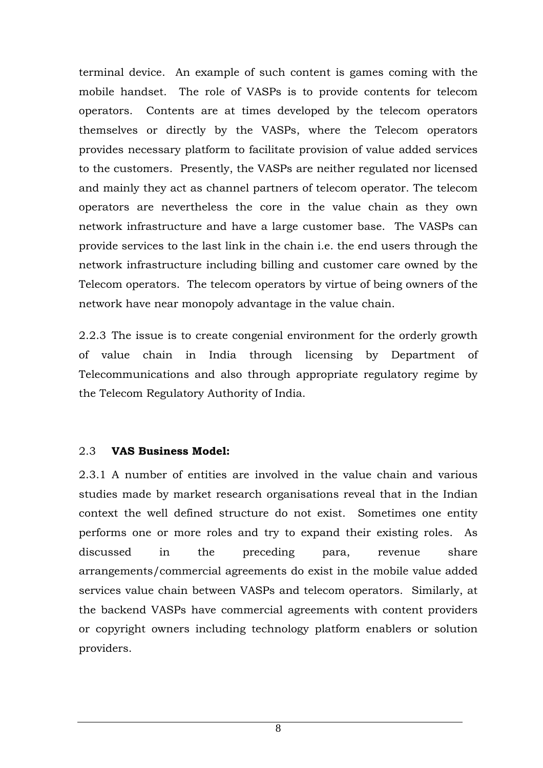terminal device. An example of such content is games coming with the mobile handset. The role of VASPs is to provide contents for telecom operators. Contents are at times developed by the telecom operators themselves or directly by the VASPs, where the Telecom operators provides necessary platform to facilitate provision of value added services to the customers. Presently, the VASPs are neither regulated nor licensed and mainly they act as channel partners of telecom operator. The telecom operators are nevertheless the core in the value chain as they own network infrastructure and have a large customer base. The VASPs can provide services to the last link in the chain i.e. the end users through the network infrastructure including billing and customer care owned by the Telecom operators. The telecom operators by virtue of being owners of the network have near monopoly advantage in the value chain.

2.2.3 The issue is to create congenial environment for the orderly growth of value chain in India through licensing by Department of Telecommunications and also through appropriate regulatory regime by the Telecom Regulatory Authority of India.

## 2.3 **VAS Business Model:**

2.3.1 A number of entities are involved in the value chain and various studies made by market research organisations reveal that in the Indian context the well defined structure do not exist. Sometimes one entity performs one or more roles and try to expand their existing roles. As discussed in the preceding para, revenue share arrangements/commercial agreements do exist in the mobile value added services value chain between VASPs and telecom operators. Similarly, at the backend VASPs have commercial agreements with content providers or copyright owners including technology platform enablers or solution providers.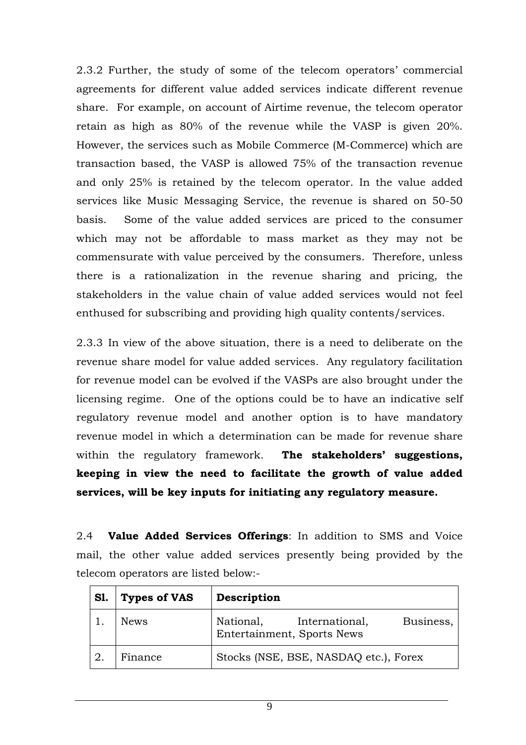2.3.2 Further, the study of some of the telecom operators' commercial agreements for different value added services indicate different revenue share. For example, on account of Airtime revenue, the telecom operator retain as high as 80% of the revenue while the VASP is given 20%. However, the services such as Mobile Commerce (M-Commerce) which are transaction based, the VASP is allowed 75% of the transaction revenue and only 25% is retained by the telecom operator. In the value added services like Music Messaging Service, the revenue is shared on 50-50 basis. Some of the value added services are priced to the consumer which may not be affordable to mass market as they may not be commensurate with value perceived by the consumers. Therefore, unless there is a rationalization in the revenue sharing and pricing, the stakeholders in the value chain of value added services would not feel enthused for subscribing and providing high quality contents/services.

2.3.3 In view of the above situation, there is a need to deliberate on the revenue share model for value added services. Any regulatory facilitation for revenue model can be evolved if the VASPs are also brought under the licensing regime. One of the options could be to have an indicative self regulatory revenue model and another option is to have mandatory revenue model in which a determination can be made for revenue share within the regulatory framework. **The stakeholders' suggestions, keeping in view the need to facilitate the growth of value added services, will be key inputs for initiating any regulatory measure.**

2.4 **Value Added Services Offerings**: In addition to SMS and Voice mail, the other value added services presently being provided by the telecom operators are listed below:-

| Sl. | Types of VAS | Description |
|---|---|---|
| 1. | News | National, International, Business, Entertainment, Sports News |
| 2. | Finance | Stocks (NSE, BSE, NASDAQ etc.), Forex |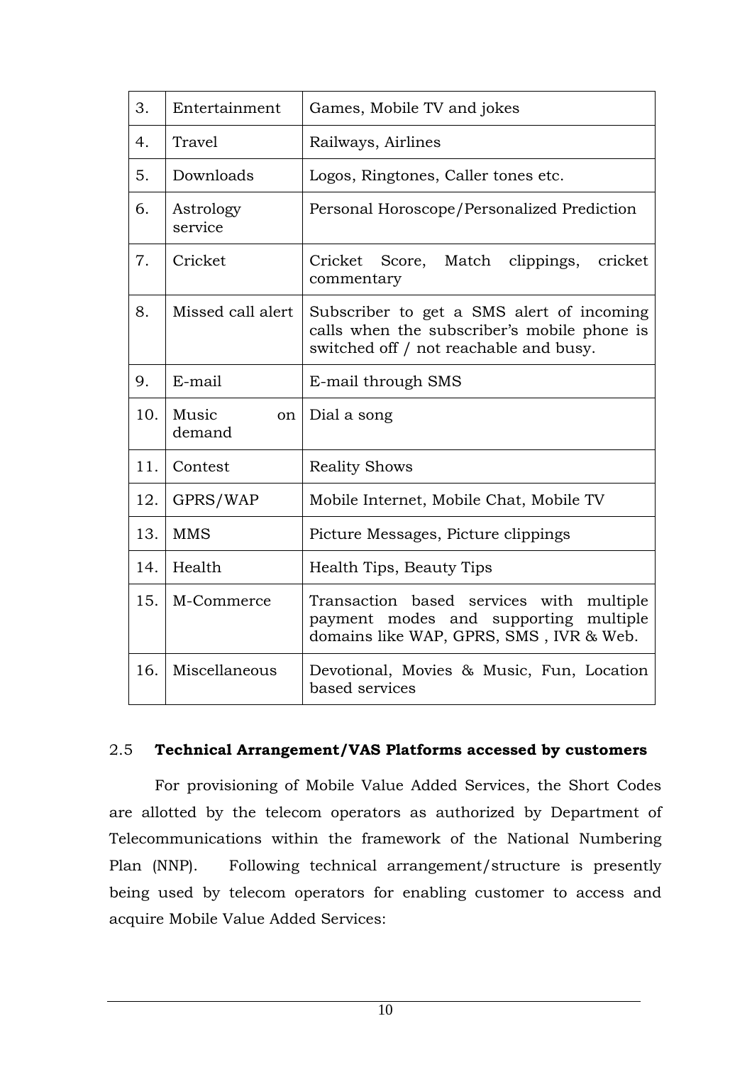| 3. | Entertainment | Games, Mobile TV and jokes |
|---|---|---|
| 4. | Travel | Railways, Airlines |
| 5. | Downloads | Logos, Ringtones, Caller tones etc. |
| 6. | Astrology service | Personal Horoscope/Personalized Prediction |
| 7. | Cricket | Cricket Score, Match clippings, cricket commentary |
| 8. | Missed call alert | Subscriber to get a SMS alert of incoming calls when the subscriber's mobile phone is switched off / not reachable and busy. |
| 9. | E-mail | E-mail through SMS |
| 10. | Music on demand | Dial a song |
| 11. | Contest | Reality Shows |
| 12. | GPRS/WAP | Mobile Internet, Mobile Chat, Mobile TV |
| 13. | MMS | Picture Messages, Picture clippings |
| 14. | Health | Health Tips, Beauty Tips |
| 15. | M-Commerce | Transaction based services with multiple payment modes and supporting multiple domains like WAP, GPRS, SMS , IVR & Web. |
| 16. | Miscellaneous | Devotional, Movies & Music, Fun, Location based services |

## 2.5 **Technical Arrangement/VAS Platforms accessed by customers**

For provisioning of Mobile Value Added Services, the Short Codes are allotted by the telecom operators as authorized by Department of Telecommunications within the framework of the National Numbering Plan (NNP). Following technical arrangement/structure is presently being used by telecom operators for enabling customer to access and acquire Mobile Value Added Services: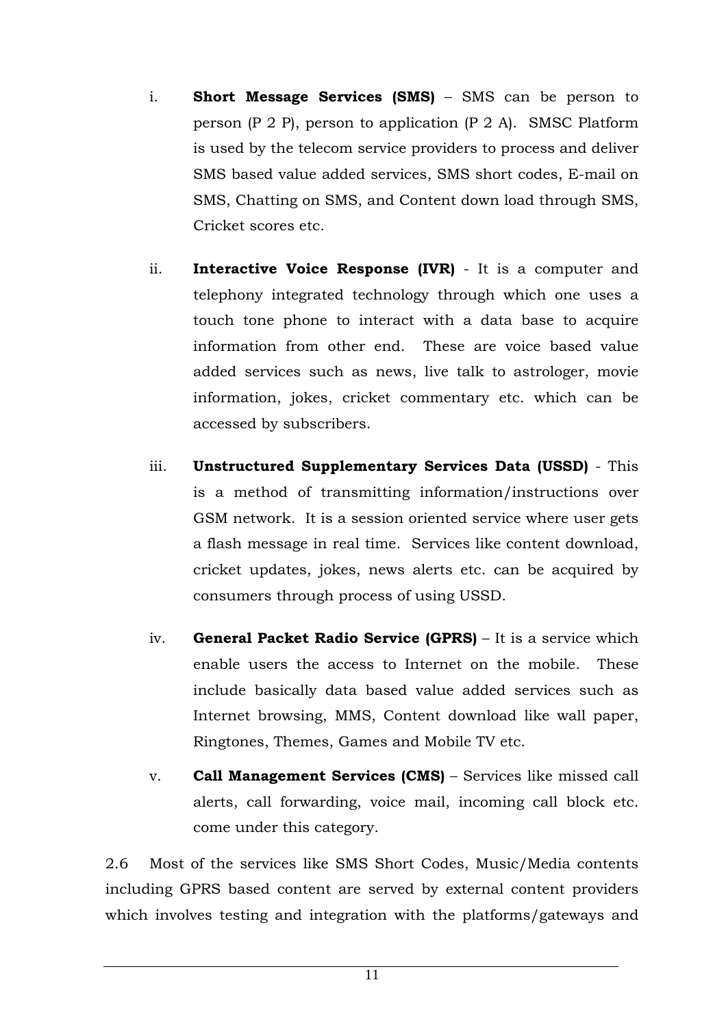i. **Short Message Services (SMS)** – SMS can be person to person (P 2 P), person to application (P 2 A). SMSC Platform is used by the telecom service providers to process and deliver SMS based value added services, SMS short codes, E-mail on SMS, Chatting on SMS, and Content down load through SMS, Cricket scores etc.

ii. **Interactive Voice Response (IVR)** - It is a computer and telephony integrated technology through which one uses a touch tone phone to interact with a data base to acquire information from other end. These are voice based value added services such as news, live talk to astrologer, movie information, jokes, cricket commentary etc. which can be accessed by subscribers.

iii. **Unstructured Supplementary Services Data (USSD)** - This is a method of transmitting information/instructions over GSM network. It is a session oriented service where user gets a flash message in real time. Services like content download, cricket updates, jokes, news alerts etc. can be acquired by consumers through process of using USSD.

iv. **General Packet Radio Service (GPRS)** – It is a service which enable users the access to Internet on the mobile. These include basically data based value added services such as Internet browsing, MMS, Content download like wall paper, Ringtones, Themes, Games and Mobile TV etc.

v. **Call Management Services (CMS)** – Services like missed call alerts, call forwarding, voice mail, incoming call block etc. come under this category.

2.6 Most of the services like SMS Short Codes, Music/Media contents including GPRS based content are served by external content providers which involves testing and integration with the platforms/gateways and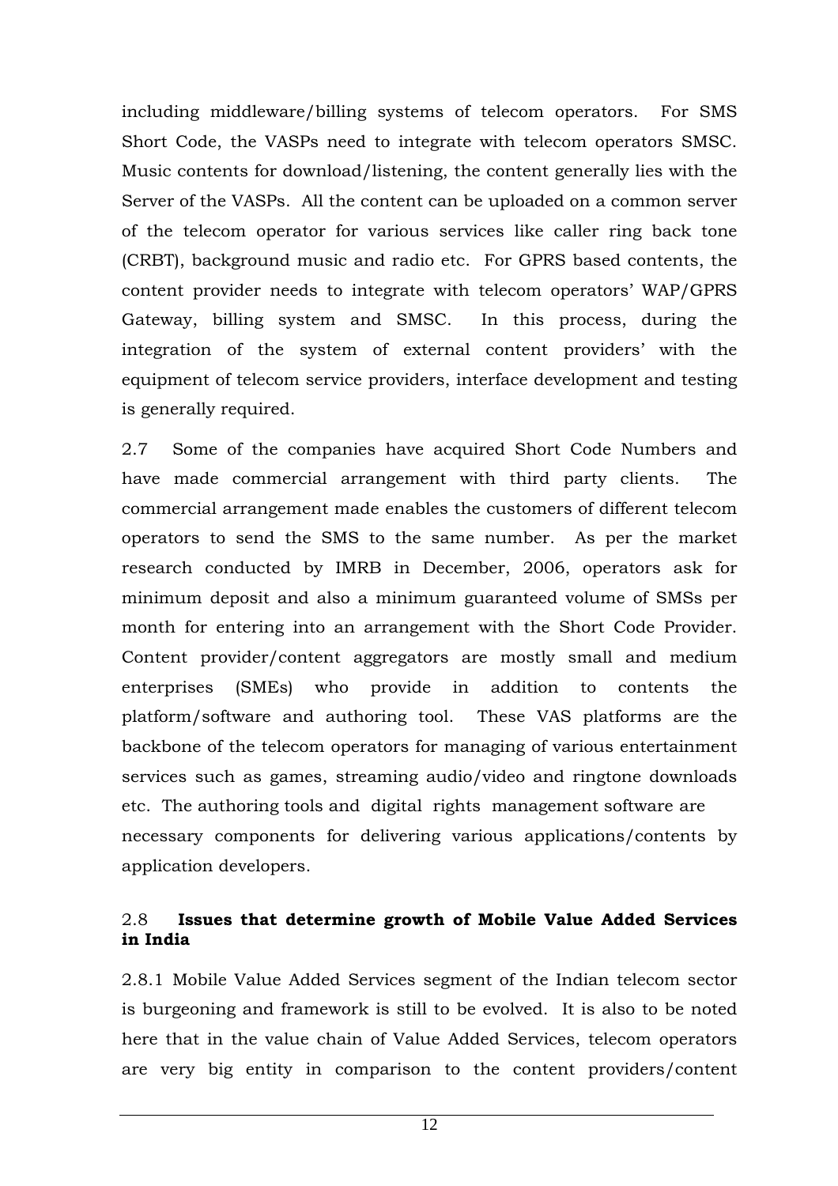including middleware/billing systems of telecom operators. For SMS Short Code, the VASPs need to integrate with telecom operators SMSC. Music contents for download/listening, the content generally lies with the Server of the VASPs. All the content can be uploaded on a common server of the telecom operator for various services like caller ring back tone (CRBT), background music and radio etc. For GPRS based contents, the content provider needs to integrate with telecom operators' WAP/GPRS Gateway, billing system and SMSC. In this process, during the integration of the system of external content providers' with the equipment of telecom service providers, interface development and testing is generally required.

2.7 Some of the companies have acquired Short Code Numbers and have made commercial arrangement with third party clients. The commercial arrangement made enables the customers of different telecom operators to send the SMS to the same number. As per the market research conducted by IMRB in December, 2006, operators ask for minimum deposit and also a minimum guaranteed volume of SMSs per month for entering into an arrangement with the Short Code Provider. Content provider/content aggregators are mostly small and medium enterprises (SMEs) who provide in addition to contents the platform/software and authoring tool. These VAS platforms are the backbone of the telecom operators for managing of various entertainment services such as games, streaming audio/video and ringtone downloads etc. The authoring tools and digital rights management software are necessary components for delivering various applications/contents by application developers.

### 2.8 **Issues that determine growth of Mobile Value Added Services in India**

2.8.1 Mobile Value Added Services segment of the Indian telecom sector is burgeoning and framework is still to be evolved. It is also to be noted here that in the value chain of Value Added Services, telecom operators are very big entity in comparison to the content providers/content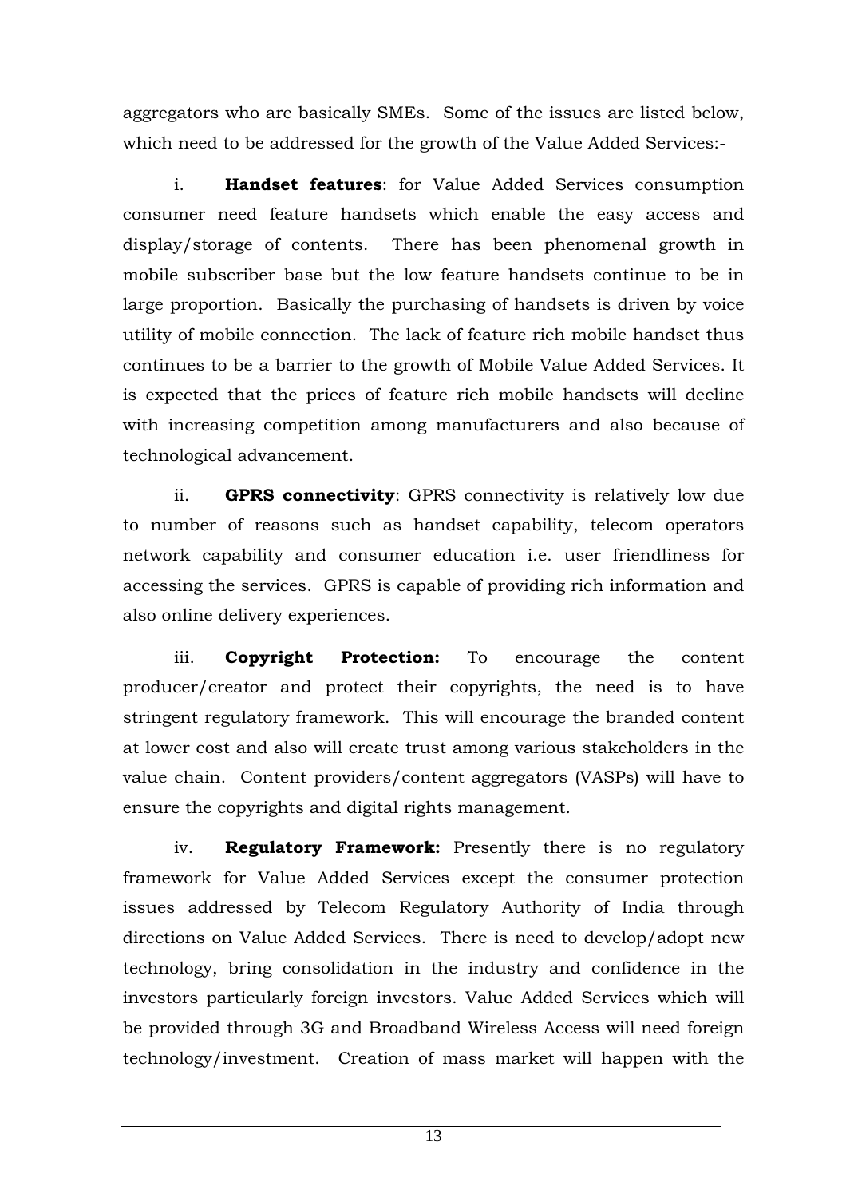aggregators who are basically SMEs. Some of the issues are listed below, which need to be addressed for the growth of the Value Added Services:-

i. **Handset features**: for Value Added Services consumption consumer need feature handsets which enable the easy access and display/storage of contents. There has been phenomenal growth in mobile subscriber base but the low feature handsets continue to be in large proportion. Basically the purchasing of handsets is driven by voice utility of mobile connection. The lack of feature rich mobile handset thus continues to be a barrier to the growth of Mobile Value Added Services. It is expected that the prices of feature rich mobile handsets will decline with increasing competition among manufacturers and also because of technological advancement.

ii. **GPRS connectivity**: GPRS connectivity is relatively low due to number of reasons such as handset capability, telecom operators network capability and consumer education i.e. user friendliness for accessing the services. GPRS is capable of providing rich information and also online delivery experiences.

iii. **Copyright Protection:** To encourage the content producer/creator and protect their copyrights, the need is to have stringent regulatory framework. This will encourage the branded content at lower cost and also will create trust among various stakeholders in the value chain. Content providers/content aggregators (VASPs) will have to ensure the copyrights and digital rights management.

iv. **Regulatory Framework:** Presently there is no regulatory framework for Value Added Services except the consumer protection issues addressed by Telecom Regulatory Authority of India through directions on Value Added Services. There is need to develop/adopt new technology, bring consolidation in the industry and confidence in the investors particularly foreign investors. Value Added Services which will be provided through 3G and Broadband Wireless Access will need foreign technology/investment. Creation of mass market will happen with the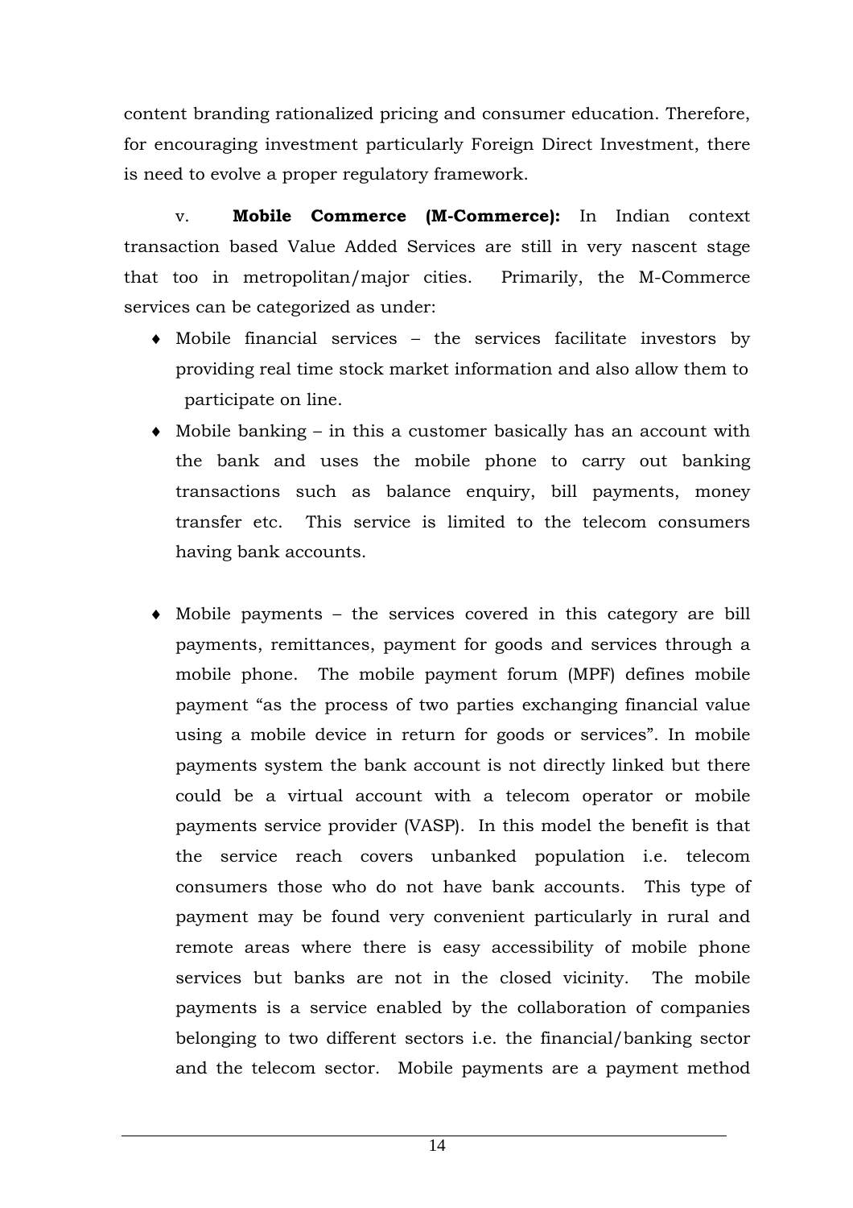content branding rationalized pricing and consumer education. Therefore, for encouraging investment particularly Foreign Direct Investment, there is need to evolve a proper regulatory framework.

v. **Mobile Commerce (M-Commerce):** In Indian context transaction based Value Added Services are still in very nascent stage that too in metropolitan/major cities. Primarily, the M-Commerce services can be categorized as under:

- Mobile financial services – the services facilitate investors by providing real time stock market information and also allow them to participate on line.
- Mobile banking – in this a customer basically has an account with the bank and uses the mobile phone to carry out banking transactions such as balance enquiry, bill payments, money transfer etc. This service is limited to the telecom consumers having bank accounts.
- Mobile payments – the services covered in this category are bill payments, remittances, payment for goods and services through a mobile phone. The mobile payment forum (MPF) defines mobile payment "as the process of two parties exchanging financial value using a mobile device in return for goods or services". In mobile payments system the bank account is not directly linked but there could be a virtual account with a telecom operator or mobile payments service provider (VASP). In this model the benefit is that the service reach covers unbanked population i.e. telecom consumers those who do not have bank accounts. This type of payment may be found very convenient particularly in rural and remote areas where there is easy accessibility of mobile phone services but banks are not in the closed vicinity. The mobile payments is a service enabled by the collaboration of companies belonging to two different sectors i.e. the financial/banking sector and the telecom sector. Mobile payments are a payment method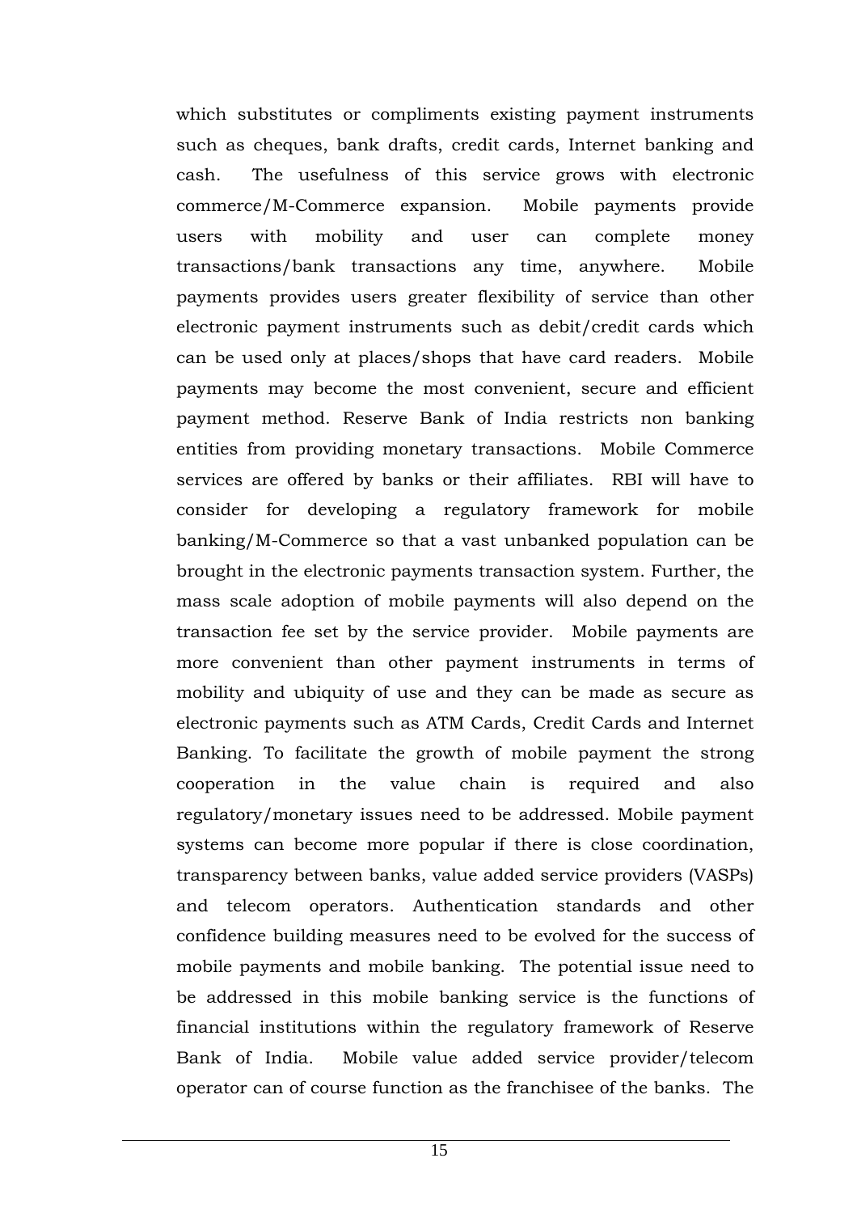which substitutes or compliments existing payment instruments such as cheques, bank drafts, credit cards, Internet banking and cash. The usefulness of this service grows with electronic commerce/M-Commerce expansion. Mobile payments provide users with mobility and user can complete money transactions/bank transactions any time, anywhere. Mobile payments provides users greater flexibility of service than other electronic payment instruments such as debit/credit cards which can be used only at places/shops that have card readers. Mobile payments may become the most convenient, secure and efficient payment method. Reserve Bank of India restricts non banking entities from providing monetary transactions. Mobile Commerce services are offered by banks or their affiliates. RBI will have to consider for developing a regulatory framework for mobile banking/M-Commerce so that a vast unbanked population can be brought in the electronic payments transaction system. Further, the mass scale adoption of mobile payments will also depend on the transaction fee set by the service provider. Mobile payments are more convenient than other payment instruments in terms of mobility and ubiquity of use and they can be made as secure as electronic payments such as ATM Cards, Credit Cards and Internet Banking. To facilitate the growth of mobile payment the strong cooperation in the value chain is required and also regulatory/monetary issues need to be addressed. Mobile payment systems can become more popular if there is close coordination, transparency between banks, value added service providers (VASPs) and telecom operators. Authentication standards and other confidence building measures need to be evolved for the success of mobile payments and mobile banking. The potential issue need to be addressed in this mobile banking service is the functions of financial institutions within the regulatory framework of Reserve Bank of India. Mobile value added service provider/telecom operator can of course function as the franchisee of the banks. The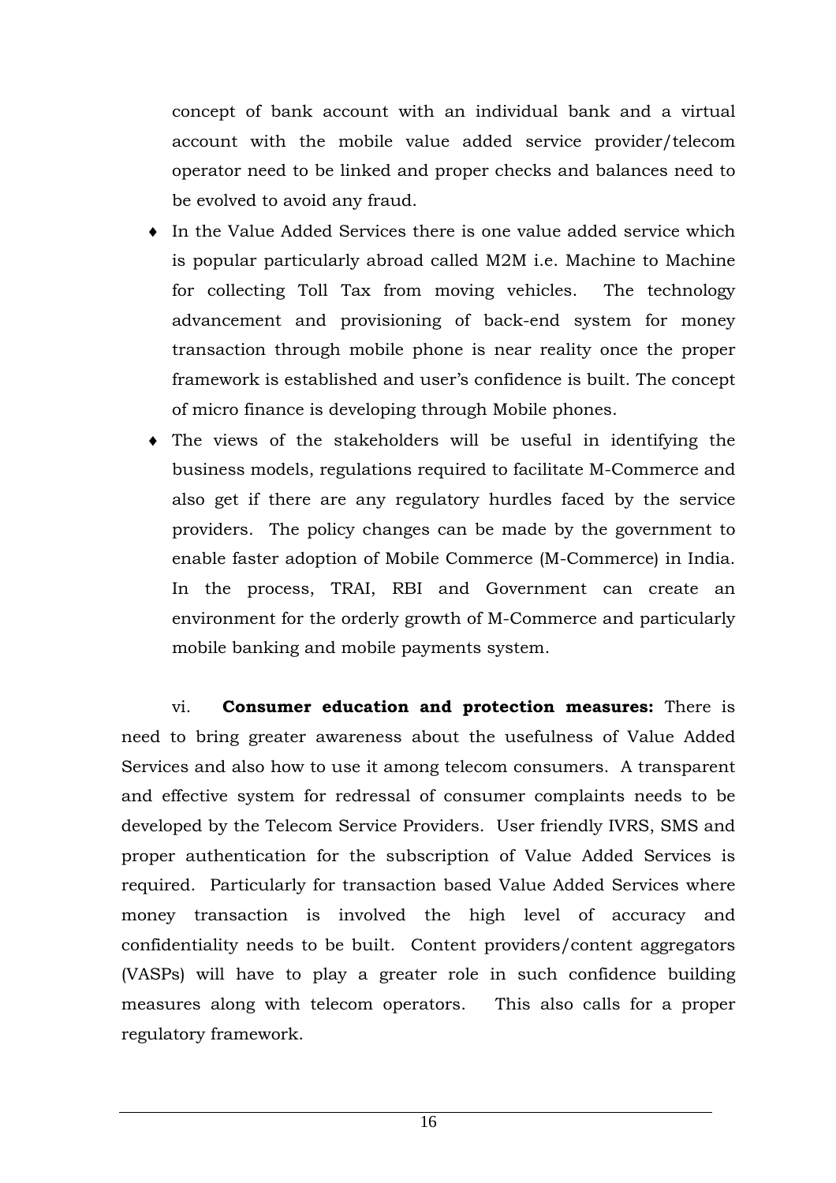concept of bank account with an individual bank and a virtual account with the mobile value added service provider/telecom operator need to be linked and proper checks and balances need to be evolved to avoid any fraud.

- In the Value Added Services there is one value added service which is popular particularly abroad called M2M i.e. Machine to Machine for collecting Toll Tax from moving vehicles. The technology advancement and provisioning of back-end system for money transaction through mobile phone is near reality once the proper framework is established and user's confidence is built. The concept of micro finance is developing through Mobile phones.
- The views of the stakeholders will be useful in identifying the business models, regulations required to facilitate M-Commerce and also get if there are any regulatory hurdles faced by the service providers. The policy changes can be made by the government to enable faster adoption of Mobile Commerce (M-Commerce) in India. In the process, TRAI, RBI and Government can create an environment for the orderly growth of M-Commerce and particularly mobile banking and mobile payments system.

vi. **Consumer education and protection measures:** There is need to bring greater awareness about the usefulness of Value Added Services and also how to use it among telecom consumers. A transparent and effective system for redressal of consumer complaints needs to be developed by the Telecom Service Providers. User friendly IVRS, SMS and proper authentication for the subscription of Value Added Services is required. Particularly for transaction based Value Added Services where money transaction is involved the high level of accuracy and confidentiality needs to be built. Content providers/content aggregators (VASPs) will have to play a greater role in such confidence building measures along with telecom operators. This also calls for a proper regulatory framework.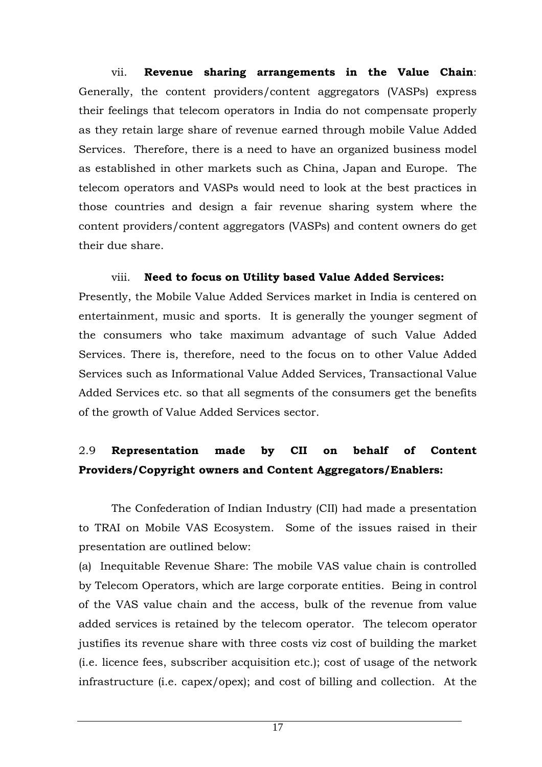vii. **Revenue sharing arrangements in the Value Chain**: Generally, the content providers/content aggregators (VASPs) express their feelings that telecom operators in India do not compensate properly as they retain large share of revenue earned through mobile Value Added Services. Therefore, there is a need to have an organized business model as established in other markets such as China, Japan and Europe. The telecom operators and VASPs would need to look at the best practices in those countries and design a fair revenue sharing system where the content providers/content aggregators (VASPs) and content owners do get their due share.

viii. **Need to focus on Utility based Value Added Services:** Presently, the Mobile Value Added Services market in India is centered on entertainment, music and sports. It is generally the younger segment of the consumers who take maximum advantage of such Value Added Services. There is, therefore, need to the focus on to other Value Added Services such as Informational Value Added Services, Transactional Value Added Services etc. so that all segments of the consumers get the benefits of the growth of Value Added Services sector.

### 2.9 **Representation made by CII on behalf of Content Providers/Copyright owners and Content Aggregators/Enablers:**

The Confederation of Indian Industry (CII) had made a presentation to TRAI on Mobile VAS Ecosystem. Some of the issues raised in their presentation are outlined below:

(a) Inequitable Revenue Share: The mobile VAS value chain is controlled by Telecom Operators, which are large corporate entities. Being in control of the VAS value chain and the access, bulk of the revenue from value added services is retained by the telecom operator. The telecom operator justifies its revenue share with three costs viz cost of building the market (i.e. licence fees, subscriber acquisition etc.); cost of usage of the network infrastructure (i.e. capex/opex); and cost of billing and collection. At the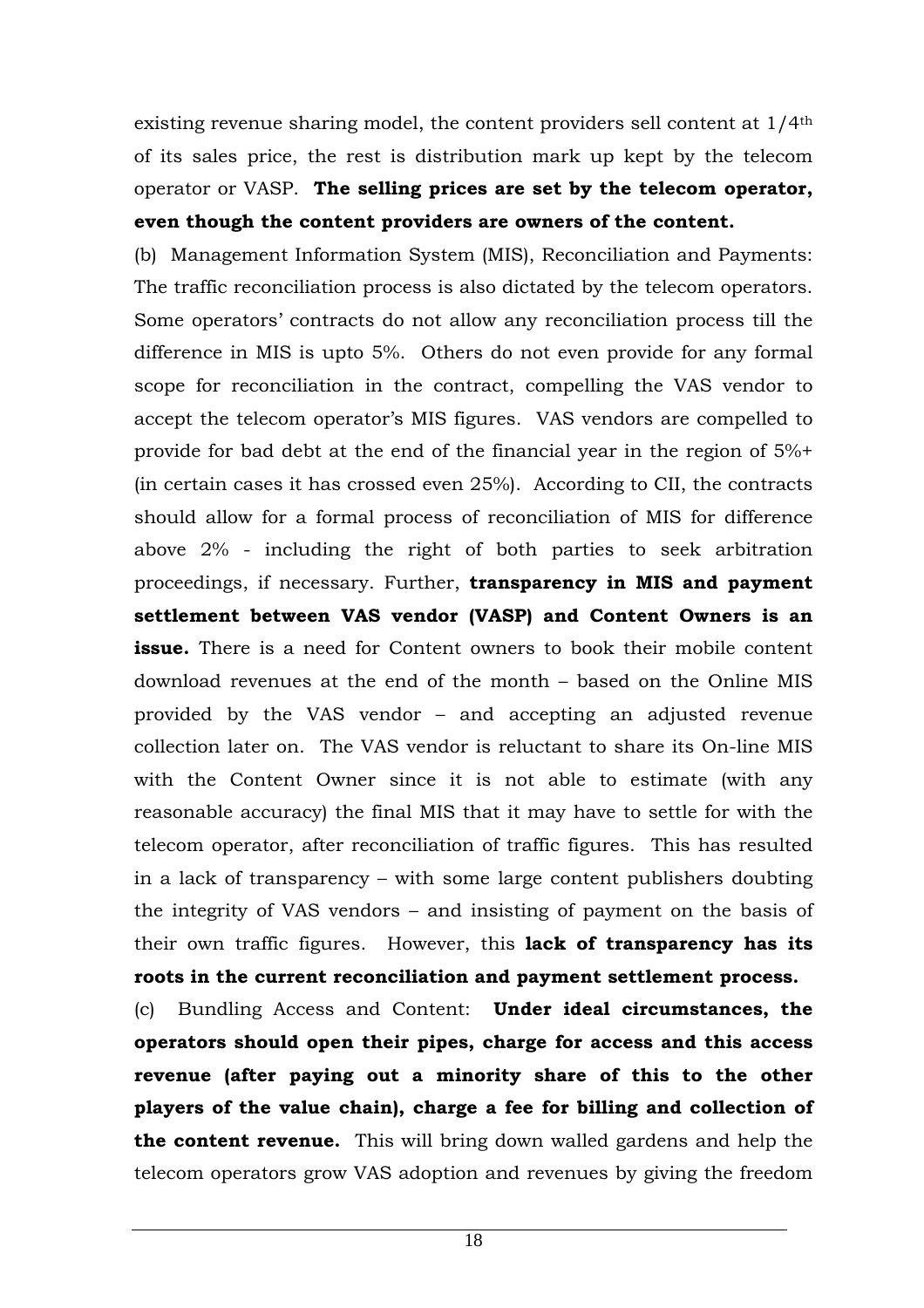existing revenue sharing model, the content providers sell content at 1/4th of its sales price, the rest is distribution mark up kept by the telecom operator or VASP. **The selling prices are set by the telecom operator, even though the content providers are owners of the content.**

(b) Management Information System (MIS), Reconciliation and Payments: The traffic reconciliation process is also dictated by the telecom operators. Some operators' contracts do not allow any reconciliation process till the difference in MIS is upto 5%. Others do not even provide for any formal scope for reconciliation in the contract, compelling the VAS vendor to accept the telecom operator's MIS figures. VAS vendors are compelled to provide for bad debt at the end of the financial year in the region of 5%+ (in certain cases it has crossed even 25%). According to CII, the contracts should allow for a formal process of reconciliation of MIS for difference above 2% - including the right of both parties to seek arbitration proceedings, if necessary. Further, **transparency in MIS and payment settlement between VAS vendor (VASP) and Content Owners is an issue.** There is a need for Content owners to book their mobile content download revenues at the end of the month – based on the Online MIS provided by the VAS vendor – and accepting an adjusted revenue collection later on. The VAS vendor is reluctant to share its On-line MIS with the Content Owner since it is not able to estimate (with any reasonable accuracy) the final MIS that it may have to settle for with the telecom operator, after reconciliation of traffic figures. This has resulted in a lack of transparency – with some large content publishers doubting the integrity of VAS vendors – and insisting of payment on the basis of their own traffic figures. However, this **lack of transparency has its roots in the current reconciliation and payment settlement process.**

(c) Bundling Access and Content: **Under ideal circumstances, the operators should open their pipes, charge for access and this access revenue (after paying out a minority share of this to the other players of the value chain), charge a fee for billing and collection of the content revenue.** This will bring down walled gardens and help the telecom operators grow VAS adoption and revenues by giving the freedom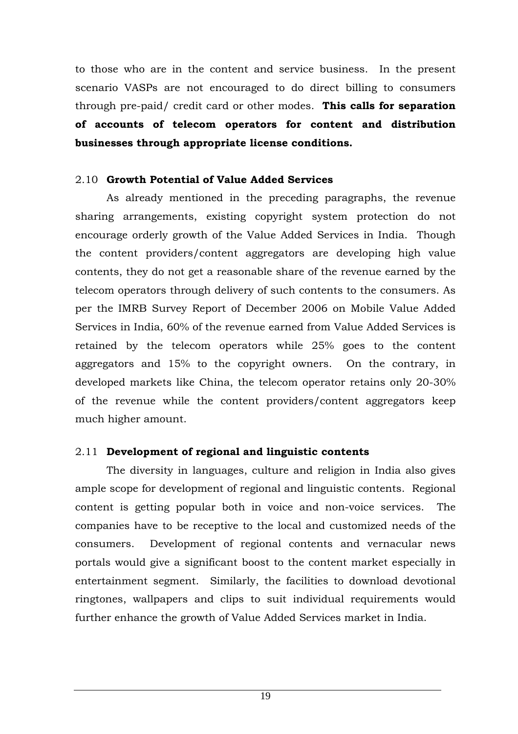to those who are in the content and service business. In the present scenario VASPs are not encouraged to do direct billing to consumers through pre-paid/ credit card or other modes. **This calls for separation of accounts of telecom operators for content and distribution businesses through appropriate license conditions.**

### 2.10 **Growth Potential of Value Added Services**

As already mentioned in the preceding paragraphs, the revenue sharing arrangements, existing copyright system protection do not encourage orderly growth of the Value Added Services in India. Though the content providers/content aggregators are developing high value contents, they do not get a reasonable share of the revenue earned by the telecom operators through delivery of such contents to the consumers. As per the IMRB Survey Report of December 2006 on Mobile Value Added Services in India, 60% of the revenue earned from Value Added Services is retained by the telecom operators while 25% goes to the content aggregators and 15% to the copyright owners. On the contrary, in developed markets like China, the telecom operator retains only 20-30% of the revenue while the content providers/content aggregators keep much higher amount.

### 2.11 **Development of regional and linguistic contents**

The diversity in languages, culture and religion in India also gives ample scope for development of regional and linguistic contents. Regional content is getting popular both in voice and non-voice services. The companies have to be receptive to the local and customized needs of the consumers. Development of regional contents and vernacular news portals would give a significant boost to the content market especially in entertainment segment. Similarly, the facilities to download devotional ringtones, wallpapers and clips to suit individual requirements would further enhance the growth of Value Added Services market in India.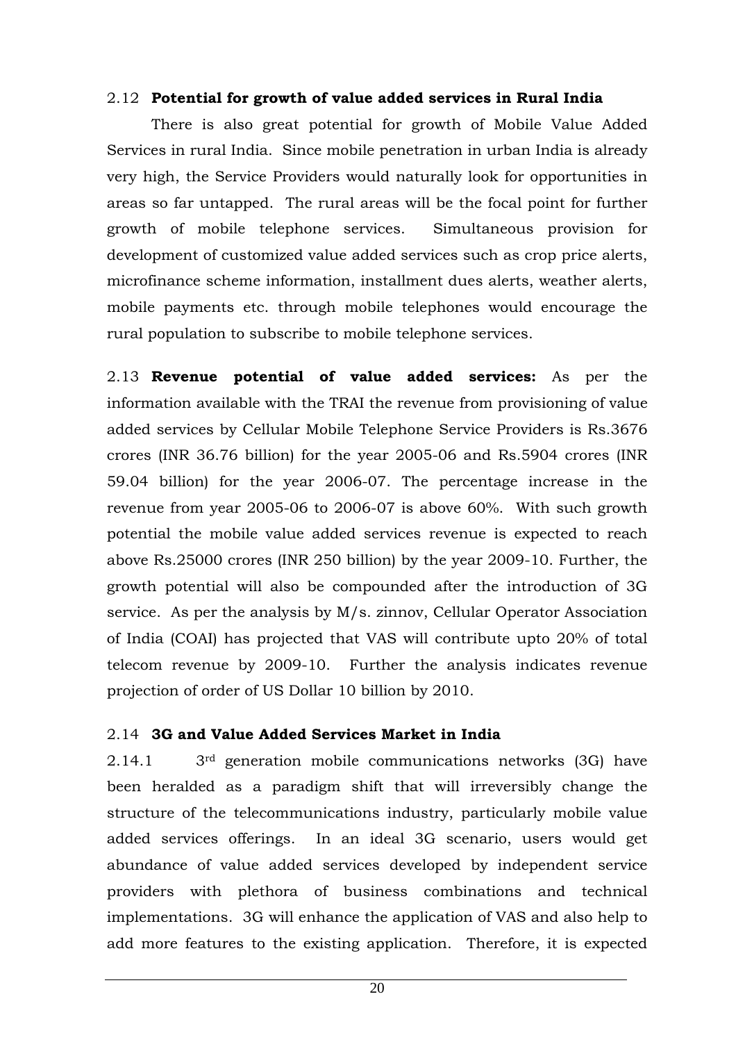### 2.12 **Potential for growth of value added services in Rural India**

There is also great potential for growth of Mobile Value Added Services in rural India. Since mobile penetration in urban India is already very high, the Service Providers would naturally look for opportunities in areas so far untapped. The rural areas will be the focal point for further growth of mobile telephone services. Simultaneous provision for development of customized value added services such as crop price alerts, microfinance scheme information, installment dues alerts, weather alerts, mobile payments etc. through mobile telephones would encourage the rural population to subscribe to mobile telephone services.

2.13 **Revenue potential of value added services:** As per the information available with the TRAI the revenue from provisioning of value added services by Cellular Mobile Telephone Service Providers is Rs.3676 crores (INR 36.76 billion) for the year 2005-06 and Rs.5904 crores (INR 59.04 billion) for the year 2006-07. The percentage increase in the revenue from year 2005-06 to 2006-07 is above 60%. With such growth potential the mobile value added services revenue is expected to reach above Rs.25000 crores (INR 250 billion) by the year 2009-10. Further, the growth potential will also be compounded after the introduction of 3G service. As per the analysis by M/s. zinnov, Cellular Operator Association of India (COAI) has projected that VAS will contribute upto 20% of total telecom revenue by 2009-10. Further the analysis indicates revenue projection of order of US Dollar 10 billion by 2010.

### 2.14 **3G and Value Added Services Market in India**

2.14.1 3rd generation mobile communications networks (3G) have been heralded as a paradigm shift that will irreversibly change the structure of the telecommunications industry, particularly mobile value added services offerings. In an ideal 3G scenario, users would get abundance of value added services developed by independent service providers with plethora of business combinations and technical implementations. 3G will enhance the application of VAS and also help to add more features to the existing application. Therefore, it is expected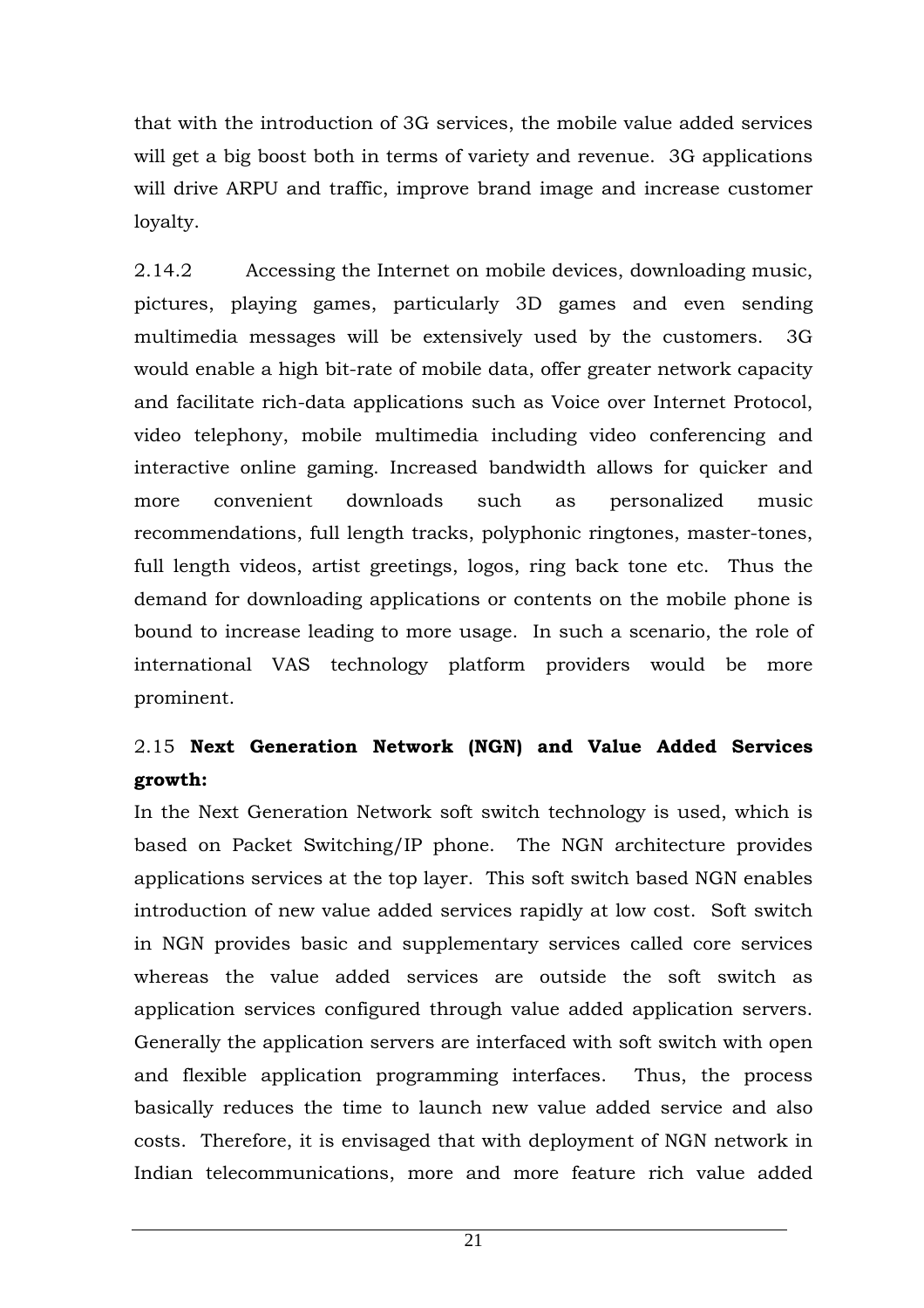that with the introduction of 3G services, the mobile value added services will get a big boost both in terms of variety and revenue. 3G applications will drive ARPU and traffic, improve brand image and increase customer loyalty.

2.14.2 Accessing the Internet on mobile devices, downloading music, pictures, playing games, particularly 3D games and even sending multimedia messages will be extensively used by the customers. 3G would enable a high bit-rate of mobile data, offer greater network capacity and facilitate rich-data applications such as Voice over Internet Protocol, video telephony, mobile multimedia including video conferencing and interactive online gaming. Increased bandwidth allows for quicker and more convenient downloads such as personalized music recommendations, full length tracks, polyphonic ringtones, master-tones, full length videos, artist greetings, logos, ring back tone etc. Thus the demand for downloading applications or contents on the mobile phone is bound to increase leading to more usage. In such a scenario, the role of international VAS technology platform providers would be more prominent.

2.15 **Next Generation Network (NGN) and Value Added Services growth:**

In the Next Generation Network soft switch technology is used, which is based on Packet Switching/IP phone. The NGN architecture provides applications services at the top layer. This soft switch based NGN enables introduction of new value added services rapidly at low cost. Soft switch in NGN provides basic and supplementary services called core services whereas the value added services are outside the soft switch as application services configured through value added application servers. Generally the application servers are interfaced with soft switch with open and flexible application programming interfaces. Thus, the process basically reduces the time to launch new value added service and also costs. Therefore, it is envisaged that with deployment of NGN network in Indian telecommunications, more and more feature rich value added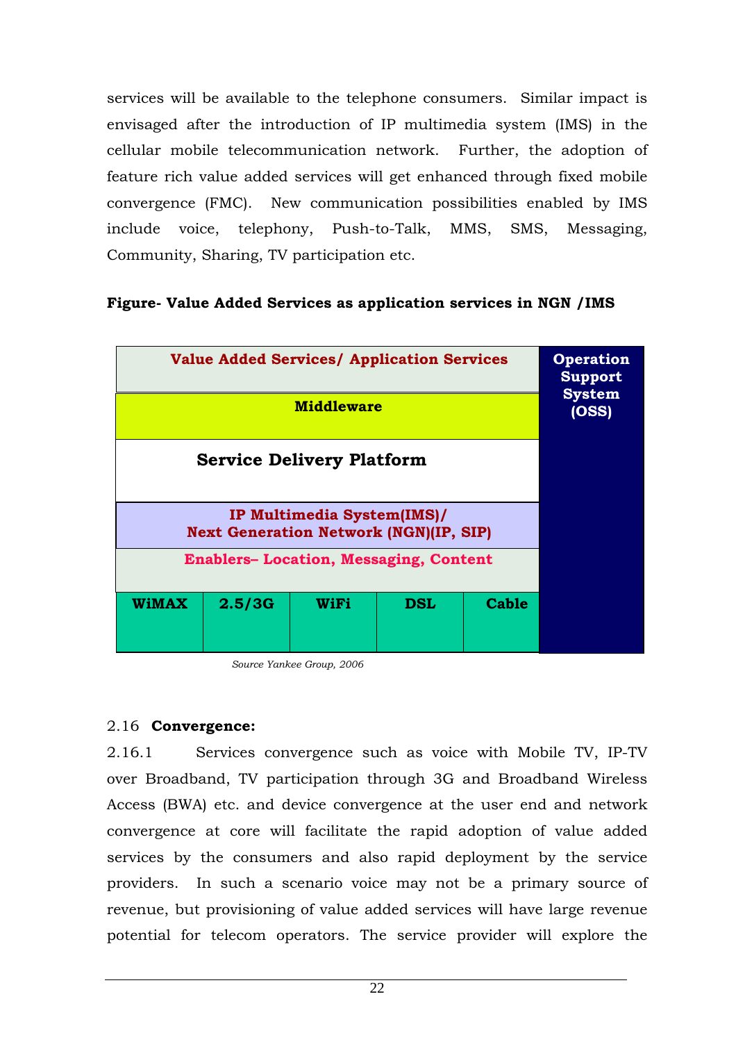services will be available to the telephone consumers. Similar impact is envisaged after the introduction of IP multimedia system (IMS) in the cellular mobile telecommunication network. Further, the adoption of feature rich value added services will get enhanced through fixed mobile convergence (FMC). New communication possibilities enabled by IMS include voice, telephony, Push-to-Talk, MMS, SMS, Messaging, Community, Sharing, TV participation etc.

**Figure- Value Added Services as application services in NGN /IMS**

| Value Added Services/ Application Services | | | | | Operation Support System (OSS) |
|---|---|---|---|---|---|
| Middleware | | | | | |
| Service Delivery Platform | | | | | |
| IP Multimedia System(IMS)/ Next Generation Network (NGN)(IP, SIP) | | | | | |
| Enablers– Location, Messaging, Content | | | | | |
| WiMAX | 2.5/3G | WiFi | DSL | Cable | |

*Source Yankee Group, 2006*

## 2.16 **Convergence:**

2.16.1 Services convergence such as voice with Mobile TV, IP-TV over Broadband, TV participation through 3G and Broadband Wireless Access (BWA) etc. and device convergence at the user end and network convergence at core will facilitate the rapid adoption of value added services by the consumers and also rapid deployment by the service providers. In such a scenario voice may not be a primary source of revenue, but provisioning of value added services will have large revenue potential for telecom operators. The service provider will explore the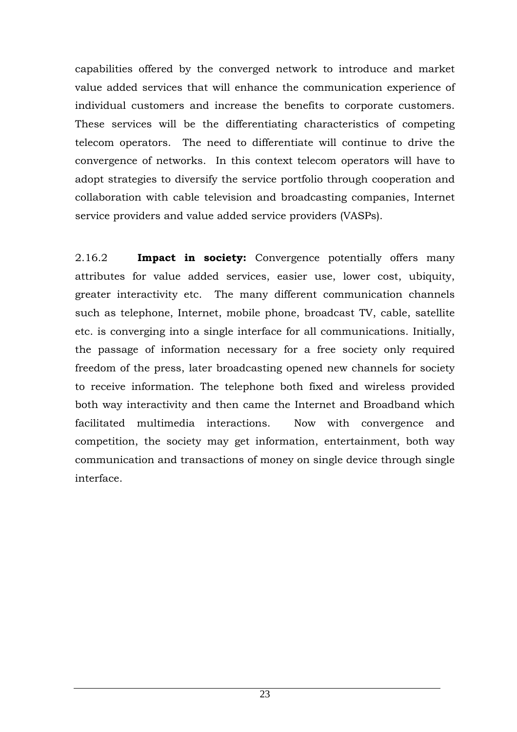capabilities offered by the converged network to introduce and market value added services that will enhance the communication experience of individual customers and increase the benefits to corporate customers. These services will be the differentiating characteristics of competing telecom operators. The need to differentiate will continue to drive the convergence of networks. In this context telecom operators will have to adopt strategies to diversify the service portfolio through cooperation and collaboration with cable television and broadcasting companies, Internet service providers and value added service providers (VASPs).

2.16.2 **Impact in society:** Convergence potentially offers many attributes for value added services, easier use, lower cost, ubiquity, greater interactivity etc. The many different communication channels such as telephone, Internet, mobile phone, broadcast TV, cable, satellite etc. is converging into a single interface for all communications. Initially, the passage of information necessary for a free society only required freedom of the press, later broadcasting opened new channels for society to receive information. The telephone both fixed and wireless provided both way interactivity and then came the Internet and Broadband which facilitated multimedia interactions. Now with convergence and competition, the society may get information, entertainment, both way communication and transactions of money on single device through single interface.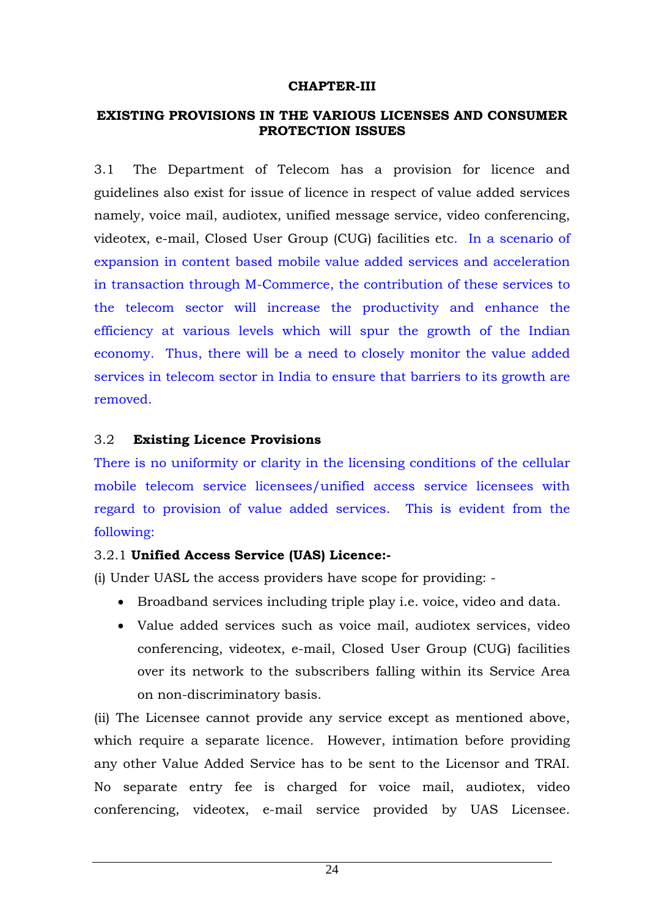## CHAPTER-III

## EXISTING PROVISIONS IN THE VARIOUS LICENSES AND CONSUMER PROTECTION ISSUES

3.1 The Department of Telecom has a provision for licence and guidelines also exist for issue of licence in respect of value added services namely, voice mail, audiotex, unified message service, video conferencing, videotex, e-mail, Closed User Group (CUG) facilities etc. In a scenario of expansion in content based mobile value added services and acceleration in transaction through M-Commerce, the contribution of these services to the telecom sector will increase the productivity and enhance the efficiency at various levels which will spur the growth of the Indian economy. Thus, there will be a need to closely monitor the value added services in telecom sector in India to ensure that barriers to its growth are removed.

### 3.2 Existing Licence Provisions

There is no uniformity or clarity in the licensing conditions of the cellular mobile telecom service licensees/unified access service licensees with regard to provision of value added services. This is evident from the following:

#### 3.2.1 Unified Access Service (UAS) Licence:-

(i) Under UASL the access providers have scope for providing: -

- Broadband services including triple play i.e. voice, video and data.
- Value added services such as voice mail, audiotex services, video conferencing, videotex, e-mail, Closed User Group (CUG) facilities over its network to the subscribers falling within its Service Area on non-discriminatory basis.

(ii) The Licensee cannot provide any service except as mentioned above, which require a separate licence. However, intimation before providing any other Value Added Service has to be sent to the Licensor and TRAI. No separate entry fee is charged for voice mail, audiotex, video conferencing, videotex, e-mail service provided by UAS Licensee.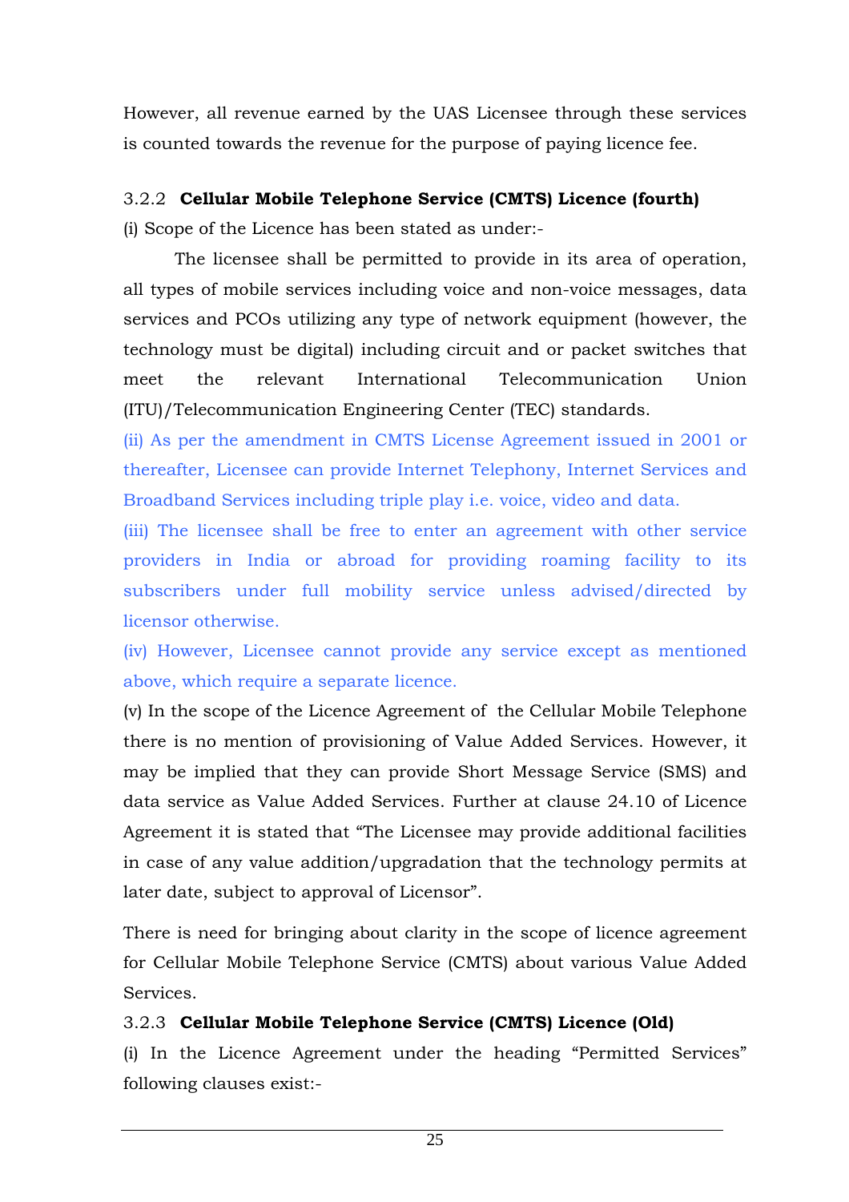However, all revenue earned by the UAS Licensee through these services is counted towards the revenue for the purpose of paying licence fee.

### 3.2.2 **Cellular Mobile Telephone Service (CMTS) Licence (fourth)**

(i) Scope of the Licence has been stated as under:-

The licensee shall be permitted to provide in its area of operation, all types of mobile services including voice and non-voice messages, data services and PCOs utilizing any type of network equipment (however, the technology must be digital) including circuit and or packet switches that meet the relevant International Telecommunication Union (ITU)/Telecommunication Engineering Center (TEC) standards.

(ii) As per the amendment in CMTS License Agreement issued in 2001 or thereafter, Licensee can provide Internet Telephony, Internet Services and Broadband Services including triple play i.e. voice, video and data.

(iii) The licensee shall be free to enter an agreement with other service providers in India or abroad for providing roaming facility to its subscribers under full mobility service unless advised/directed by licensor otherwise.

(iv) However, Licensee cannot provide any service except as mentioned above, which require a separate licence.

(v) In the scope of the Licence Agreement of the Cellular Mobile Telephone there is no mention of provisioning of Value Added Services. However, it may be implied that they can provide Short Message Service (SMS) and data service as Value Added Services. Further at clause 24.10 of Licence Agreement it is stated that "The Licensee may provide additional facilities in case of any value addition/upgradation that the technology permits at later date, subject to approval of Licensor".

There is need for bringing about clarity in the scope of licence agreement for Cellular Mobile Telephone Service (CMTS) about various Value Added Services.

### 3.2.3 **Cellular Mobile Telephone Service (CMTS) Licence (Old)**

(i) In the Licence Agreement under the heading "Permitted Services" following clauses exist:-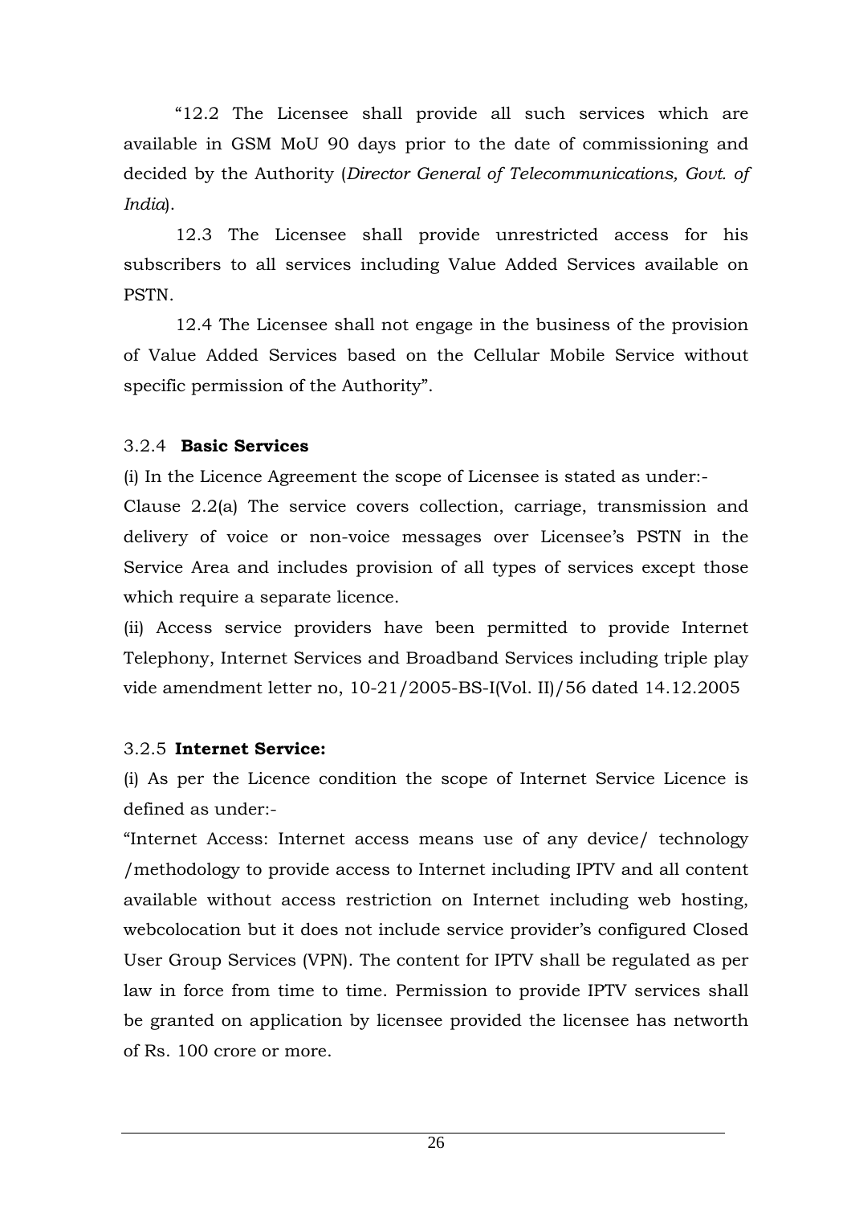"12.2 The Licensee shall provide all such services which are available in GSM MoU 90 days prior to the date of commissioning and decided by the Authority (*Director General of Telecommunications, Govt. of India*).

12.3 The Licensee shall provide unrestricted access for his subscribers to all services including Value Added Services available on PSTN.

12.4 The Licensee shall not engage in the business of the provision of Value Added Services based on the Cellular Mobile Service without specific permission of the Authority".

3.2.4 **Basic Services**

(i) In the Licence Agreement the scope of Licensee is stated as under:-

Clause 2.2(a) The service covers collection, carriage, transmission and delivery of voice or non-voice messages over Licensee's PSTN in the Service Area and includes provision of all types of services except those which require a separate licence.

(ii) Access service providers have been permitted to provide Internet Telephony, Internet Services and Broadband Services including triple play vide amendment letter no, 10-21/2005-BS-I(Vol. II)/56 dated 14.12.2005

3.2.5 **Internet Service:**

(i) As per the Licence condition the scope of Internet Service Licence is defined as under:-

"Internet Access: Internet access means use of any device/ technology /methodology to provide access to Internet including IPTV and all content available without access restriction on Internet including web hosting, webcolocation but it does not include service provider's configured Closed User Group Services (VPN). The content for IPTV shall be regulated as per law in force from time to time. Permission to provide IPTV services shall be granted on application by licensee provided the licensee has networth of Rs. 100 crore or more.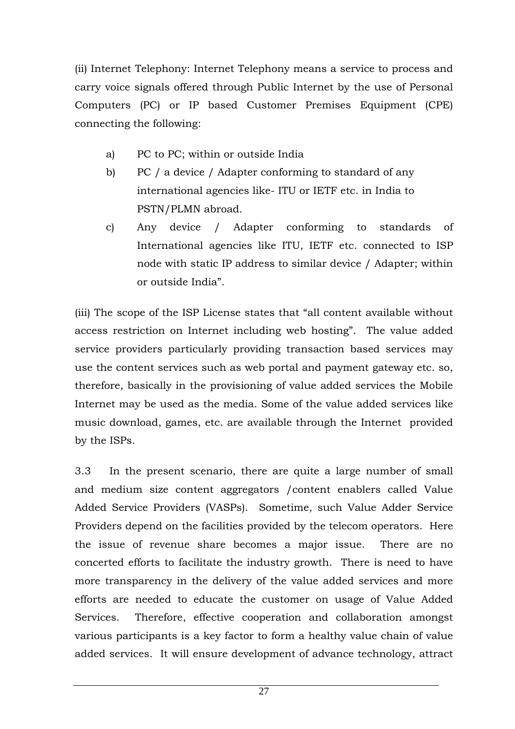(ii) Internet Telephony: Internet Telephony means a service to process and carry voice signals offered through Public Internet by the use of Personal Computers (PC) or IP based Customer Premises Equipment (CPE) connecting the following:

a) PC to PC; within or outside India
b) PC / a device / Adapter conforming to standard of any international agencies like- ITU or IETF etc. in India to PSTN/PLMN abroad.
c) Any device / Adapter conforming to standards of International agencies like ITU, IETF etc. connected to ISP node with static IP address to similar device / Adapter; within or outside India".

(iii) The scope of the ISP License states that "all content available without access restriction on Internet including web hosting". The value added service providers particularly providing transaction based services may use the content services such as web portal and payment gateway etc. so, therefore, basically in the provisioning of value added services the Mobile Internet may be used as the media. Some of the value added services like music download, games, etc. are available through the Internet provided by the ISPs.

3.3 In the present scenario, there are quite a large number of small and medium size content aggregators /content enablers called Value Added Service Providers (VASPs). Sometime, such Value Adder Service Providers depend on the facilities provided by the telecom operators. Here the issue of revenue share becomes a major issue. There are no concerted efforts to facilitate the industry growth. There is need to have more transparency in the delivery of the value added services and more efforts are needed to educate the customer on usage of Value Added Services. Therefore, effective cooperation and collaboration amongst various participants is a key factor to form a healthy value chain of value added services. It will ensure development of advance technology, attract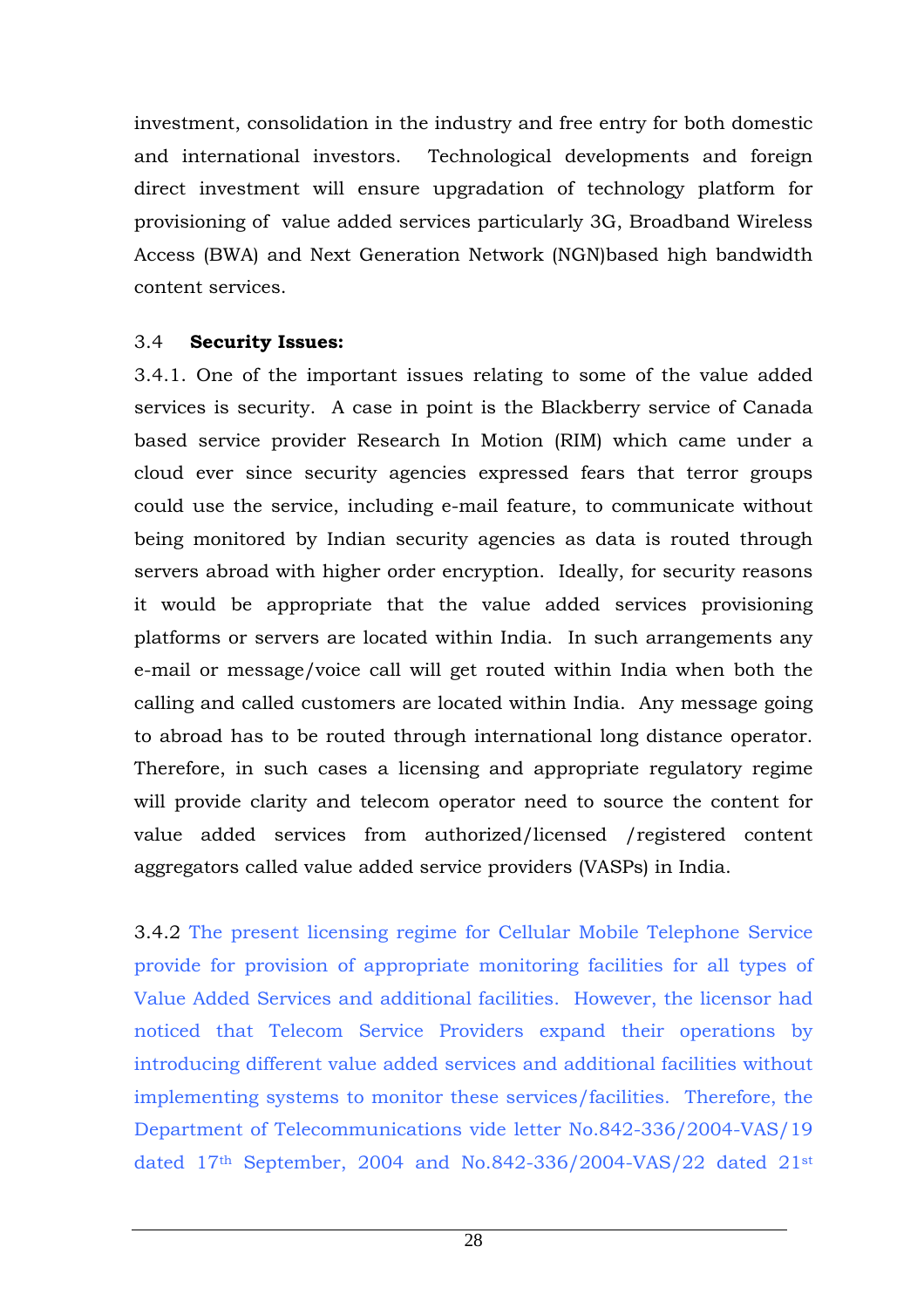investment, consolidation in the industry and free entry for both domestic and international investors. Technological developments and foreign direct investment will ensure upgradation of technology platform for provisioning of value added services particularly 3G, Broadband Wireless Access (BWA) and Next Generation Network (NGN)based high bandwidth content services.

### 3.4 **Security Issues:**

3.4.1. One of the important issues relating to some of the value added services is security. A case in point is the Blackberry service of Canada based service provider Research In Motion (RIM) which came under a cloud ever since security agencies expressed fears that terror groups could use the service, including e-mail feature, to communicate without being monitored by Indian security agencies as data is routed through servers abroad with higher order encryption. Ideally, for security reasons it would be appropriate that the value added services provisioning platforms or servers are located within India. In such arrangements any e-mail or message/voice call will get routed within India when both the calling and called customers are located within India. Any message going to abroad has to be routed through international long distance operator. Therefore, in such cases a licensing and appropriate regulatory regime will provide clarity and telecom operator need to source the content for value added services from authorized/licensed /registered content aggregators called value added service providers (VASPs) in India.

3.4.2 The present licensing regime for Cellular Mobile Telephone Service provide for provision of appropriate monitoring facilities for all types of Value Added Services and additional facilities. However, the licensor had noticed that Telecom Service Providers expand their operations by introducing different value added services and additional facilities without implementing systems to monitor these services/facilities. Therefore, the Department of Telecommunications vide letter No.842-336/2004-VAS/19 dated 17th September, 2004 and No.842-336/2004-VAS/22 dated 21st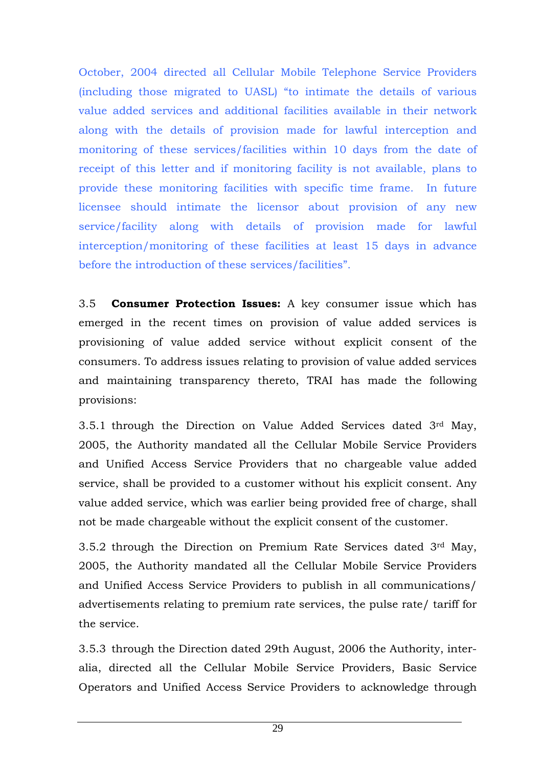October, 2004 directed all Cellular Mobile Telephone Service Providers (including those migrated to UASL) "to intimate the details of various value added services and additional facilities available in their network along with the details of provision made for lawful interception and monitoring of these services/facilities within 10 days from the date of receipt of this letter and if monitoring facility is not available, plans to provide these monitoring facilities with specific time frame. In future licensee should intimate the licensor about provision of any new service/facility along with details of provision made for lawful interception/monitoring of these facilities at least 15 days in advance before the introduction of these services/facilities".

3.5 **Consumer Protection Issues:** A key consumer issue which has emerged in the recent times on provision of value added services is provisioning of value added service without explicit consent of the consumers. To address issues relating to provision of value added services and maintaining transparency thereto, TRAI has made the following provisions:

3.5.1 through the Direction on Value Added Services dated 3rd May, 2005, the Authority mandated all the Cellular Mobile Service Providers and Unified Access Service Providers that no chargeable value added service, shall be provided to a customer without his explicit consent. Any value added service, which was earlier being provided free of charge, shall not be made chargeable without the explicit consent of the customer.

3.5.2 through the Direction on Premium Rate Services dated 3rd May, 2005, the Authority mandated all the Cellular Mobile Service Providers and Unified Access Service Providers to publish in all communications/ advertisements relating to premium rate services, the pulse rate/ tariff for the service.

3.5.3 through the Direction dated 29th August, 2006 the Authority, inter-alia, directed all the Cellular Mobile Service Providers, Basic Service Operators and Unified Access Service Providers to acknowledge through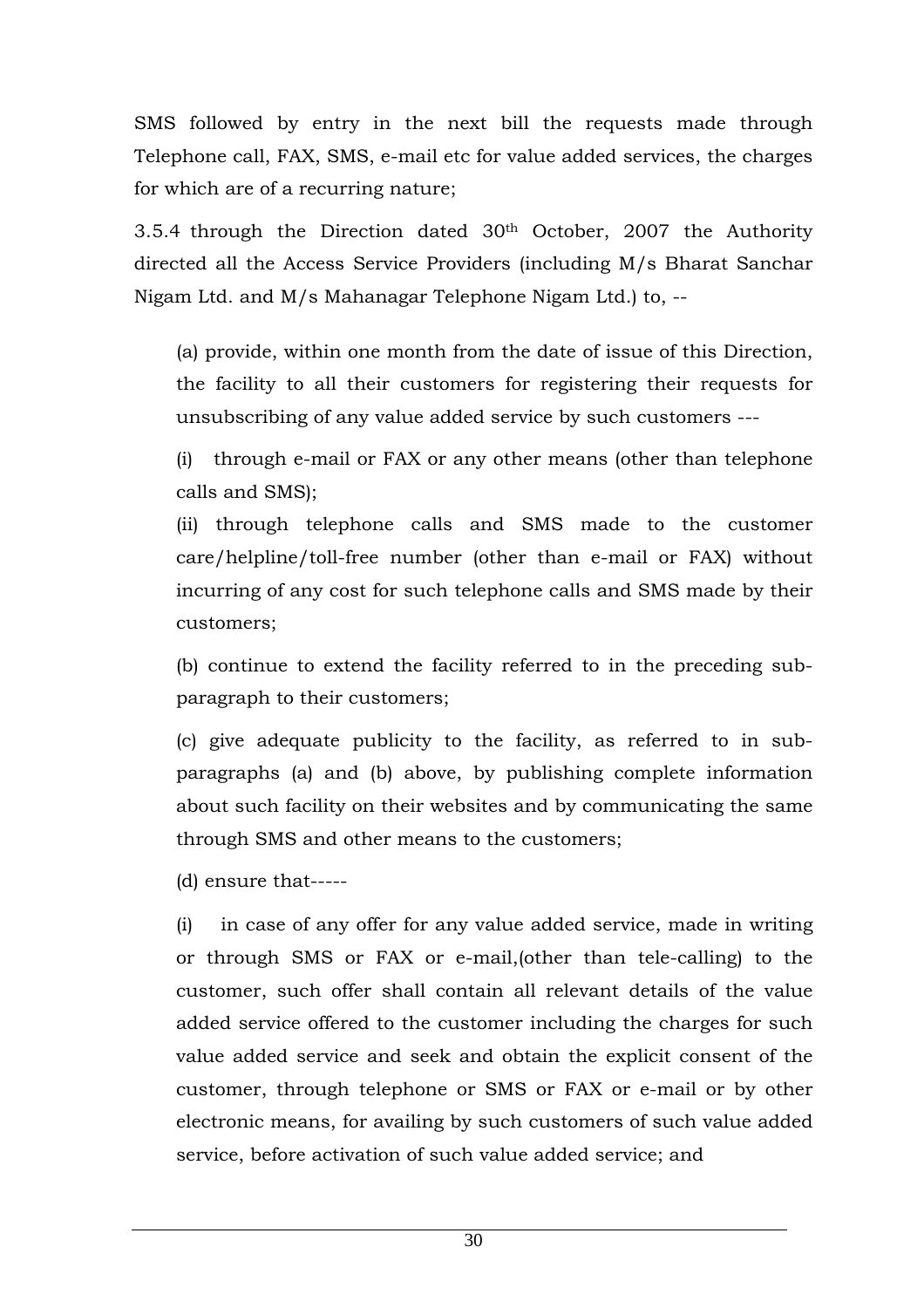SMS followed by entry in the next bill the requests made through Telephone call, FAX, SMS, e-mail etc for value added services, the charges for which are of a recurring nature;

3.5.4 through the Direction dated 30th October, 2007 the Authority directed all the Access Service Providers (including M/s Bharat Sanchar Nigam Ltd. and M/s Mahanagar Telephone Nigam Ltd.) to, --

(a) provide, within one month from the date of issue of this Direction, the facility to all their customers for registering their requests for unsubscribing of any value added service by such customers ---

(i) through e-mail or FAX or any other means (other than telephone calls and SMS);

(ii) through telephone calls and SMS made to the customer care/helpline/toll-free number (other than e-mail or FAX) without incurring of any cost for such telephone calls and SMS made by their customers;

(b) continue to extend the facility referred to in the preceding sub-paragraph to their customers;

(c) give adequate publicity to the facility, as referred to in sub-paragraphs (a) and (b) above, by publishing complete information about such facility on their websites and by communicating the same through SMS and other means to the customers;

(d) ensure that-----

(i) in case of any offer for any value added service, made in writing or through SMS or FAX or e-mail,(other than tele-calling) to the customer, such offer shall contain all relevant details of the value added service offered to the customer including the charges for such value added service and seek and obtain the explicit consent of the customer, through telephone or SMS or FAX or e-mail or by other electronic means, for availing by such customers of such value added service, before activation of such value added service; and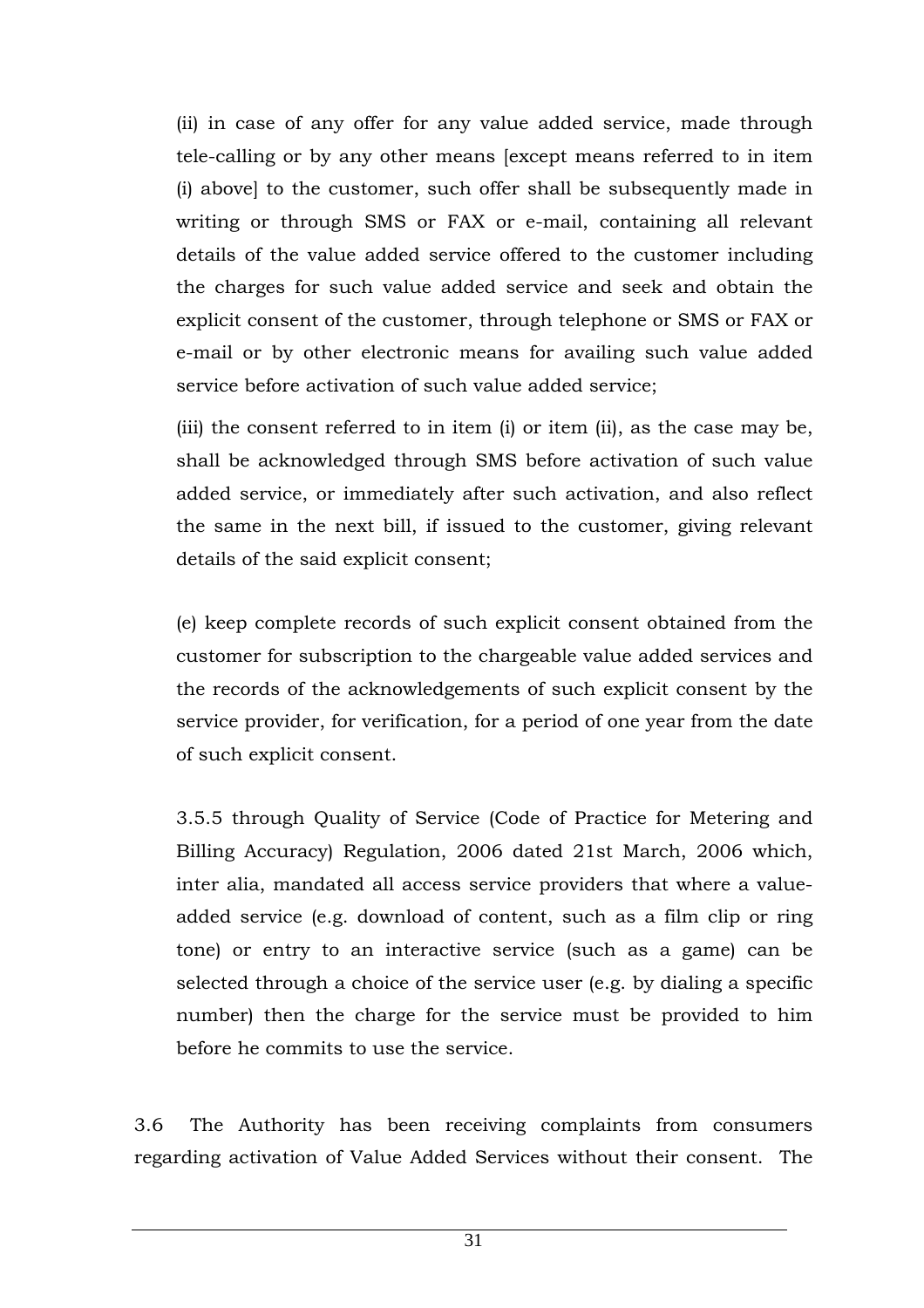(ii) in case of any offer for any value added service, made through tele-calling or by any other means [except means referred to in item (i) above] to the customer, such offer shall be subsequently made in writing or through SMS or FAX or e-mail, containing all relevant details of the value added service offered to the customer including the charges for such value added service and seek and obtain the explicit consent of the customer, through telephone or SMS or FAX or e-mail or by other electronic means for availing such value added service before activation of such value added service;

(iii) the consent referred to in item (i) or item (ii), as the case may be, shall be acknowledged through SMS before activation of such value added service, or immediately after such activation, and also reflect the same in the next bill, if issued to the customer, giving relevant details of the said explicit consent;

(e) keep complete records of such explicit consent obtained from the customer for subscription to the chargeable value added services and the records of the acknowledgements of such explicit consent by the service provider, for verification, for a period of one year from the date of such explicit consent.

3.5.5 through Quality of Service (Code of Practice for Metering and Billing Accuracy) Regulation, 2006 dated 21st March, 2006 which, inter alia, mandated all access service providers that where a value-added service (e.g. download of content, such as a film clip or ring tone) or entry to an interactive service (such as a game) can be selected through a choice of the service user (e.g. by dialing a specific number) then the charge for the service must be provided to him before he commits to use the service.

3.6 The Authority has been receiving complaints from consumers regarding activation of Value Added Services without their consent. The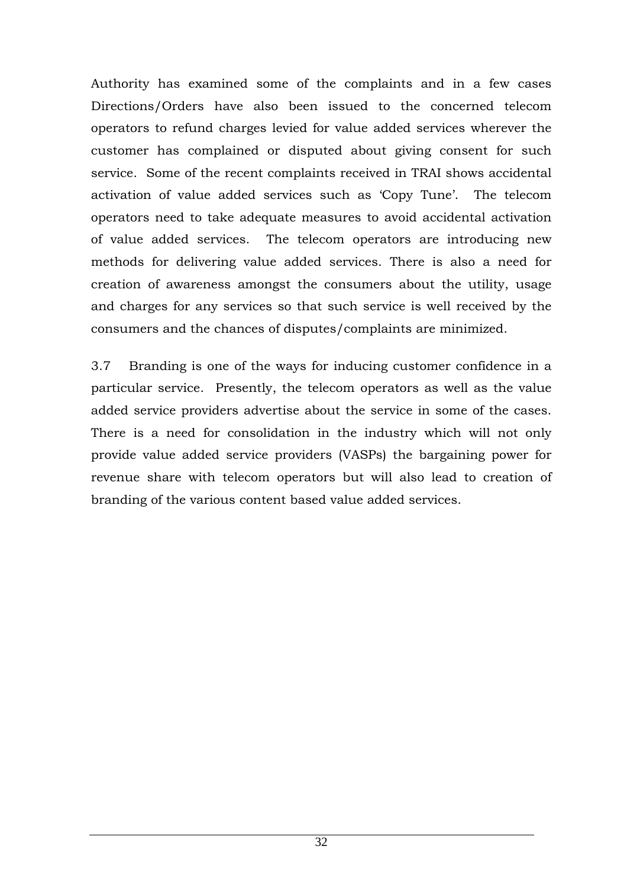Authority has examined some of the complaints and in a few cases Directions/Orders have also been issued to the concerned telecom operators to refund charges levied for value added services wherever the customer has complained or disputed about giving consent for such service. Some of the recent complaints received in TRAI shows accidental activation of value added services such as 'Copy Tune'. The telecom operators need to take adequate measures to avoid accidental activation of value added services. The telecom operators are introducing new methods for delivering value added services. There is also a need for creation of awareness amongst the consumers about the utility, usage and charges for any services so that such service is well received by the consumers and the chances of disputes/complaints are minimized.

3.7 Branding is one of the ways for inducing customer confidence in a particular service. Presently, the telecom operators as well as the value added service providers advertise about the service in some of the cases. There is a need for consolidation in the industry which will not only provide value added service providers (VASPs) the bargaining power for revenue share with telecom operators but will also lead to creation of branding of the various content based value added services.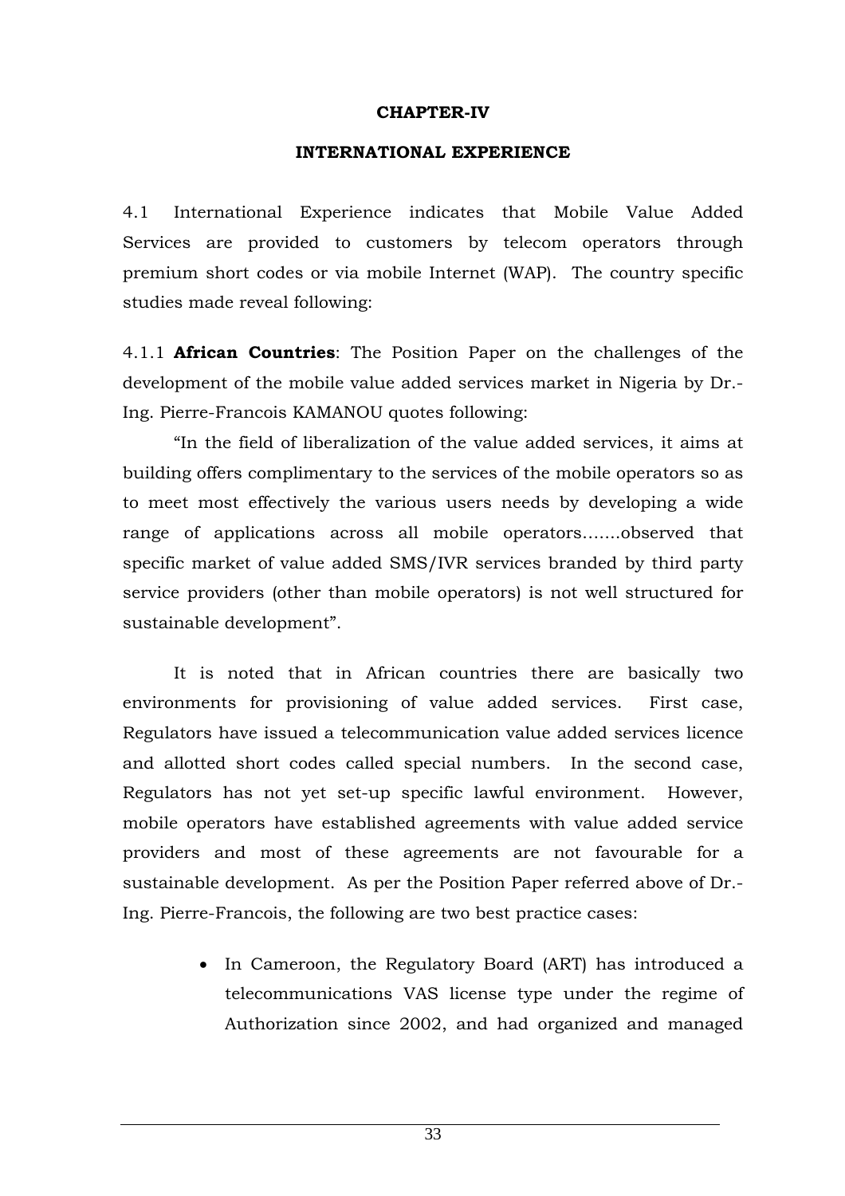# CHAPTER-IV

## INTERNATIONAL EXPERIENCE

4.1 International Experience indicates that Mobile Value Added Services are provided to customers by telecom operators through premium short codes or via mobile Internet (WAP). The country specific studies made reveal following:

4.1.1 **African Countries**: The Position Paper on the challenges of the development of the mobile value added services market in Nigeria by Dr.-Ing. Pierre-Francois KAMANOU quotes following:

"In the field of liberalization of the value added services, it aims at building offers complimentary to the services of the mobile operators so as to meet most effectively the various users needs by developing a wide range of applications across all mobile operators…….observed that specific market of value added SMS/IVR services branded by third party service providers (other than mobile operators) is not well structured for sustainable development".

It is noted that in African countries there are basically two environments for provisioning of value added services. First case, Regulators have issued a telecommunication value added services licence and allotted short codes called special numbers. In the second case, Regulators has not yet set-up specific lawful environment. However, mobile operators have established agreements with value added service providers and most of these agreements are not favourable for a sustainable development. As per the Position Paper referred above of Dr.-Ing. Pierre-Francois, the following are two best practice cases:

- In Cameroon, the Regulatory Board (ART) has introduced a telecommunications VAS license type under the regime of Authorization since 2002, and had organized and managed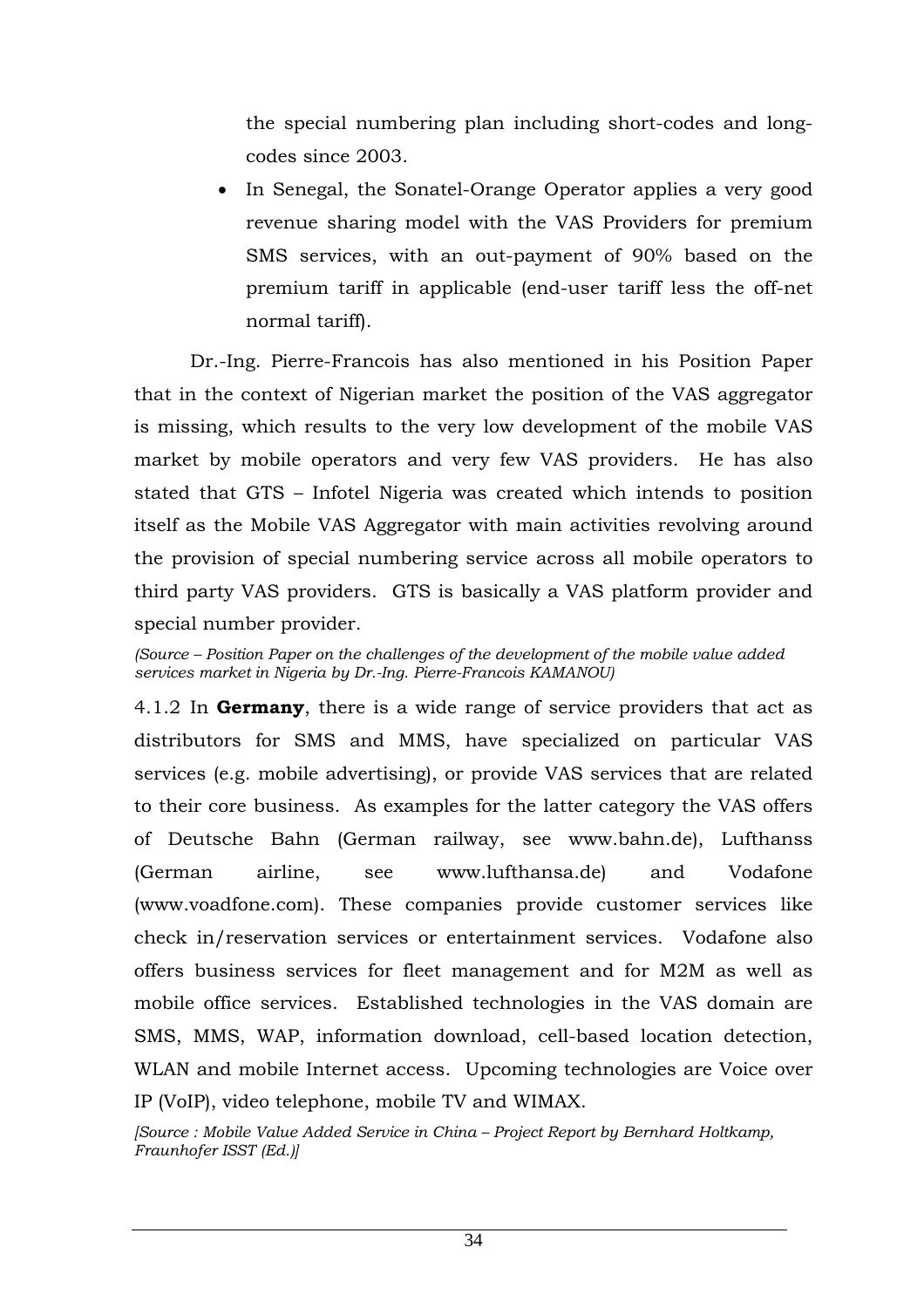the special numbering plan including short-codes and long-codes since 2003.

- In Senegal, the Sonatel-Orange Operator applies a very good revenue sharing model with the VAS Providers for premium SMS services, with an out-payment of 90% based on the premium tariff in applicable (end-user tariff less the off-net normal tariff).

Dr.-Ing. Pierre-Francois has also mentioned in his Position Paper that in the context of Nigerian market the position of the VAS aggregator is missing, which results to the very low development of the mobile VAS market by mobile operators and very few VAS providers. He has also stated that GTS – Infotel Nigeria was created which intends to position itself as the Mobile VAS Aggregator with main activities revolving around the provision of special numbering service across all mobile operators to third party VAS providers. GTS is basically a VAS platform provider and special number provider.

*(Source – Position Paper on the challenges of the development of the mobile value added services market in Nigeria by Dr.-Ing. Pierre-Francois KAMANOU)*

4.1.2 In **Germany**, there is a wide range of service providers that act as distributors for SMS and MMS, have specialized on particular VAS services (e.g. mobile advertising), or provide VAS services that are related to their core business. As examples for the latter category the VAS offers of Deutsche Bahn (German railway, see www.bahn.de), Lufthanss (German airline, see www.lufthansa.de) and Vodafone (www.voadfone.com). These companies provide customer services like check in/reservation services or entertainment services. Vodafone also offers business services for fleet management and for M2M as well as mobile office services. Established technologies in the VAS domain are SMS, MMS, WAP, information download, cell-based location detection, WLAN and mobile Internet access. Upcoming technologies are Voice over IP (VoIP), video telephone, mobile TV and WIMAX.

*[Source : Mobile Value Added Service in China – Project Report by Bernhard Holtkamp, Fraunhofer ISST (Ed.)]*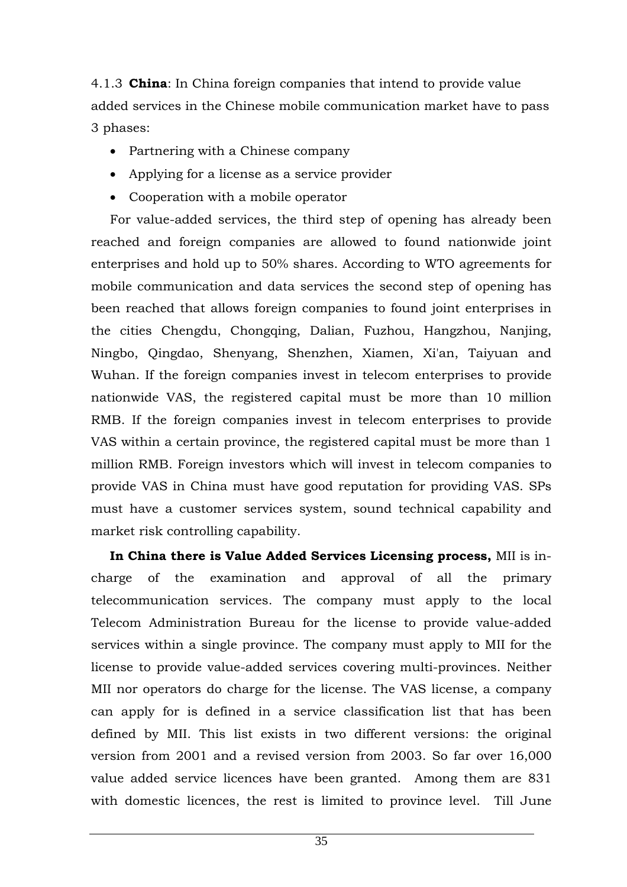4.1.3 **China**: In China foreign companies that intend to provide value added services in the Chinese mobile communication market have to pass 3 phases:

- Partnering with a Chinese company
- Applying for a license as a service provider
- Cooperation with a mobile operator

For value-added services, the third step of opening has already been reached and foreign companies are allowed to found nationwide joint enterprises and hold up to 50% shares. According to WTO agreements for mobile communication and data services the second step of opening has been reached that allows foreign companies to found joint enterprises in the cities Chengdu, Chongqing, Dalian, Fuzhou, Hangzhou, Nanjing, Ningbo, Qingdao, Shenyang, Shenzhen, Xiamen, Xi'an, Taiyuan and Wuhan. If the foreign companies invest in telecom enterprises to provide nationwide VAS, the registered capital must be more than 10 million RMB. If the foreign companies invest in telecom enterprises to provide VAS within a certain province, the registered capital must be more than 1 million RMB. Foreign investors which will invest in telecom companies to provide VAS in China must have good reputation for providing VAS. SPs must have a customer services system, sound technical capability and market risk controlling capability.

**In China there is Value Added Services Licensing process,** MII is in-charge of the examination and approval of all the primary telecommunication services. The company must apply to the local Telecom Administration Bureau for the license to provide value-added services within a single province. The company must apply to MII for the license to provide value-added services covering multi-provinces. Neither MII nor operators do charge for the license. The VAS license, a company can apply for is defined in a service classification list that has been defined by MII. This list exists in two different versions: the original version from 2001 and a revised version from 2003. So far over 16,000 value added service licences have been granted. Among them are 831 with domestic licences, the rest is limited to province level. Till June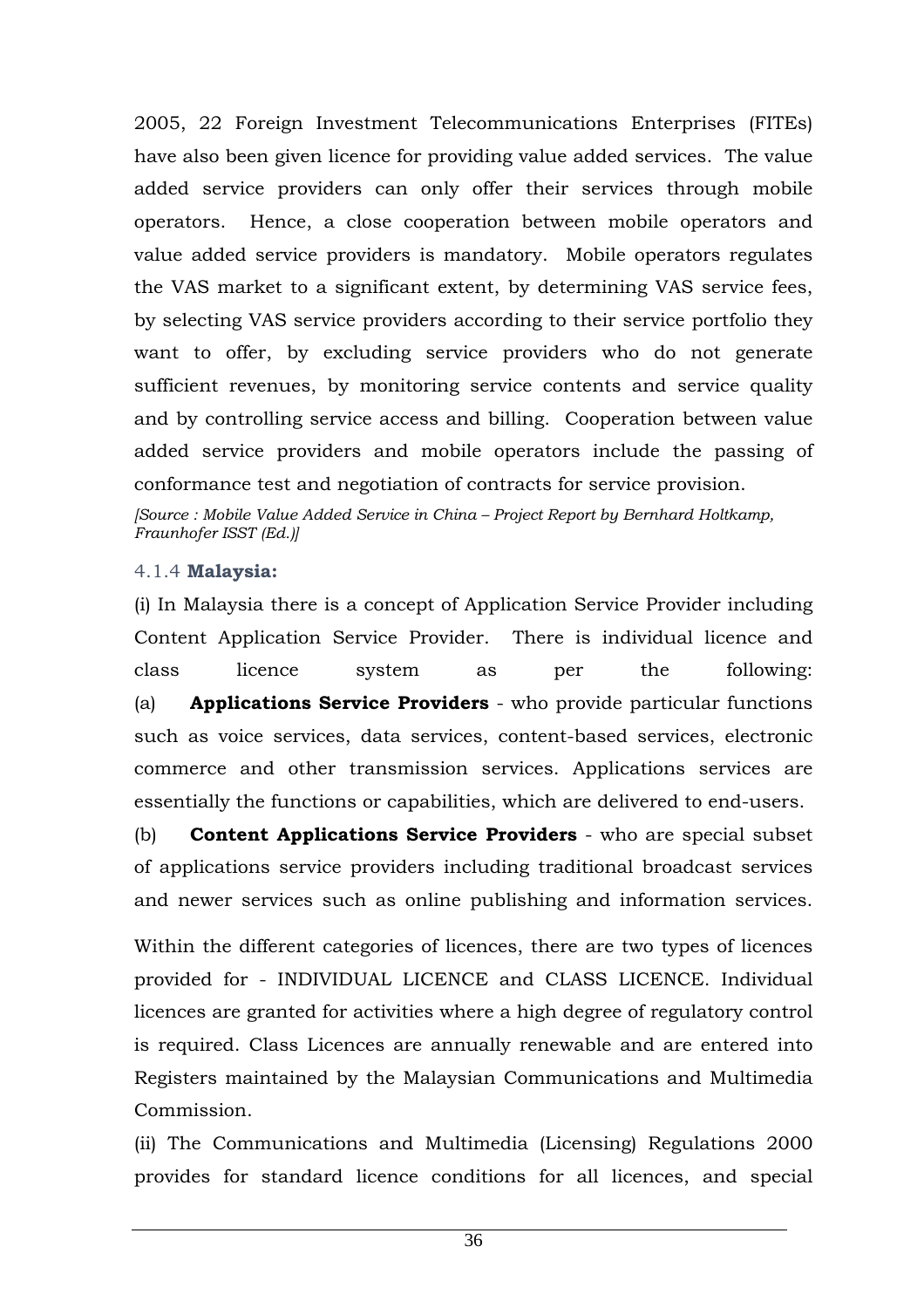2005, 22 Foreign Investment Telecommunications Enterprises (FITEs) have also been given licence for providing value added services. The value added service providers can only offer their services through mobile operators. Hence, a close cooperation between mobile operators and value added service providers is mandatory. Mobile operators regulates the VAS market to a significant extent, by determining VAS service fees, by selecting VAS service providers according to their service portfolio they want to offer, by excluding service providers who do not generate sufficient revenues, by monitoring service contents and service quality and by controlling service access and billing. Cooperation between value added service providers and mobile operators include the passing of conformance test and negotiation of contracts for service provision.

*[Source : Mobile Value Added Service in China – Project Report by Bernhard Holtkamp, Fraunhofer ISST (Ed.)]*

### 4.1.4 **Malaysia:**

(i) In Malaysia there is a concept of Application Service Provider including Content Application Service Provider. There is individual licence and class licence system as per the following:

(a) **Applications Service Providers** - who provide particular functions such as voice services, data services, content-based services, electronic commerce and other transmission services. Applications services are essentially the functions or capabilities, which are delivered to end-users.

(b) **Content Applications Service Providers** - who are special subset of applications service providers including traditional broadcast services and newer services such as online publishing and information services.

Within the different categories of licences, there are two types of licences provided for - INDIVIDUAL LICENCE and CLASS LICENCE. Individual licences are granted for activities where a high degree of regulatory control is required. Class Licences are annually renewable and are entered into Registers maintained by the Malaysian Communications and Multimedia Commission.

(ii) The Communications and Multimedia (Licensing) Regulations 2000 provides for standard licence conditions for all licences, and special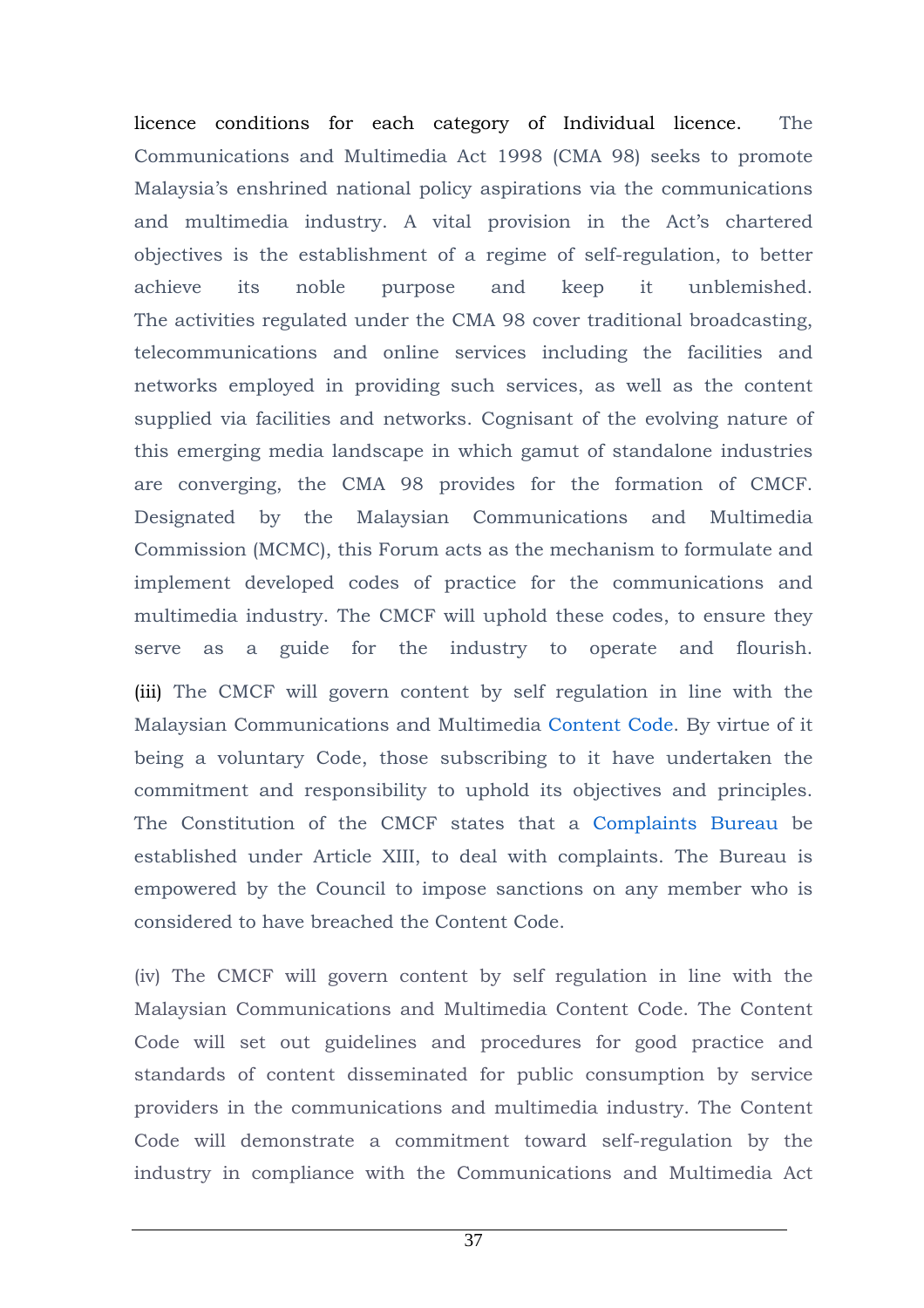licence conditions for each category of Individual licence. The Communications and Multimedia Act 1998 (CMA 98) seeks to promote Malaysia's enshrined national policy aspirations via the communications and multimedia industry. A vital provision in the Act's chartered objectives is the establishment of a regime of self-regulation, to better achieve its noble purpose and keep it unblemished. The activities regulated under the CMA 98 cover traditional broadcasting, telecommunications and online services including the facilities and networks employed in providing such services, as well as the content supplied via facilities and networks. Cognisant of the evolving nature of this emerging media landscape in which gamut of standalone industries are converging, the CMA 98 provides for the formation of CMCF. Designated by the Malaysian Communications and Multimedia Commission (MCMC), this Forum acts as the mechanism to formulate and implement developed codes of practice for the communications and multimedia industry. The CMCF will uphold these codes, to ensure they serve as a guide for the industry to operate and flourish.

(iii) The CMCF will govern content by self regulation in line with the Malaysian Communications and Multimedia Content Code. By virtue of it being a voluntary Code, those subscribing to it have undertaken the commitment and responsibility to uphold its objectives and principles. The Constitution of the CMCF states that a Complaints Bureau be established under Article XIII, to deal with complaints. The Bureau is empowered by the Council to impose sanctions on any member who is considered to have breached the Content Code.

(iv) The CMCF will govern content by self regulation in line with the Malaysian Communications and Multimedia Content Code. The Content Code will set out guidelines and procedures for good practice and standards of content disseminated for public consumption by service providers in the communications and multimedia industry. The Content Code will demonstrate a commitment toward self-regulation by the industry in compliance with the Communications and Multimedia Act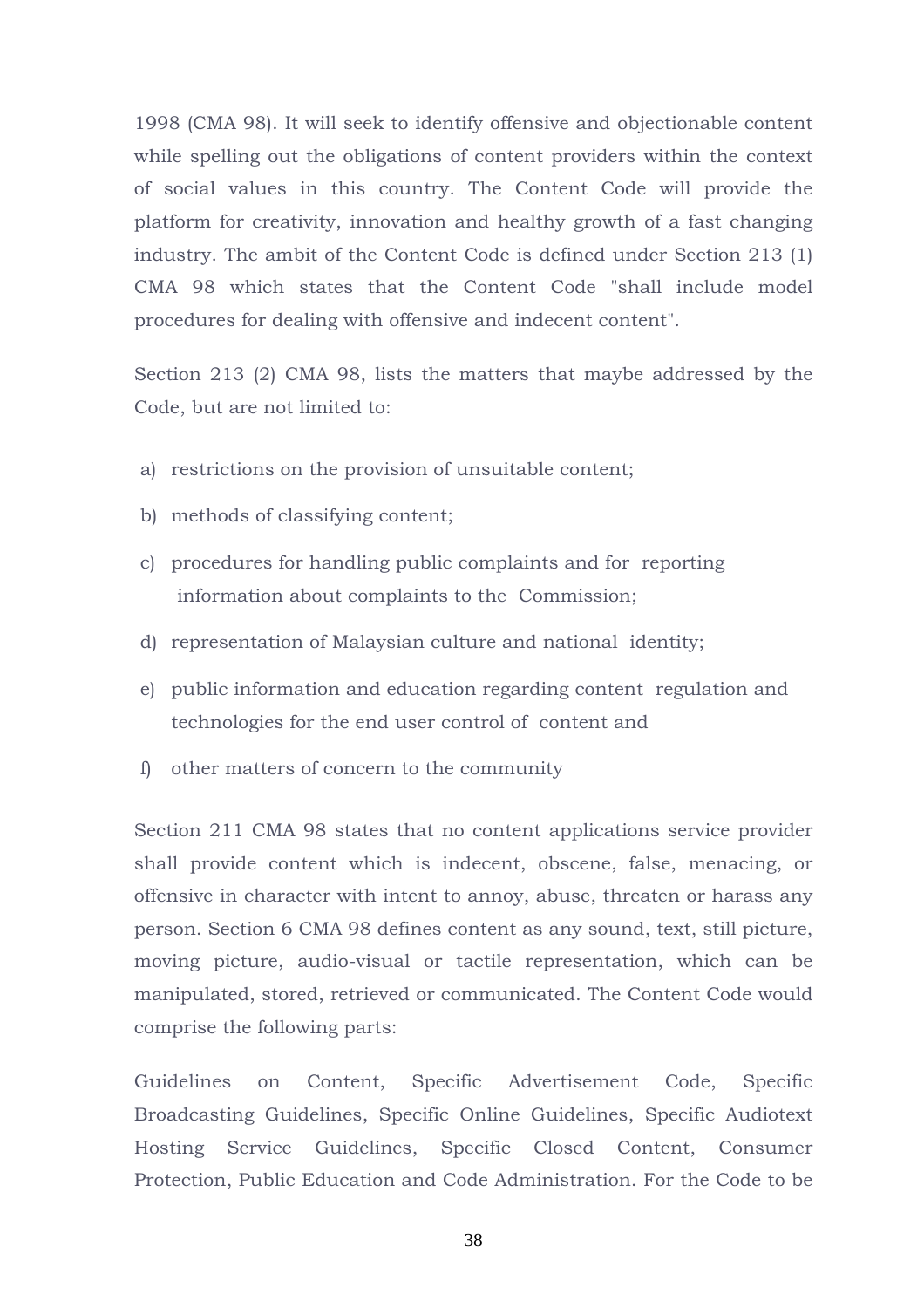1998 (CMA 98). It will seek to identify offensive and objectionable content while spelling out the obligations of content providers within the context of social values in this country. The Content Code will provide the platform for creativity, innovation and healthy growth of a fast changing industry. The ambit of the Content Code is defined under Section 213 (1) CMA 98 which states that the Content Code "shall include model procedures for dealing with offensive and indecent content".

Section 213 (2) CMA 98, lists the matters that maybe addressed by the Code, but are not limited to:

a) restrictions on the provision of unsuitable content;
b) methods of classifying content;
c) procedures for handling public complaints and for reporting information about complaints to the Commission;
d) representation of Malaysian culture and national identity;
e) public information and education regarding content regulation and technologies for the end user control of content and
f) other matters of concern to the community

Section 211 CMA 98 states that no content applications service provider shall provide content which is indecent, obscene, false, menacing, or offensive in character with intent to annoy, abuse, threaten or harass any person. Section 6 CMA 98 defines content as any sound, text, still picture, moving picture, audio-visual or tactile representation, which can be manipulated, stored, retrieved or communicated. The Content Code would comprise the following parts:

Guidelines on Content, Specific Advertisement Code, Specific Broadcasting Guidelines, Specific Online Guidelines, Specific Audiotext Hosting Service Guidelines, Specific Closed Content, Consumer Protection, Public Education and Code Administration. For the Code to be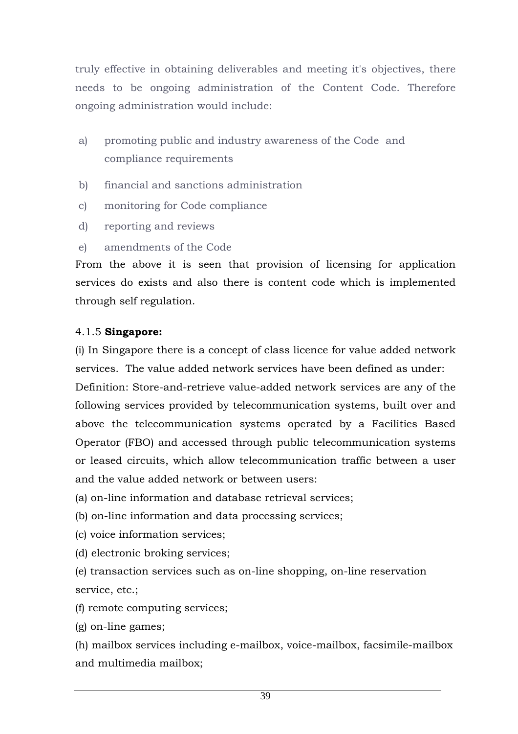truly effective in obtaining deliverables and meeting it's objectives, there needs to be ongoing administration of the Content Code. Therefore ongoing administration would include:

a) promoting public and industry awareness of the Code and compliance requirements

b) financial and sanctions administration

c) monitoring for Code compliance

d) reporting and reviews

e) amendments of the Code

From the above it is seen that provision of licensing for application services do exists and also there is content code which is implemented through self regulation.

4.1.5 **Singapore:**

(i) In Singapore there is a concept of class licence for value added network services. The value added network services have been defined as under:

Definition: Store-and-retrieve value-added network services are any of the following services provided by telecommunication systems, built over and above the telecommunication systems operated by a Facilities Based Operator (FBO) and accessed through public telecommunication systems or leased circuits, which allow telecommunication traffic between a user and the value added network or between users:

(a) on-line information and database retrieval services;

(b) on-line information and data processing services;

(c) voice information services;

(d) electronic broking services;

(e) transaction services such as on-line shopping, on-line reservation service, etc.;

(f) remote computing services;

(g) on-line games;

(h) mailbox services including e-mailbox, voice-mailbox, facsimile-mailbox and multimedia mailbox;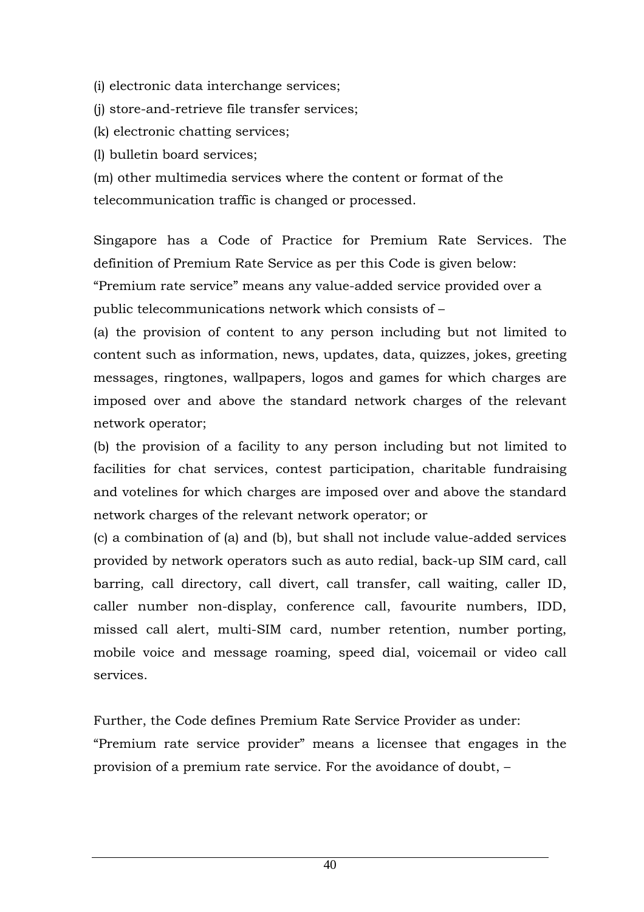(i) electronic data interchange services;

(j) store-and-retrieve file transfer services;

(k) electronic chatting services;

(l) bulletin board services;

(m) other multimedia services where the content or format of the telecommunication traffic is changed or processed.

Singapore has a Code of Practice for Premium Rate Services. The definition of Premium Rate Service as per this Code is given below:

"Premium rate service" means any value-added service provided over a public telecommunications network which consists of –

(a) the provision of content to any person including but not limited to content such as information, news, updates, data, quizzes, jokes, greeting messages, ringtones, wallpapers, logos and games for which charges are imposed over and above the standard network charges of the relevant network operator;

(b) the provision of a facility to any person including but not limited to facilities for chat services, contest participation, charitable fundraising and votelines for which charges are imposed over and above the standard network charges of the relevant network operator; or

(c) a combination of (a) and (b), but shall not include value-added services provided by network operators such as auto redial, back-up SIM card, call barring, call directory, call divert, call transfer, call waiting, caller ID, caller number non-display, conference call, favourite numbers, IDD, missed call alert, multi-SIM card, number retention, number porting, mobile voice and message roaming, speed dial, voicemail or video call services.

Further, the Code defines Premium Rate Service Provider as under:

"Premium rate service provider" means a licensee that engages in the provision of a premium rate service. For the avoidance of doubt, –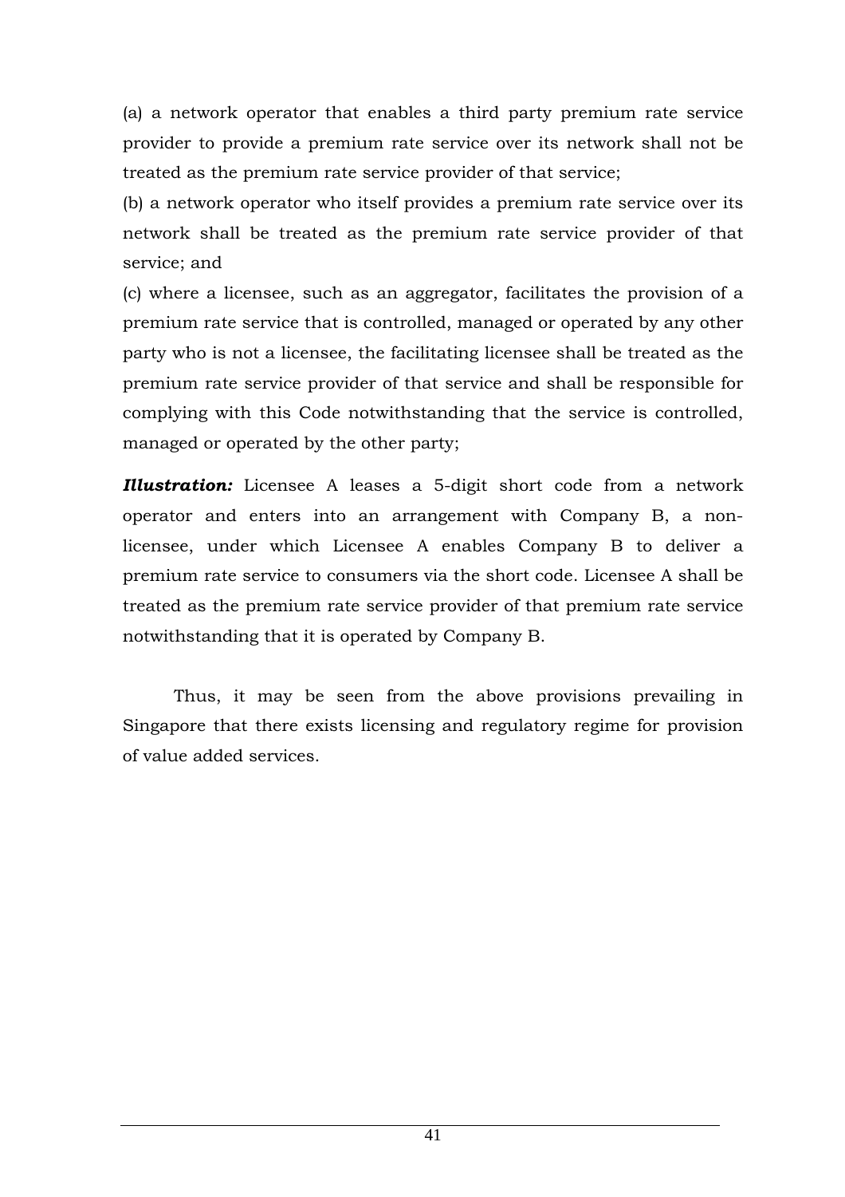(a) a network operator that enables a third party premium rate service provider to provide a premium rate service over its network shall not be treated as the premium rate service provider of that service;

(b) a network operator who itself provides a premium rate service over its network shall be treated as the premium rate service provider of that service; and

(c) where a licensee, such as an aggregator, facilitates the provision of a premium rate service that is controlled, managed or operated by any other party who is not a licensee, the facilitating licensee shall be treated as the premium rate service provider of that service and shall be responsible for complying with this Code notwithstanding that the service is controlled, managed or operated by the other party;

***Illustration:*** Licensee A leases a 5-digit short code from a network operator and enters into an arrangement with Company B, a non-licensee, under which Licensee A enables Company B to deliver a premium rate service to consumers via the short code. Licensee A shall be treated as the premium rate service provider of that premium rate service notwithstanding that it is operated by Company B.

Thus, it may be seen from the above provisions prevailing in Singapore that there exists licensing and regulatory regime for provision of value added services.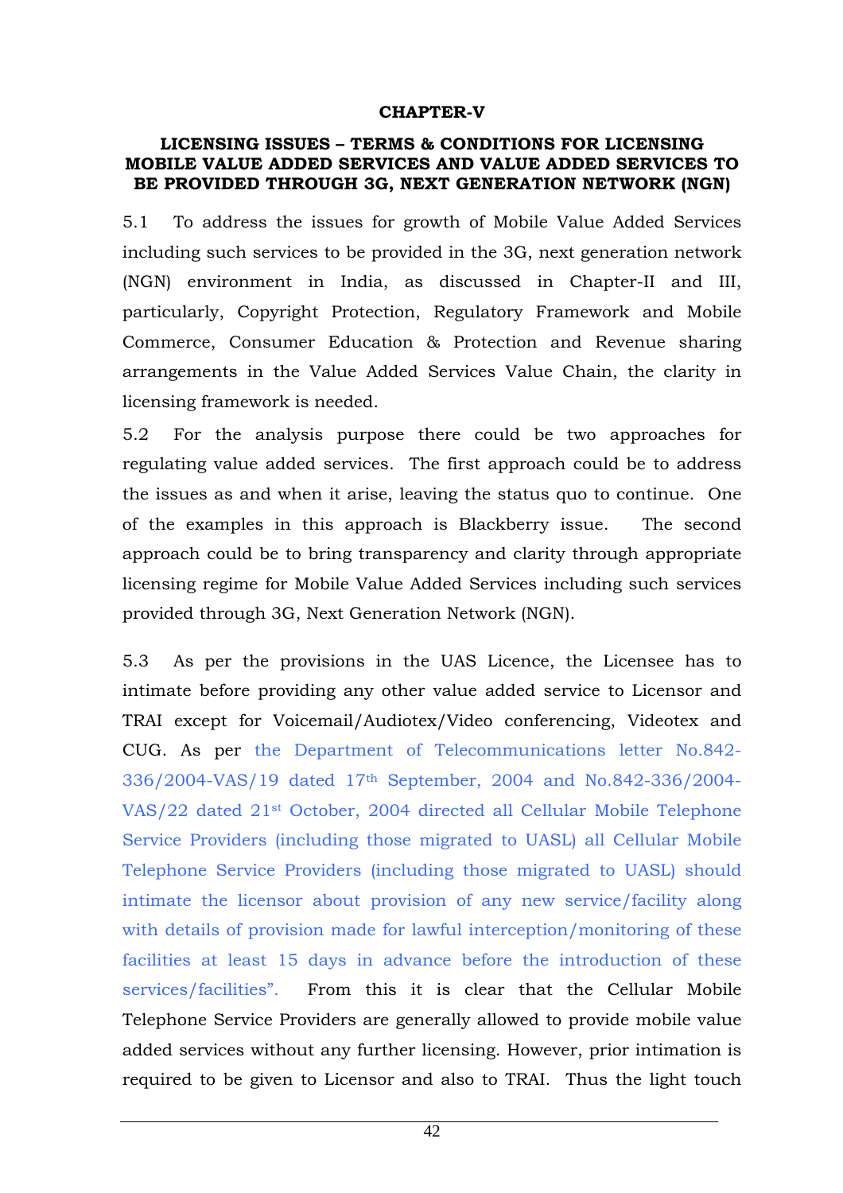# CHAPTER-V

## LICENSING ISSUES – TERMS & CONDITIONS FOR LICENSING MOBILE VALUE ADDED SERVICES AND VALUE ADDED SERVICES TO BE PROVIDED THROUGH 3G, NEXT GENERATION NETWORK (NGN)

5.1 To address the issues for growth of Mobile Value Added Services including such services to be provided in the 3G, next generation network (NGN) environment in India, as discussed in Chapter-II and III, particularly, Copyright Protection, Regulatory Framework and Mobile Commerce, Consumer Education & Protection and Revenue sharing arrangements in the Value Added Services Value Chain, the clarity in licensing framework is needed.

5.2 For the analysis purpose there could be two approaches for regulating value added services. The first approach could be to address the issues as and when it arise, leaving the status quo to continue. One of the examples in this approach is Blackberry issue. The second approach could be to bring transparency and clarity through appropriate licensing regime for Mobile Value Added Services including such services provided through 3G, Next Generation Network (NGN).

5.3 As per the provisions in the UAS Licence, the Licensee has to intimate before providing any other value added service to Licensor and TRAI except for Voicemail/Audiotex/Video conferencing, Videotex and CUG. As per the Department of Telecommunications letter No.842-336/2004-VAS/19 dated 17th September, 2004 and No.842-336/2004-VAS/22 dated 21st October, 2004 directed all Cellular Mobile Telephone Service Providers (including those migrated to UASL) all Cellular Mobile Telephone Service Providers (including those migrated to UASL) should intimate the licensor about provision of any new service/facility along with details of provision made for lawful interception/monitoring of these facilities at least 15 days in advance before the introduction of these services/facilities". From this it is clear that the Cellular Mobile Telephone Service Providers are generally allowed to provide mobile value added services without any further licensing. However, prior intimation is required to be given to Licensor and also to TRAI. Thus the light touch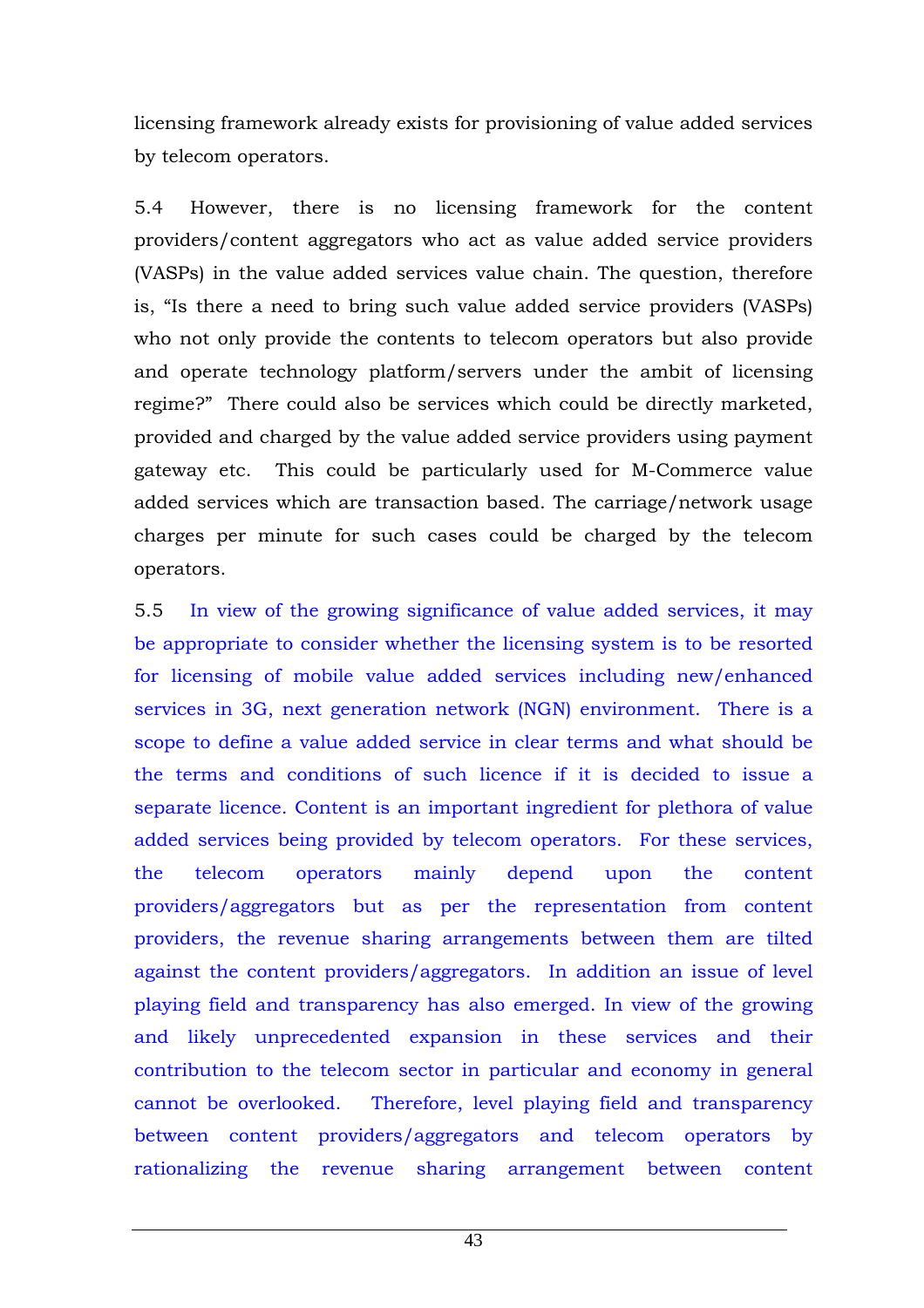licensing framework already exists for provisioning of value added services by telecom operators.

5.4 However, there is no licensing framework for the content providers/content aggregators who act as value added service providers (VASPs) in the value added services value chain. The question, therefore is, "Is there a need to bring such value added service providers (VASPs) who not only provide the contents to telecom operators but also provide and operate technology platform/servers under the ambit of licensing regime?" There could also be services which could be directly marketed, provided and charged by the value added service providers using payment gateway etc. This could be particularly used for M-Commerce value added services which are transaction based. The carriage/network usage charges per minute for such cases could be charged by the telecom operators.

5.5 In view of the growing significance of value added services, it may be appropriate to consider whether the licensing system is to be resorted for licensing of mobile value added services including new/enhanced services in 3G, next generation network (NGN) environment. There is a scope to define a value added service in clear terms and what should be the terms and conditions of such licence if it is decided to issue a separate licence. Content is an important ingredient for plethora of value added services being provided by telecom operators. For these services, the telecom operators mainly depend upon the content providers/aggregators but as per the representation from content providers, the revenue sharing arrangements between them are tilted against the content providers/aggregators. In addition an issue of level playing field and transparency has also emerged. In view of the growing and likely unprecedented expansion in these services and their contribution to the telecom sector in particular and economy in general cannot be overlooked. Therefore, level playing field and transparency between content providers/aggregators and telecom operators by rationalizing the revenue sharing arrangement between content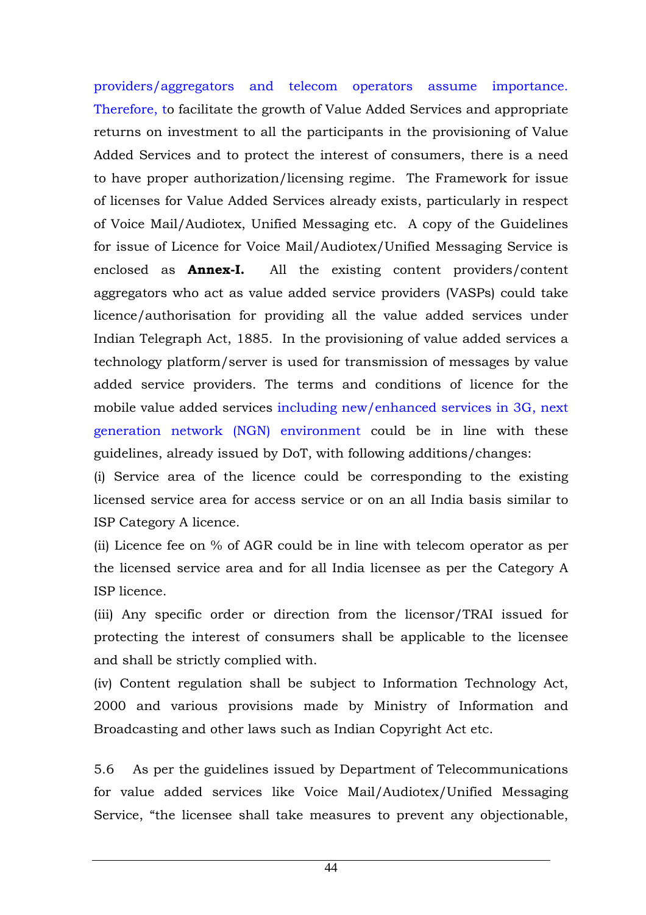providers/aggregators and telecom operators assume importance. Therefore, to facilitate the growth of Value Added Services and appropriate returns on investment to all the participants in the provisioning of Value Added Services and to protect the interest of consumers, there is a need to have proper authorization/licensing regime. The Framework for issue of licenses for Value Added Services already exists, particularly in respect of Voice Mail/Audiotex, Unified Messaging etc. A copy of the Guidelines for issue of Licence for Voice Mail/Audiotex/Unified Messaging Service is enclosed as **Annex-I.** All the existing content providers/content aggregators who act as value added service providers (VASPs) could take licence/authorisation for providing all the value added services under Indian Telegraph Act, 1885. In the provisioning of value added services a technology platform/server is used for transmission of messages by value added service providers. The terms and conditions of licence for the mobile value added services including new/enhanced services in 3G, next generation network (NGN) environment could be in line with these guidelines, already issued by DoT, with following additions/changes:

(i) Service area of the licence could be corresponding to the existing licensed service area for access service or on an all India basis similar to ISP Category A licence.

(ii) Licence fee on % of AGR could be in line with telecom operator as per the licensed service area and for all India licensee as per the Category A ISP licence.

(iii) Any specific order or direction from the licensor/TRAI issued for protecting the interest of consumers shall be applicable to the licensee and shall be strictly complied with.

(iv) Content regulation shall be subject to Information Technology Act, 2000 and various provisions made by Ministry of Information and Broadcasting and other laws such as Indian Copyright Act etc.

5.6 As per the guidelines issued by Department of Telecommunications for value added services like Voice Mail/Audiotex/Unified Messaging Service, "the licensee shall take measures to prevent any objectionable,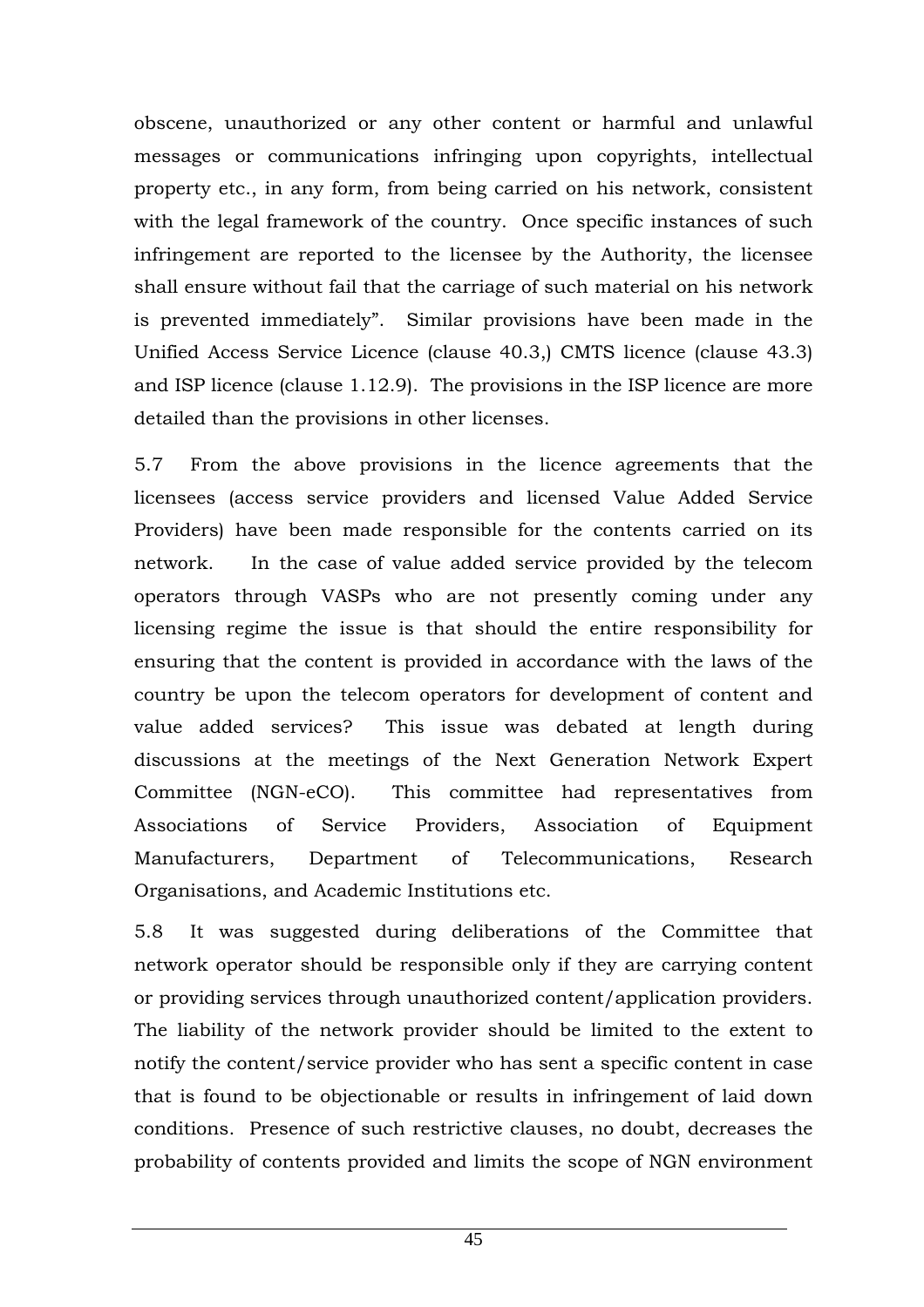obscene, unauthorized or any other content or harmful and unlawful messages or communications infringing upon copyrights, intellectual property etc., in any form, from being carried on his network, consistent with the legal framework of the country. Once specific instances of such infringement are reported to the licensee by the Authority, the licensee shall ensure without fail that the carriage of such material on his network is prevented immediately". Similar provisions have been made in the Unified Access Service Licence (clause 40.3,) CMTS licence (clause 43.3) and ISP licence (clause 1.12.9). The provisions in the ISP licence are more detailed than the provisions in other licenses.

5.7 From the above provisions in the licence agreements that the licensees (access service providers and licensed Value Added Service Providers) have been made responsible for the contents carried on its network. In the case of value added service provided by the telecom operators through VASPs who are not presently coming under any licensing regime the issue is that should the entire responsibility for ensuring that the content is provided in accordance with the laws of the country be upon the telecom operators for development of content and value added services? This issue was debated at length during discussions at the meetings of the Next Generation Network Expert Committee (NGN-eCO). This committee had representatives from Associations of Service Providers, Association of Equipment Manufacturers, Department of Telecommunications, Research Organisations, and Academic Institutions etc.

5.8 It was suggested during deliberations of the Committee that network operator should be responsible only if they are carrying content or providing services through unauthorized content/application providers. The liability of the network provider should be limited to the extent to notify the content/service provider who has sent a specific content in case that is found to be objectionable or results in infringement of laid down conditions. Presence of such restrictive clauses, no doubt, decreases the probability of contents provided and limits the scope of NGN environment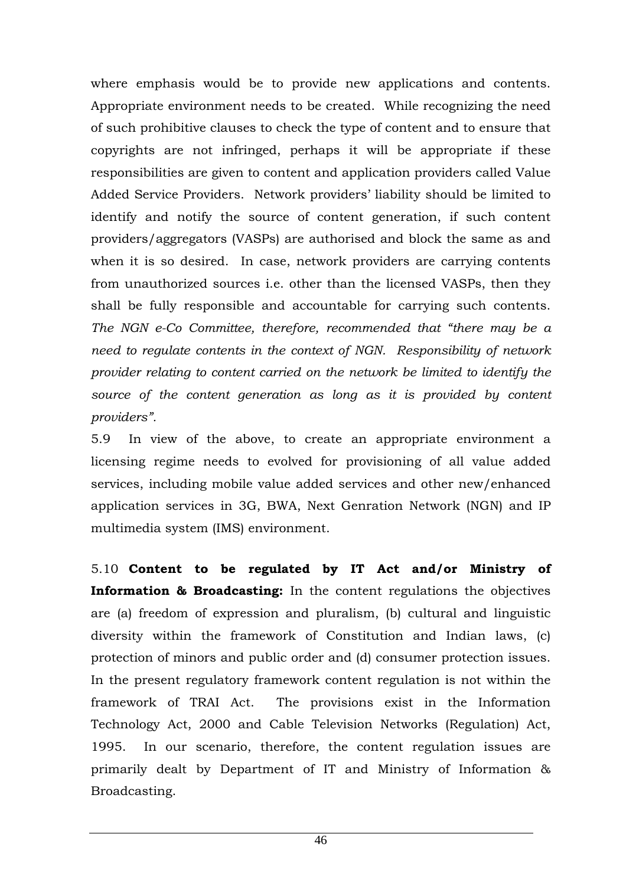where emphasis would be to provide new applications and contents. Appropriate environment needs to be created. While recognizing the need of such prohibitive clauses to check the type of content and to ensure that copyrights are not infringed, perhaps it will be appropriate if these responsibilities are given to content and application providers called Value Added Service Providers. Network providers' liability should be limited to identify and notify the source of content generation, if such content providers/aggregators (VASPs) are authorised and block the same as and when it is so desired. In case, network providers are carrying contents from unauthorized sources i.e. other than the licensed VASPs, then they shall be fully responsible and accountable for carrying such contents. *The NGN e-Co Committee, therefore, recommended that "there may be a need to regulate contents in the context of NGN. Responsibility of network provider relating to content carried on the network be limited to identify the source of the content generation as long as it is provided by content providers".*

5.9 In view of the above, to create an appropriate environment a licensing regime needs to evolved for provisioning of all value added services, including mobile value added services and other new/enhanced application services in 3G, BWA, Next Genration Network (NGN) and IP multimedia system (IMS) environment.

5.10 **Content to be regulated by IT Act and/or Ministry of Information & Broadcasting:** In the content regulations the objectives are (a) freedom of expression and pluralism, (b) cultural and linguistic diversity within the framework of Constitution and Indian laws, (c) protection of minors and public order and (d) consumer protection issues. In the present regulatory framework content regulation is not within the framework of TRAI Act. The provisions exist in the Information Technology Act, 2000 and Cable Television Networks (Regulation) Act, 1995. In our scenario, therefore, the content regulation issues are primarily dealt by Department of IT and Ministry of Information & Broadcasting.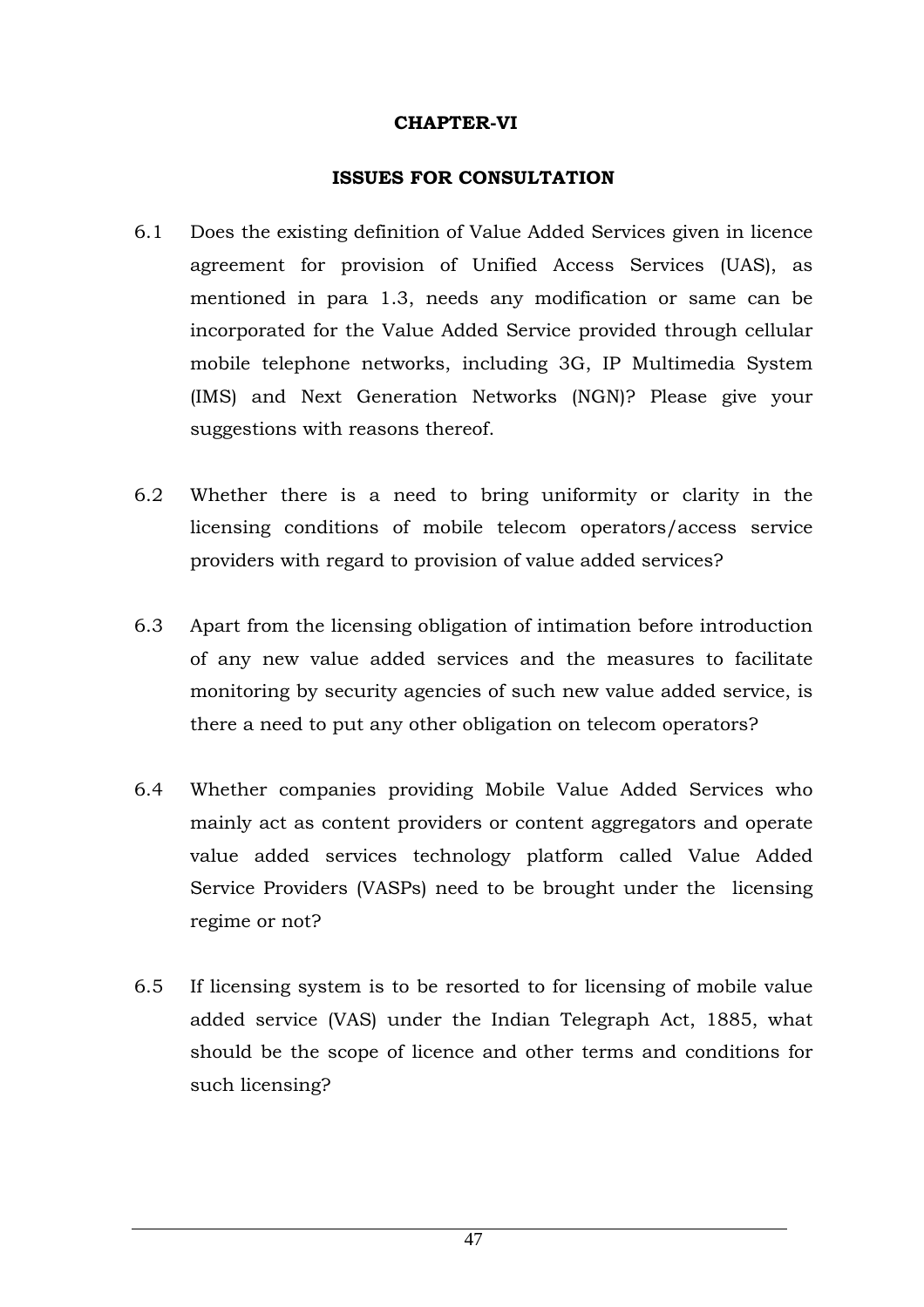# CHAPTER-VI

## ISSUES FOR CONSULTATION

6.1 Does the existing definition of Value Added Services given in licence agreement for provision of Unified Access Services (UAS), as mentioned in para 1.3, needs any modification or same can be incorporated for the Value Added Service provided through cellular mobile telephone networks, including 3G, IP Multimedia System (IMS) and Next Generation Networks (NGN)? Please give your suggestions with reasons thereof.

6.2 Whether there is a need to bring uniformity or clarity in the licensing conditions of mobile telecom operators/access service providers with regard to provision of value added services?

6.3 Apart from the licensing obligation of intimation before introduction of any new value added services and the measures to facilitate monitoring by security agencies of such new value added service, is there a need to put any other obligation on telecom operators?

6.4 Whether companies providing Mobile Value Added Services who mainly act as content providers or content aggregators and operate value added services technology platform called Value Added Service Providers (VASPs) need to be brought under the licensing regime or not?

6.5 If licensing system is to be resorted to for licensing of mobile value added service (VAS) under the Indian Telegraph Act, 1885, what should be the scope of licence and other terms and conditions for such licensing?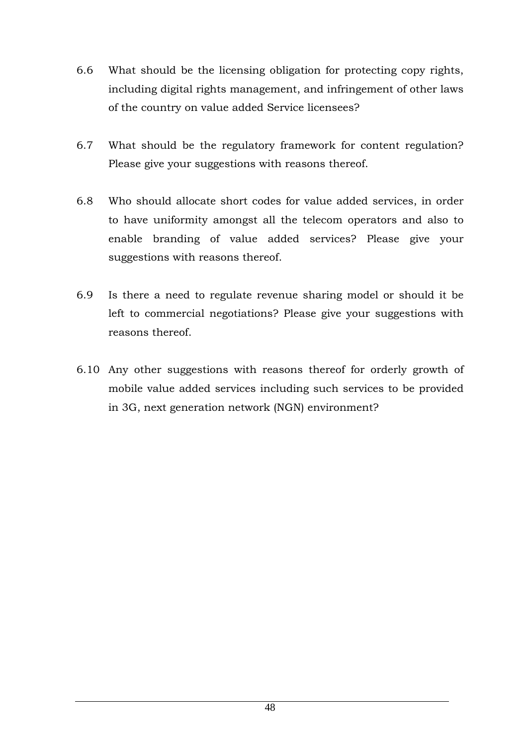6.6 What should be the licensing obligation for protecting copy rights, including digital rights management, and infringement of other laws of the country on value added Service licensees?

6.7 What should be the regulatory framework for content regulation? Please give your suggestions with reasons thereof.

6.8 Who should allocate short codes for value added services, in order to have uniformity amongst all the telecom operators and also to enable branding of value added services? Please give your suggestions with reasons thereof.

6.9 Is there a need to regulate revenue sharing model or should it be left to commercial negotiations? Please give your suggestions with reasons thereof.

6.10 Any other suggestions with reasons thereof for orderly growth of mobile value added services including such services to be provided in 3G, next generation network (NGN) environment?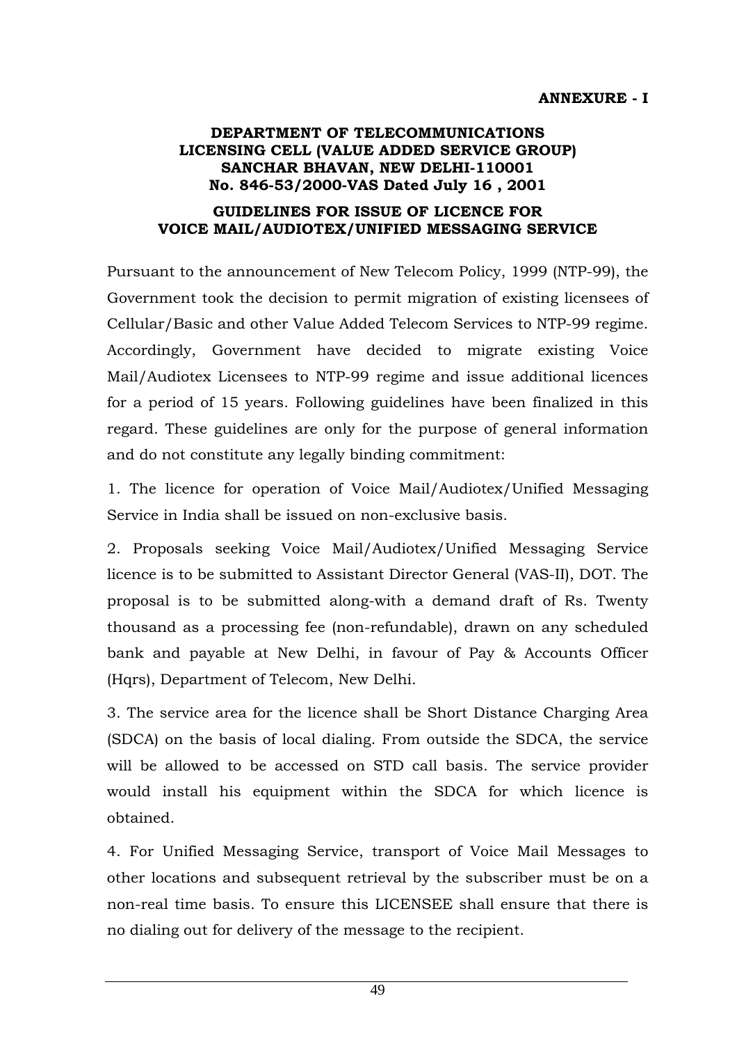**ANNEXURE - I**

**DEPARTMENT OF TELECOMMUNICATIONS**
**LICENSING CELL (VALUE ADDED SERVICE GROUP)**
**SANCHAR BHAVAN, NEW DELHI-110001**
**No. 846-53/2000-VAS Dated July 16 , 2001**

## GUIDELINES FOR ISSUE OF LICENCE FOR VOICE MAIL/AUDIOTEX/UNIFIED MESSAGING SERVICE

Pursuant to the announcement of New Telecom Policy, 1999 (NTP-99), the Government took the decision to permit migration of existing licensees of Cellular/Basic and other Value Added Telecom Services to NTP-99 regime. Accordingly, Government have decided to migrate existing Voice Mail/Audiotex Licensees to NTP-99 regime and issue additional licences for a period of 15 years. Following guidelines have been finalized in this regard. These guidelines are only for the purpose of general information and do not constitute any legally binding commitment:

1. The licence for operation of Voice Mail/Audiotex/Unified Messaging Service in India shall be issued on non-exclusive basis.

2. Proposals seeking Voice Mail/Audiotex/Unified Messaging Service licence is to be submitted to Assistant Director General (VAS-II), DOT. The proposal is to be submitted along-with a demand draft of Rs. Twenty thousand as a processing fee (non-refundable), drawn on any scheduled bank and payable at New Delhi, in favour of Pay & Accounts Officer (Hqrs), Department of Telecom, New Delhi.

3. The service area for the licence shall be Short Distance Charging Area (SDCA) on the basis of local dialing. From outside the SDCA, the service will be allowed to be accessed on STD call basis. The service provider would install his equipment within the SDCA for which licence is obtained.

4. For Unified Messaging Service, transport of Voice Mail Messages to other locations and subsequent retrieval by the subscriber must be on a non-real time basis. To ensure this LICENSEE shall ensure that there is no dialing out for delivery of the message to the recipient.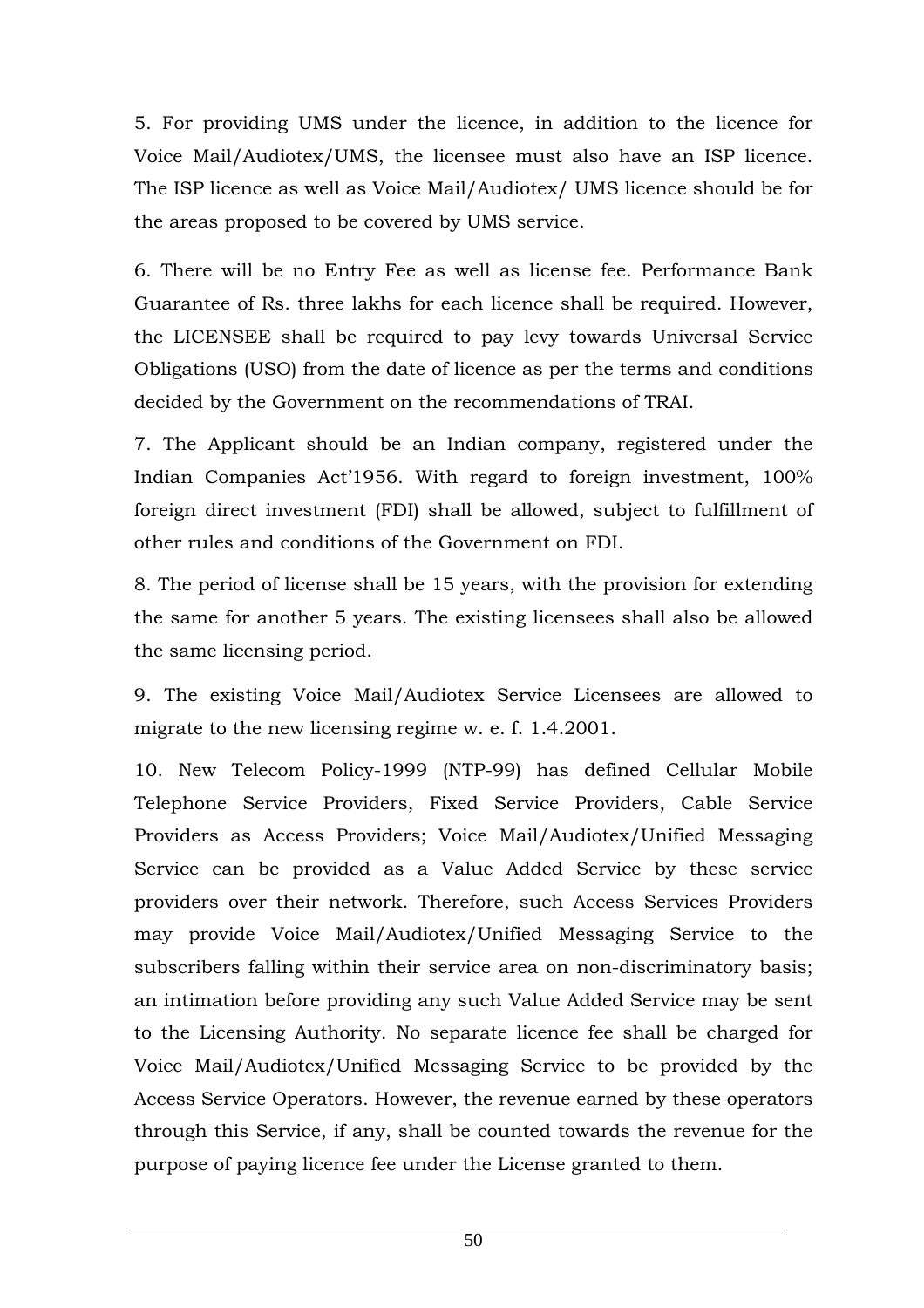5. For providing UMS under the licence, in addition to the licence for Voice Mail/Audiotex/UMS, the licensee must also have an ISP licence. The ISP licence as well as Voice Mail/Audiotex/ UMS licence should be for the areas proposed to be covered by UMS service.

6. There will be no Entry Fee as well as license fee. Performance Bank Guarantee of Rs. three lakhs for each licence shall be required. However, the LICENSEE shall be required to pay levy towards Universal Service Obligations (USO) from the date of licence as per the terms and conditions decided by the Government on the recommendations of TRAI.

7. The Applicant should be an Indian company, registered under the Indian Companies Act'1956. With regard to foreign investment, 100% foreign direct investment (FDI) shall be allowed, subject to fulfillment of other rules and conditions of the Government on FDI.

8. The period of license shall be 15 years, with the provision for extending the same for another 5 years. The existing licensees shall also be allowed the same licensing period.

9. The existing Voice Mail/Audiotex Service Licensees are allowed to migrate to the new licensing regime w. e. f. 1.4.2001.

10. New Telecom Policy-1999 (NTP-99) has defined Cellular Mobile Telephone Service Providers, Fixed Service Providers, Cable Service Providers as Access Providers; Voice Mail/Audiotex/Unified Messaging Service can be provided as a Value Added Service by these service providers over their network. Therefore, such Access Services Providers may provide Voice Mail/Audiotex/Unified Messaging Service to the subscribers falling within their service area on non-discriminatory basis; an intimation before providing any such Value Added Service may be sent to the Licensing Authority. No separate licence fee shall be charged for Voice Mail/Audiotex/Unified Messaging Service to be provided by the Access Service Operators. However, the revenue earned by these operators through this Service, if any, shall be counted towards the revenue for the purpose of paying licence fee under the License granted to them.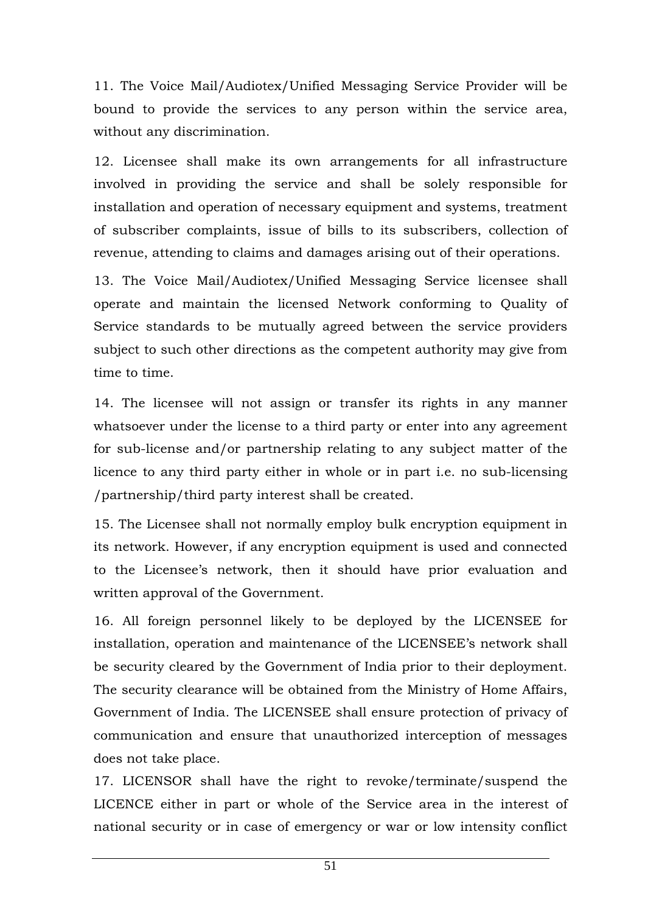11. The Voice Mail/Audiotex/Unified Messaging Service Provider will be bound to provide the services to any person within the service area, without any discrimination.

12. Licensee shall make its own arrangements for all infrastructure involved in providing the service and shall be solely responsible for installation and operation of necessary equipment and systems, treatment of subscriber complaints, issue of bills to its subscribers, collection of revenue, attending to claims and damages arising out of their operations.

13. The Voice Mail/Audiotex/Unified Messaging Service licensee shall operate and maintain the licensed Network conforming to Quality of Service standards to be mutually agreed between the service providers subject to such other directions as the competent authority may give from time to time.

14. The licensee will not assign or transfer its rights in any manner whatsoever under the license to a third party or enter into any agreement for sub-license and/or partnership relating to any subject matter of the licence to any third party either in whole or in part i.e. no sub-licensing /partnership/third party interest shall be created.

15. The Licensee shall not normally employ bulk encryption equipment in its network. However, if any encryption equipment is used and connected to the Licensee's network, then it should have prior evaluation and written approval of the Government.

16. All foreign personnel likely to be deployed by the LICENSEE for installation, operation and maintenance of the LICENSEE's network shall be security cleared by the Government of India prior to their deployment. The security clearance will be obtained from the Ministry of Home Affairs, Government of India. The LICENSEE shall ensure protection of privacy of communication and ensure that unauthorized interception of messages does not take place.

17. LICENSOR shall have the right to revoke/terminate/suspend the LICENCE either in part or whole of the Service area in the interest of national security or in case of emergency or war or low intensity conflict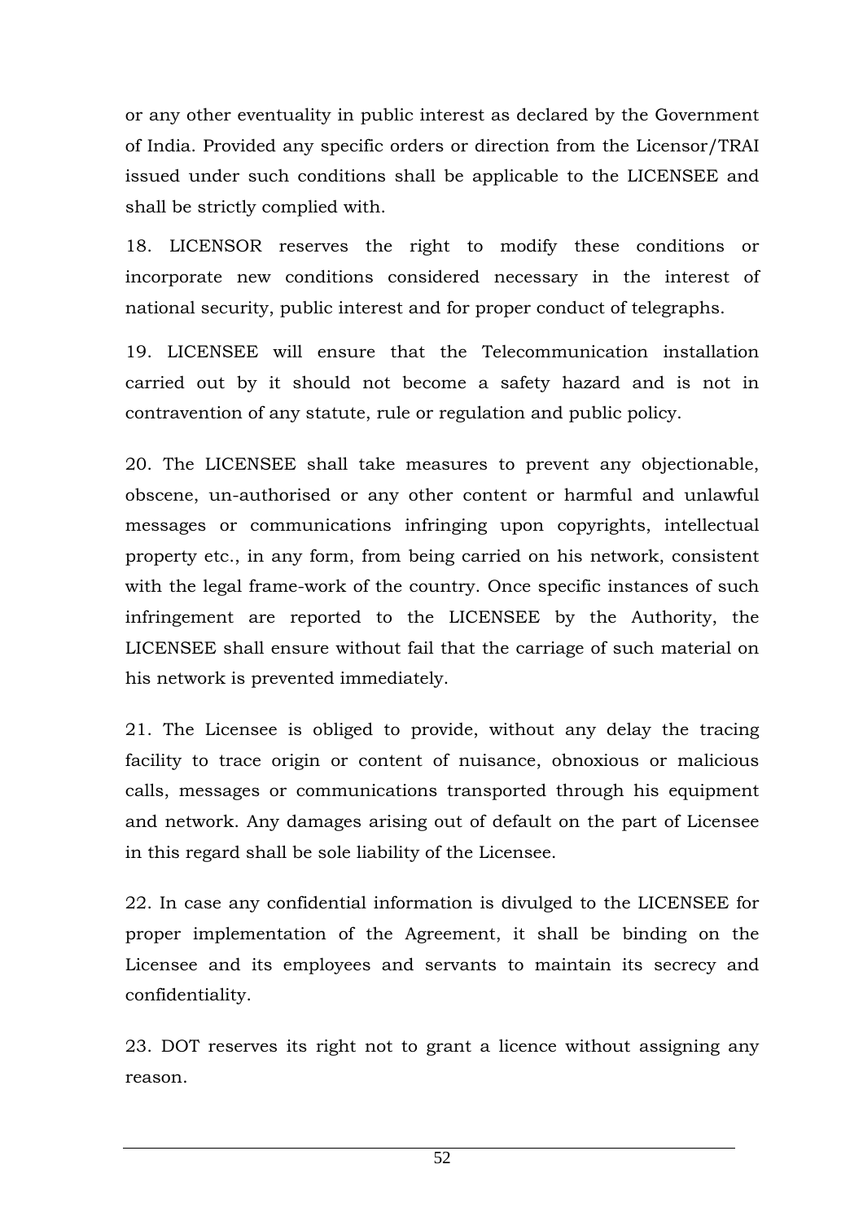or any other eventuality in public interest as declared by the Government of India. Provided any specific orders or direction from the Licensor/TRAI issued under such conditions shall be applicable to the LICENSEE and shall be strictly complied with.

18. LICENSOR reserves the right to modify these conditions or incorporate new conditions considered necessary in the interest of national security, public interest and for proper conduct of telegraphs.

19. LICENSEE will ensure that the Telecommunication installation carried out by it should not become a safety hazard and is not in contravention of any statute, rule or regulation and public policy.

20. The LICENSEE shall take measures to prevent any objectionable, obscene, un-authorised or any other content or harmful and unlawful messages or communications infringing upon copyrights, intellectual property etc., in any form, from being carried on his network, consistent with the legal frame-work of the country. Once specific instances of such infringement are reported to the LICENSEE by the Authority, the LICENSEE shall ensure without fail that the carriage of such material on his network is prevented immediately.

21. The Licensee is obliged to provide, without any delay the tracing facility to trace origin or content of nuisance, obnoxious or malicious calls, messages or communications transported through his equipment and network. Any damages arising out of default on the part of Licensee in this regard shall be sole liability of the Licensee.

22. In case any confidential information is divulged to the LICENSEE for proper implementation of the Agreement, it shall be binding on the Licensee and its employees and servants to maintain its secrecy and confidentiality.

23. DOT reserves its right not to grant a licence without assigning any reason.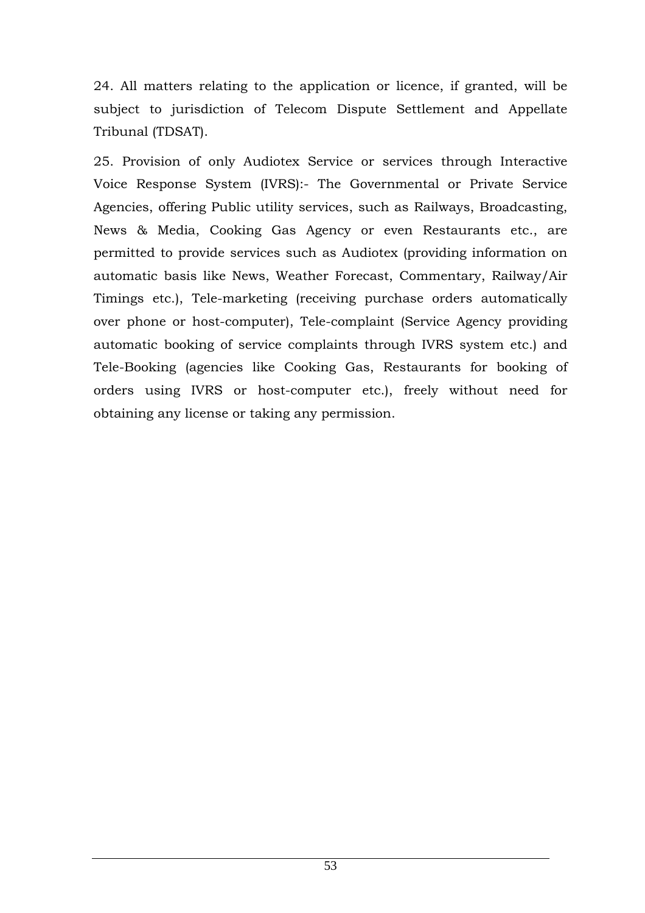24. All matters relating to the application or licence, if granted, will be subject to jurisdiction of Telecom Dispute Settlement and Appellate Tribunal (TDSAT).

25. Provision of only Audiotex Service or services through Interactive Voice Response System (IVRS):- The Governmental or Private Service Agencies, offering Public utility services, such as Railways, Broadcasting, News & Media, Cooking Gas Agency or even Restaurants etc., are permitted to provide services such as Audiotex (providing information on automatic basis like News, Weather Forecast, Commentary, Railway/Air Timings etc.), Tele-marketing (receiving purchase orders automatically over phone or host-computer), Tele-complaint (Service Agency providing automatic booking of service complaints through IVRS system etc.) and Tele-Booking (agencies like Cooking Gas, Restaurants for booking of orders using IVRS or host-computer etc.), freely without need for obtaining any license or taking any permission.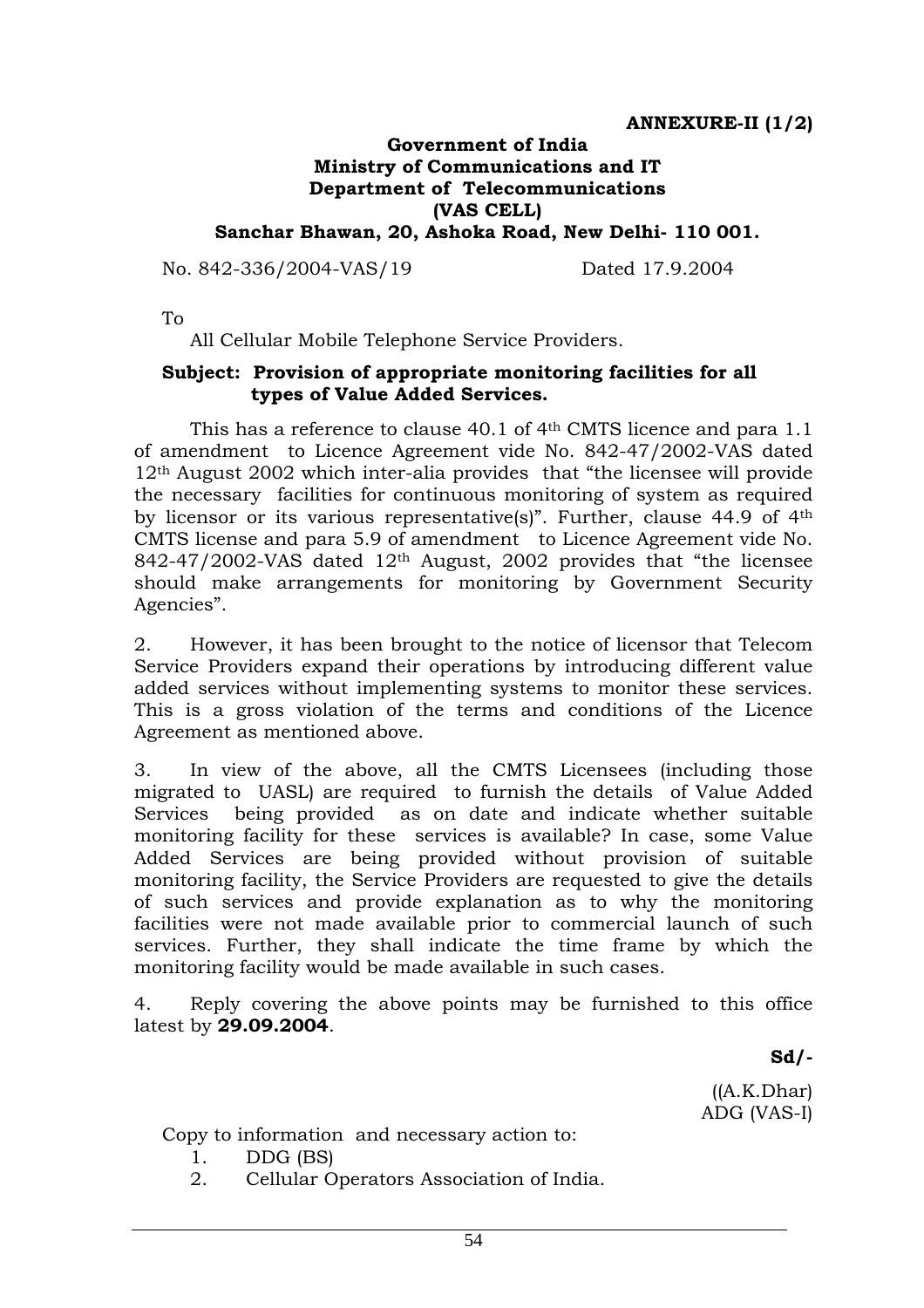**ANNEXURE-II (1/2)**

**Government of India**
**Ministry of Communications and IT**
**Department of Telecommunications**
**(VAS CELL)**
**Sanchar Bhawan, 20, Ashoka Road, New Delhi- 110 001.**

No. 842-336/2004-VAS/19 Dated 17.9.2004

To

All Cellular Mobile Telephone Service Providers.

**Subject: Provision of appropriate monitoring facilities for all types of Value Added Services.**

This has a reference to clause 40.1 of 4th CMTS licence and para 1.1 of amendment to Licence Agreement vide No. 842-47/2002-VAS dated 12th August 2002 which inter-alia provides that "the licensee will provide the necessary facilities for continuous monitoring of system as required by licensor or its various representative(s)". Further, clause 44.9 of 4th CMTS license and para 5.9 of amendment to Licence Agreement vide No. 842-47/2002-VAS dated 12th August, 2002 provides that "the licensee should make arrangements for monitoring by Government Security Agencies".

2. However, it has been brought to the notice of licensor that Telecom Service Providers expand their operations by introducing different value added services without implementing systems to monitor these services. This is a gross violation of the terms and conditions of the Licence Agreement as mentioned above.

3. In view of the above, all the CMTS Licensees (including those migrated to UASL) are required to furnish the details of Value Added Services being provided as on date and indicate whether suitable monitoring facility for these services is available? In case, some Value Added Services are being provided without provision of suitable monitoring facility, the Service Providers are requested to give the details of such services and provide explanation as to why the monitoring facilities were not made available prior to commercial launch of such services. Further, they shall indicate the time frame by which the monitoring facility would be made available in such cases.

4. Reply covering the above points may be furnished to this office latest by **29.09.2004**.

**Sd/-**

((A.K.Dhar)
ADG (VAS-I)

Copy to information and necessary action to:

1. DDG (BS)
2. Cellular Operators Association of India.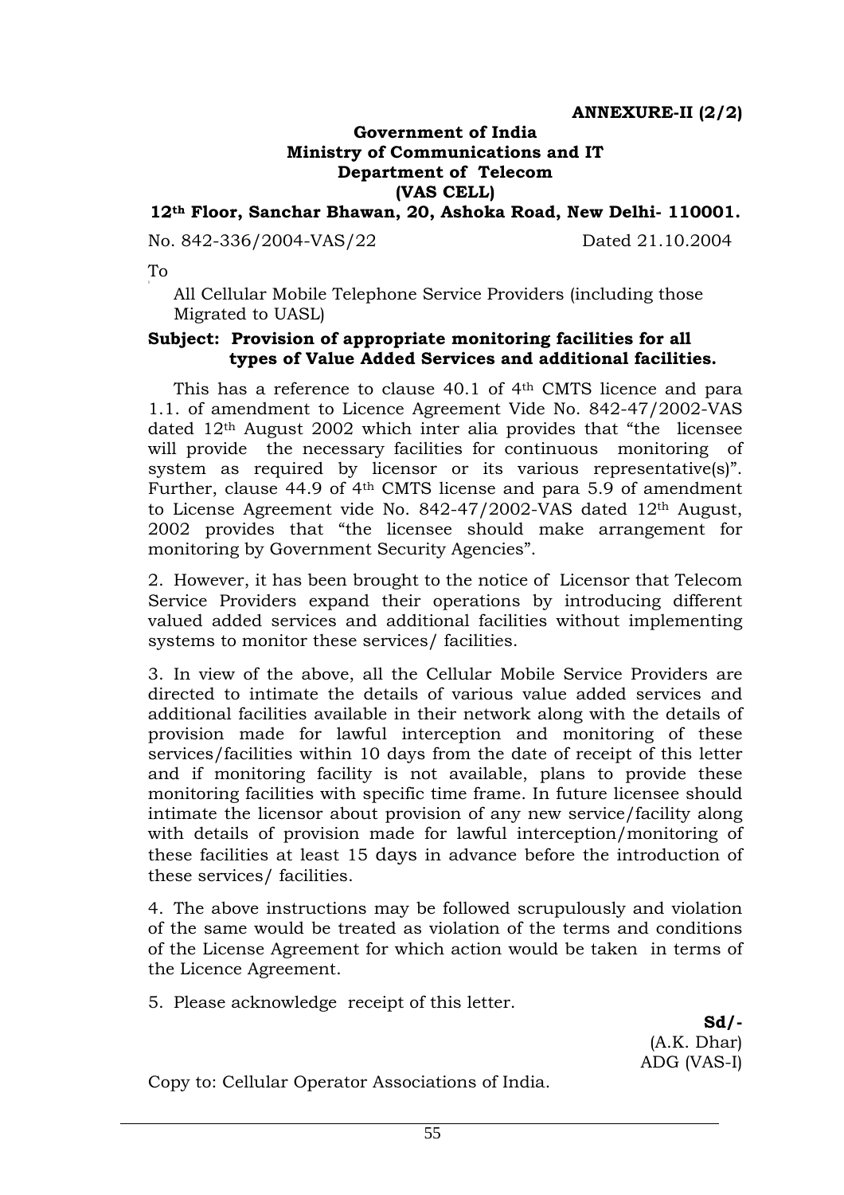**ANNEXURE-II (2/2)**

**Government of India**
**Ministry of Communications and IT**
**Department of Telecom**
**(VAS CELL)**
**12th Floor, Sanchar Bhawan, 20, Ashoka Road, New Delhi- 110001.**

No. 842-336/2004-VAS/22 Dated 21.10.2004

To

All Cellular Mobile Telephone Service Providers (including those Migrated to UASL)

**Subject: Provision of appropriate monitoring facilities for all types of Value Added Services and additional facilities.**

This has a reference to clause 40.1 of 4th CMTS licence and para 1.1. of amendment to Licence Agreement Vide No. 842-47/2002-VAS dated 12th August 2002 which inter alia provides that "the licensee will provide the necessary facilities for continuous monitoring of system as required by licensor or its various representative(s)". Further, clause 44.9 of 4th CMTS license and para 5.9 of amendment to License Agreement vide No. 842-47/2002-VAS dated 12th August, 2002 provides that "the licensee should make arrangement for monitoring by Government Security Agencies".

2. However, it has been brought to the notice of Licensor that Telecom Service Providers expand their operations by introducing different valued added services and additional facilities without implementing systems to monitor these services/ facilities.

3. In view of the above, all the Cellular Mobile Service Providers are directed to intimate the details of various value added services and additional facilities available in their network along with the details of provision made for lawful interception and monitoring of these services/facilities within 10 days from the date of receipt of this letter and if monitoring facility is not available, plans to provide these monitoring facilities with specific time frame. In future licensee should intimate the licensor about provision of any new service/facility along with details of provision made for lawful interception/monitoring of these facilities at least 15 days in advance before the introduction of these services/ facilities.

4. The above instructions may be followed scrupulously and violation of the same would be treated as violation of the terms and conditions of the License Agreement for which action would be taken in terms of the Licence Agreement.

5. Please acknowledge receipt of this letter.

**Sd/-**
(A.K. Dhar)
ADG (VAS-I)

Copy to: Cellular Operator Associations of India.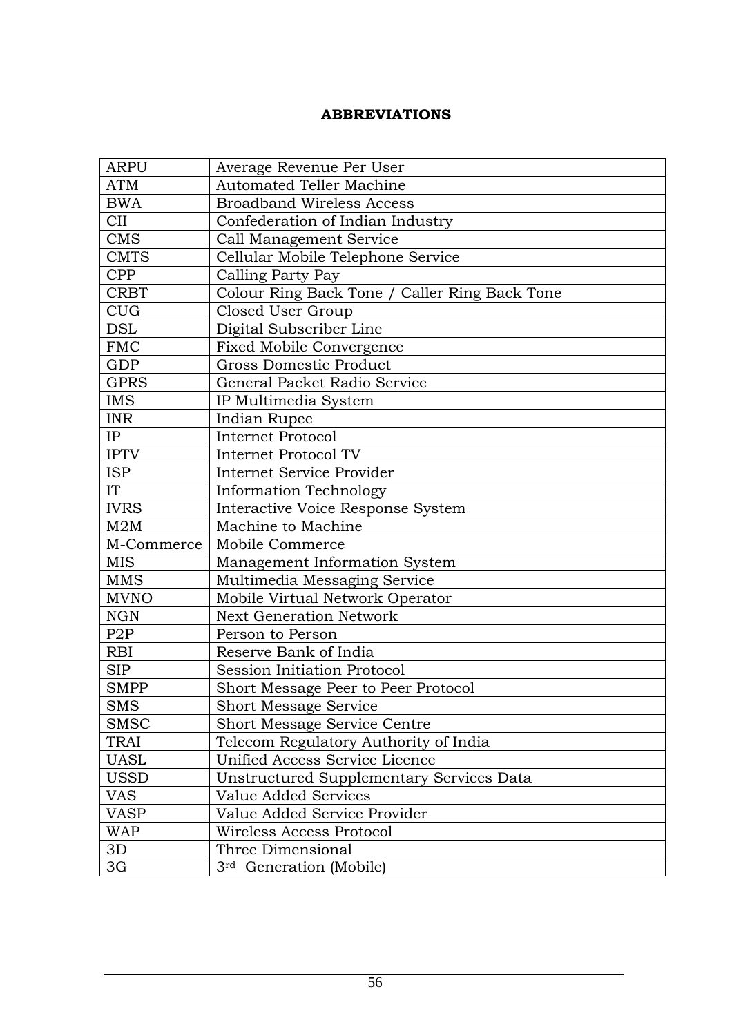## ABBREVIATIONS

| | |
|---|---|
| ARPU | Average Revenue Per User |
| ATM | Automated Teller Machine |
| BWA | Broadband Wireless Access |
| CII | Confederation of Indian Industry |
| CMS | Call Management Service |
| CMTS | Cellular Mobile Telephone Service |
| CPP | Calling Party Pay |
| CRBT | Colour Ring Back Tone / Caller Ring Back Tone |
| CUG | Closed User Group |
| DSL | Digital Subscriber Line |
| FMC | Fixed Mobile Convergence |
| GDP | Gross Domestic Product |
| GPRS | General Packet Radio Service |
| IMS | IP Multimedia System |
| INR | Indian Rupee |
| IP | Internet Protocol |
| IPTV | Internet Protocol TV |
| ISP | Internet Service Provider |
| IT | Information Technology |
| IVRS | Interactive Voice Response System |
| M2M | Machine to Machine |
| M-Commerce | Mobile Commerce |
| MIS | Management Information System |
| MMS | Multimedia Messaging Service |
| MVNO | Mobile Virtual Network Operator |
| NGN | Next Generation Network |
| P2P | Person to Person |
| RBI | Reserve Bank of India |
| SIP | Session Initiation Protocol |
| SMPP | Short Message Peer to Peer Protocol |
| SMS | Short Message Service |
| SMSC | Short Message Service Centre |
| TRAI | Telecom Regulatory Authority of India |
| UASL | Unified Access Service Licence |
| USSD | Unstructured Supplementary Services Data |
| VAS | Value Added Services |
| VASP | Value Added Service Provider |
| WAP | Wireless Access Protocol |
| 3D | Three Dimensional |
| 3G | 3rd Generation (Mobile) |